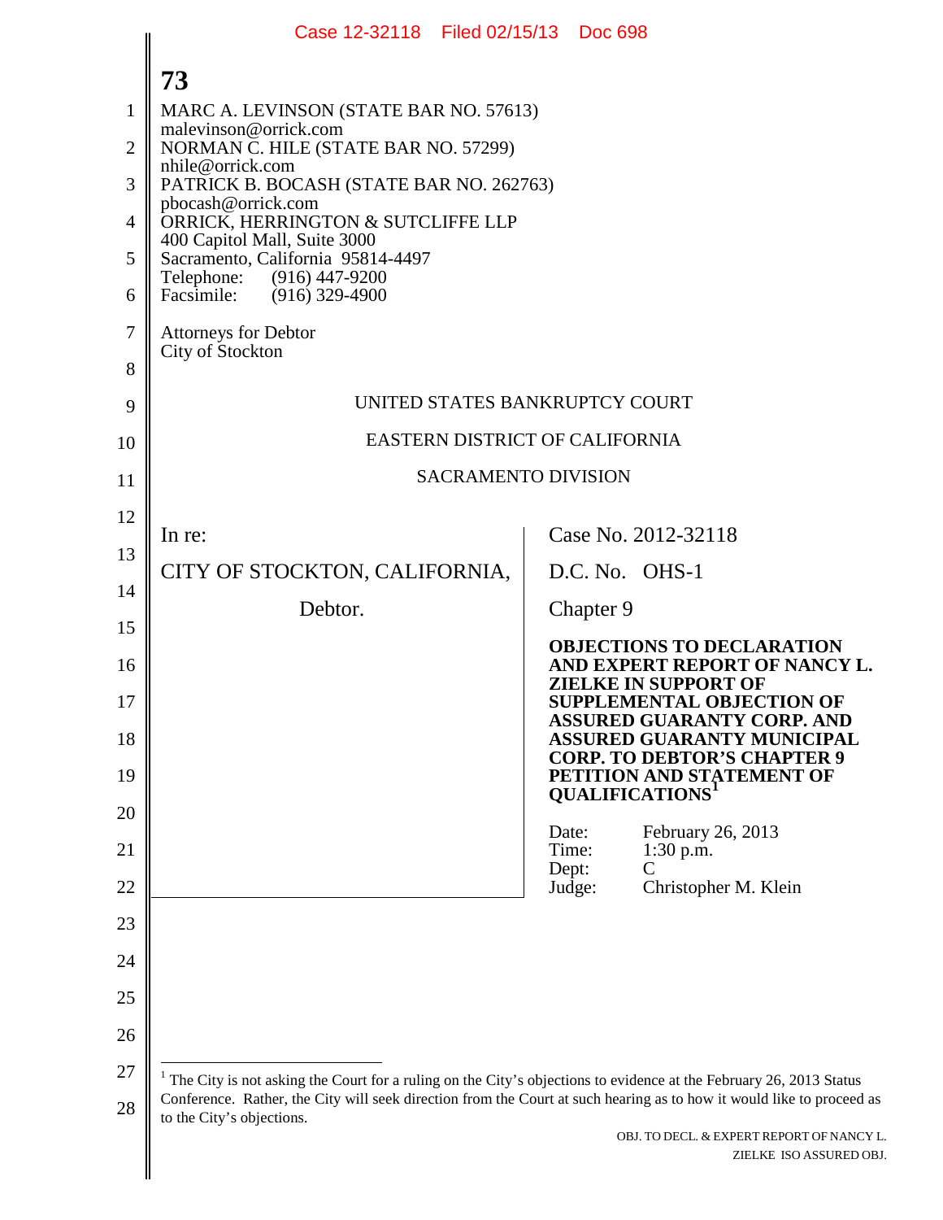MARC A. LEVINSON (STATE BAR NO. 57613)
malevinson@orrick.com
NORMAN C. HILE (STATE BAR NO. 57299)
nhile@orrick.com
PATRICK B. BOCASH (STATE BAR NO. 262763)
pbocash@orrick.com
ORRICK, HERRINGTON & SUTCLIFFE LLP
400 Capitol Mall, Suite 3000
Sacramento, California 95814-4497
Telephone: (916) 447-9200
Facsimile: (916) 329-4900

Attorneys for Debtor
City of Stockton

UNITED STATES BANKRUPTCY COURT

EASTERN DISTRICT OF CALIFORNIA

SACRAMENTO DIVISION

| | |
|---|---|
| In re:<br><br>CITY OF STOCKTON, CALIFORNIA,<br><br>Debtor. | Case No. 2012-32118<br><br>D.C. No. OHS-1<br><br>Chapter 9<br><br>**OBJECTIONS TO DECLARATION AND EXPERT REPORT OF NANCY L. ZIELKE IN SUPPORT OF SUPPLEMENTAL OBJECTION OF ASSURED GUARANTY CORP. AND ASSURED GUARANTY MUNICIPAL CORP. TO DEBTOR'S CHAPTER 9 PETITION AND STATEMENT OF QUALIFICATIONS**[1]<br><br>Date: February 26, 2013<br>Time: 1:30 p.m.<br>Dept: C<br>Judge: Christopher M. Klein |

[1] The City is not asking the Court for a ruling on the City's objections to evidence at the February 26, 2013 Status Conference. Rather, the City will seek direction from the Court at such hearing as to how it would like to proceed as to the City's objections.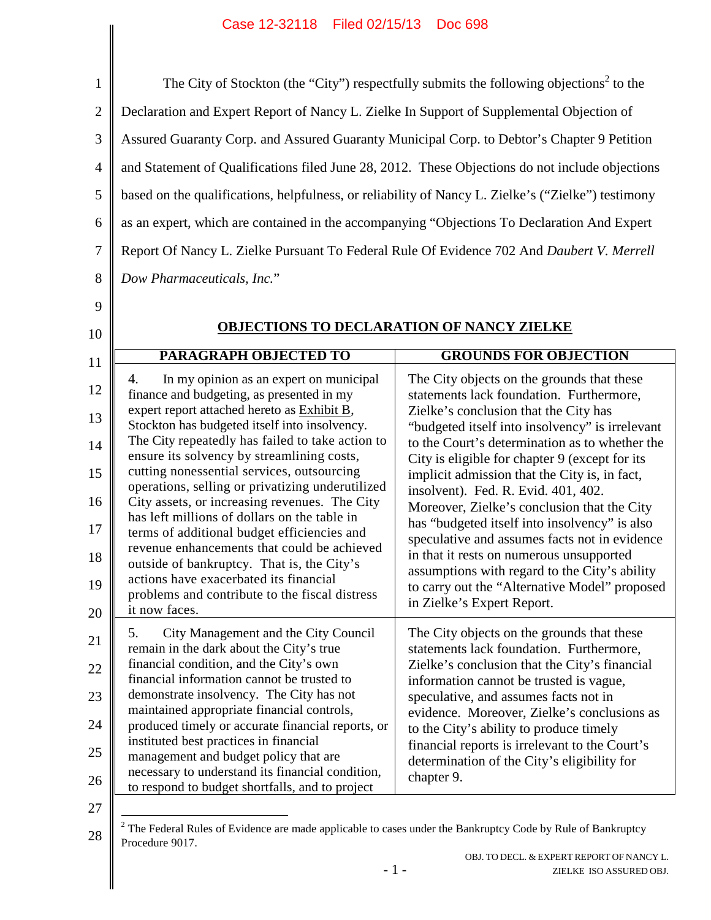The City of Stockton (the "City") respectfully submits the following objections[2] to the Declaration and Expert Report of Nancy L. Zielke In Support of Supplemental Objection of Assured Guaranty Corp. and Assured Guaranty Municipal Corp. to Debtor's Chapter 9 Petition and Statement of Qualifications filed June 28, 2012. These Objections do not include objections based on the qualifications, helpfulness, or reliability of Nancy L. Zielke's ("Zielke") testimony as an expert, which are contained in the accompanying "Objections To Declaration And Expert Report Of Nancy L. Zielke Pursuant To Federal Rule Of Evidence 702 And *Daubert V. Merrell Dow Pharmaceuticals, Inc.*"

## OBJECTIONS TO DECLARATION OF NANCY ZIELKE

| PARAGRAPH OBJECTED TO | GROUNDS FOR OBJECTION |
|---|---|
| 4. In my opinion as an expert on municipal finance and budgeting, as presented in my expert report attached hereto as Exhibit B, Stockton has budgeted itself into insolvency. The City repeatedly has failed to take action to ensure its solvency by streamlining costs, cutting nonessential services, outsourcing operations, selling or privatizing underutilized City assets, or increasing revenues. The City has left millions of dollars on the table in terms of additional budget efficiencies and revenue enhancements that could be achieved outside of bankruptcy. That is, the City's actions have exacerbated its financial problems and contribute to the fiscal distress it now faces. | The City objects on the grounds that these statements lack foundation. Furthermore, Zielke's conclusion that the City has "budgeted itself into insolvency" is irrelevant to the Court's determination as to whether the City is eligible for chapter 9 (except for its implicit admission that the City is, in fact, insolvent). Fed. R. Evid. 401, 402. Moreover, Zielke's conclusion that the City has "budgeted itself into insolvency" is also speculative and assumes facts not in evidence in that it rests on numerous unsupported assumptions with regard to the City's ability to carry out the "Alternative Model" proposed in Zielke's Expert Report. |
| 5. City Management and the City Council remain in the dark about the City's true financial condition, and the City's own financial information cannot be trusted to demonstrate insolvency. The City has not maintained appropriate financial controls, produced timely or accurate financial reports, or instituted best practices in financial management and budget policy that are necessary to understand its financial condition, to respond to budget shortfalls, and to project | The City objects on the grounds that these statements lack foundation. Furthermore, Zielke's conclusion that the City's financial information cannot be trusted is vague, speculative, and assumes facts not in evidence. Moreover, Zielke's conclusions as to the City's ability to produce timely financial reports is irrelevant to the Court's determination of the City's eligibility for chapter 9. |

[2] The Federal Rules of Evidence are made applicable to cases under the Bankruptcy Code by Rule of Bankruptcy Procedure 9017.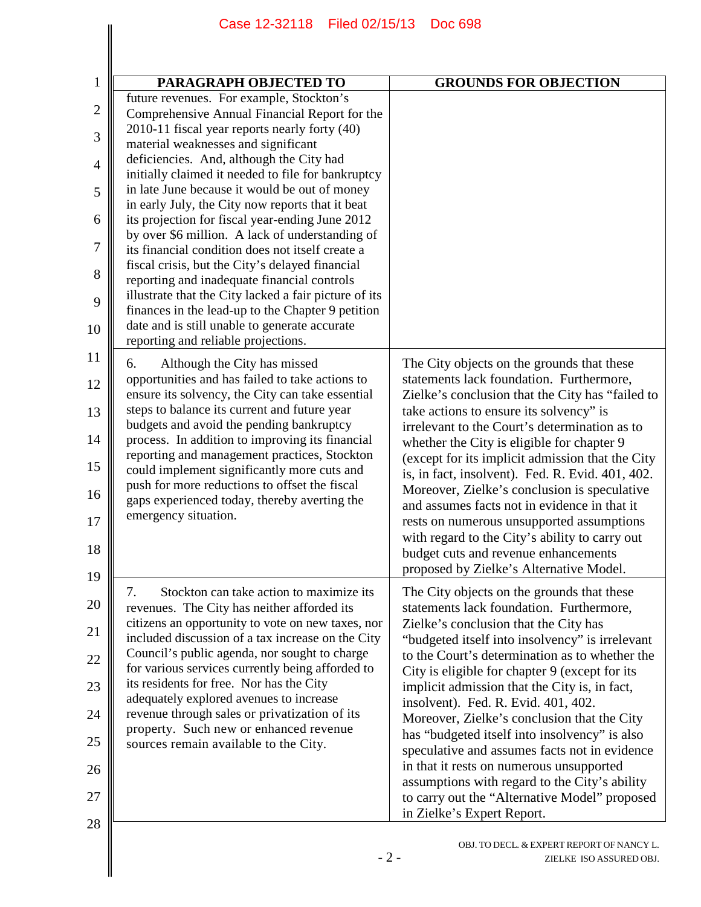| PARAGRAPH OBJECTED TO | GROUNDS FOR OBJECTION |
|---|---|
| future revenues. For example, Stockton's Comprehensive Annual Financial Report for the 2010-11 fiscal year reports nearly forty (40) material weaknesses and significant deficiencies. And, although the City had initially claimed it needed to file for bankruptcy in late June because it would be out of money in early July, the City now reports that it beat its projection for fiscal year-ending June 2012 by over $6 million. A lack of understanding of its financial condition does not itself create a fiscal crisis, but the City's delayed financial reporting and inadequate financial controls illustrate that the City lacked a fair picture of its finances in the lead-up to the Chapter 9 petition date and is still unable to generate accurate reporting and reliable projections. | |
| 6. Although the City has missed opportunities and has failed to take actions to ensure its solvency, the City can take essential steps to balance its current and future year budgets and avoid the pending bankruptcy process. In addition to improving its financial reporting and management practices, Stockton could implement significantly more cuts and push for more reductions to offset the fiscal gaps experienced today, thereby averting the emergency situation. | The City objects on the grounds that these statements lack foundation. Furthermore, Zielke's conclusion that the City has "failed to take actions to ensure its solvency" is irrelevant to the Court's determination as to whether the City is eligible for chapter 9 (except for its implicit admission that the City is, in fact, insolvent). Fed. R. Evid. 401, 402. Moreover, Zielke's conclusion is speculative and assumes facts not in evidence in that it rests on numerous unsupported assumptions with regard to the City's ability to carry out budget cuts and revenue enhancements proposed by Zielke's Alternative Model. |
| 7. Stockton can take action to maximize its revenues. The City has neither afforded its citizens an opportunity to vote on new taxes, nor included discussion of a tax increase on the City Council's public agenda, nor sought to charge for various services currently being afforded to its residents for free. Nor has the City adequately explored avenues to increase revenue through sales or privatization of its property. Such new or enhanced revenue sources remain available to the City. | The City objects on the grounds that these statements lack foundation. Furthermore, Zielke's conclusion that the City has "budgeted itself into insolvency" is irrelevant to the Court's determination as to whether the City is eligible for chapter 9 (except for its implicit admission that the City is, in fact, insolvent). Fed. R. Evid. 401, 402. Moreover, Zielke's conclusion that the City has "budgeted itself into insolvency" is also speculative and assumes facts not in evidence in that it rests on numerous unsupported assumptions with regard to the City's ability to carry out the "Alternative Model" proposed in Zielke's Expert Report. |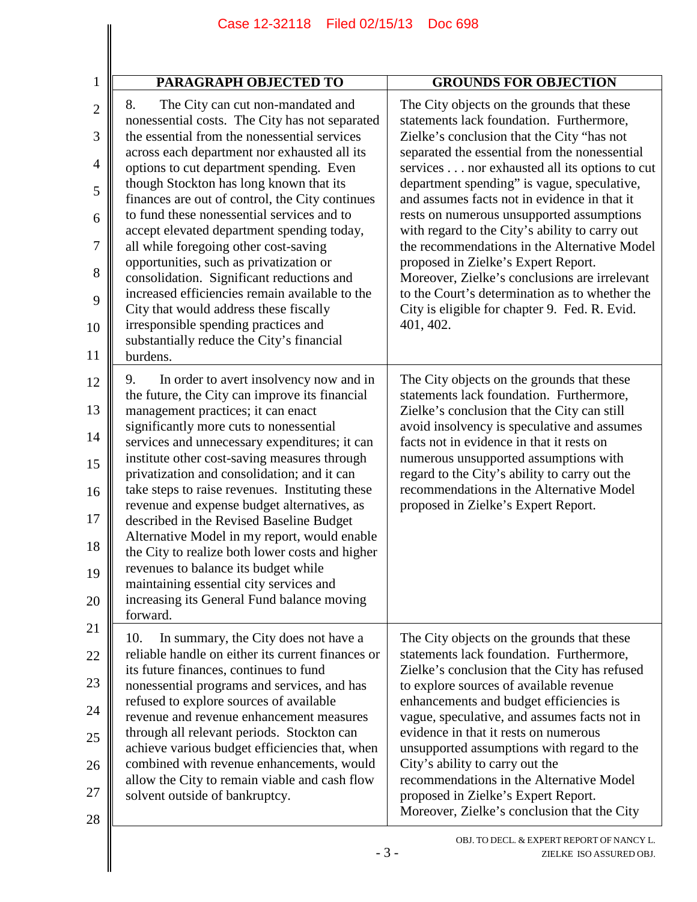| PARAGRAPH OBJECTED TO | GROUNDS FOR OBJECTION |
|---|---|
| 8. The City can cut non-mandated and nonessential costs. The City has not separated the essential from the nonessential services across each department nor exhausted all its options to cut department spending. Even though Stockton has long known that its finances are out of control, the City continues to fund these nonessential services and to accept elevated department spending today, all while foregoing other cost-saving opportunities, such as privatization or consolidation. Significant reductions and increased efficiencies remain available to the City that would address these fiscally irresponsible spending practices and substantially reduce the City's financial burdens. | The City objects on the grounds that these statements lack foundation. Furthermore, Zielke's conclusion that the City "has not separated the essential from the nonessential services . . . nor exhausted all its options to cut department spending" is vague, speculative, and assumes facts not in evidence in that it rests on numerous unsupported assumptions with regard to the City's ability to carry out the recommendations in the Alternative Model proposed in Zielke's Expert Report. Moreover, Zielke's conclusions are irrelevant to the Court's determination as to whether the City is eligible for chapter 9. Fed. R. Evid. 401, 402. |
| 9. In order to avert insolvency now and in the future, the City can improve its financial management practices; it can enact significantly more cuts to nonessential services and unnecessary expenditures; it can institute other cost-saving measures through privatization and consolidation; and it can take steps to raise revenues. Instituting these revenue and expense budget alternatives, as described in the Revised Baseline Budget Alternative Model in my report, would enable the City to realize both lower costs and higher revenues to balance its budget while maintaining essential city services and increasing its General Fund balance moving forward. | The City objects on the grounds that these statements lack foundation. Furthermore, Zielke's conclusion that the City can still avoid insolvency is speculative and assumes facts not in evidence in that it rests on numerous unsupported assumptions with regard to the City's ability to carry out the recommendations in the Alternative Model proposed in Zielke's Expert Report. |
| 10. In summary, the City does not have a reliable handle on either its current finances or its future finances, continues to fund nonessential programs and services, and has refused to explore sources of available revenue and revenue enhancement measures through all relevant periods. Stockton can achieve various budget efficiencies that, when combined with revenue enhancements, would allow the City to remain viable and cash flow solvent outside of bankruptcy. | The City objects on the grounds that these statements lack foundation. Furthermore, Zielke's conclusion that the City has refused to explore sources of available revenue enhancements and budget efficiencies is vague, speculative, and assumes facts not in evidence in that it rests on numerous unsupported assumptions with regard to the City's ability to carry out the recommendations in the Alternative Model proposed in Zielke's Expert Report. Moreover, Zielke's conclusion that the City |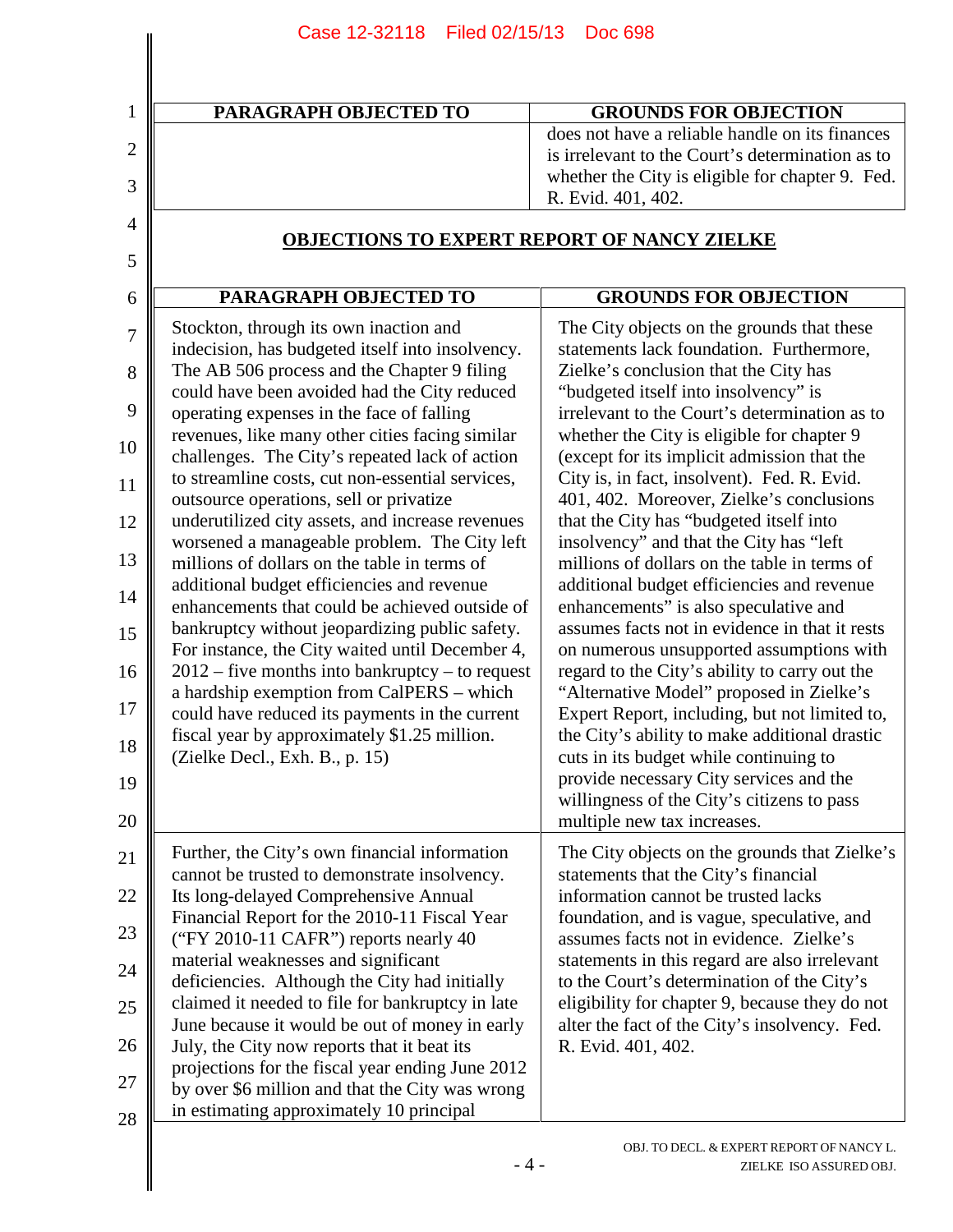| PARAGRAPH OBJECTED TO | GROUNDS FOR OBJECTION |
|---|---|
| | does not have a reliable handle on its finances is irrelevant to the Court's determination as to whether the City is eligible for chapter 9. Fed. R. Evid. 401, 402. |

## OBJECTIONS TO EXPERT REPORT OF NANCY ZIELKE

| PARAGRAPH OBJECTED TO | GROUNDS FOR OBJECTION |
|---|---|
| Stockton, through its own inaction and indecision, has budgeted itself into insolvency. The AB 506 process and the Chapter 9 filing could have been avoided had the City reduced operating expenses in the face of falling revenues, like many other cities facing similar challenges. The City's repeated lack of action to streamline costs, cut non-essential services, outsource operations, sell or privatize underutilized city assets, and increase revenues worsened a manageable problem. The City left millions of dollars on the table in terms of additional budget efficiencies and revenue enhancements that could be achieved outside of bankruptcy without jeopardizing public safety. For instance, the City waited until December 4, 2012 – five months into bankruptcy – to request a hardship exemption from CalPERS – which could have reduced its payments in the current fiscal year by approximately $1.25 million. (Zielke Decl., Exh. B., p. 15) | The City objects on the grounds that these statements lack foundation. Furthermore, Zielke's conclusion that the City has "budgeted itself into insolvency" is irrelevant to the Court's determination as to whether the City is eligible for chapter 9 (except for its implicit admission that the City is, in fact, insolvent). Fed. R. Evid. 401, 402. Moreover, Zielke's conclusions that the City has "budgeted itself into insolvency" and that the City has "left millions of dollars on the table in terms of additional budget efficiencies and revenue enhancements" is also speculative and assumes facts not in evidence in that it rests on numerous unsupported assumptions with regard to the City's ability to carry out the "Alternative Model" proposed in Zielke's Expert Report, including, but not limited to, the City's ability to make additional drastic cuts in its budget while continuing to provide necessary City services and the willingness of the City's citizens to pass multiple new tax increases. |
| Further, the City's own financial information cannot be trusted to demonstrate insolvency. Its long-delayed Comprehensive Annual Financial Report for the 2010-11 Fiscal Year ("FY 2010-11 CAFR") reports nearly 40 material weaknesses and significant deficiencies. Although the City had initially claimed it needed to file for bankruptcy in late June because it would be out of money in early July, the City now reports that it beat its projections for the fiscal year ending June 2012 by over $6 million and that the City was wrong in estimating approximately 10 principal | The City objects on the grounds that Zielke's statements that the City's financial information cannot be trusted lacks foundation, and is vague, speculative, and assumes facts not in evidence. Zielke's statements in this regard are also irrelevant to the Court's determination of the City's eligibility for chapter 9, because they do not alter the fact of the City's insolvency. Fed. R. Evid. 401, 402. |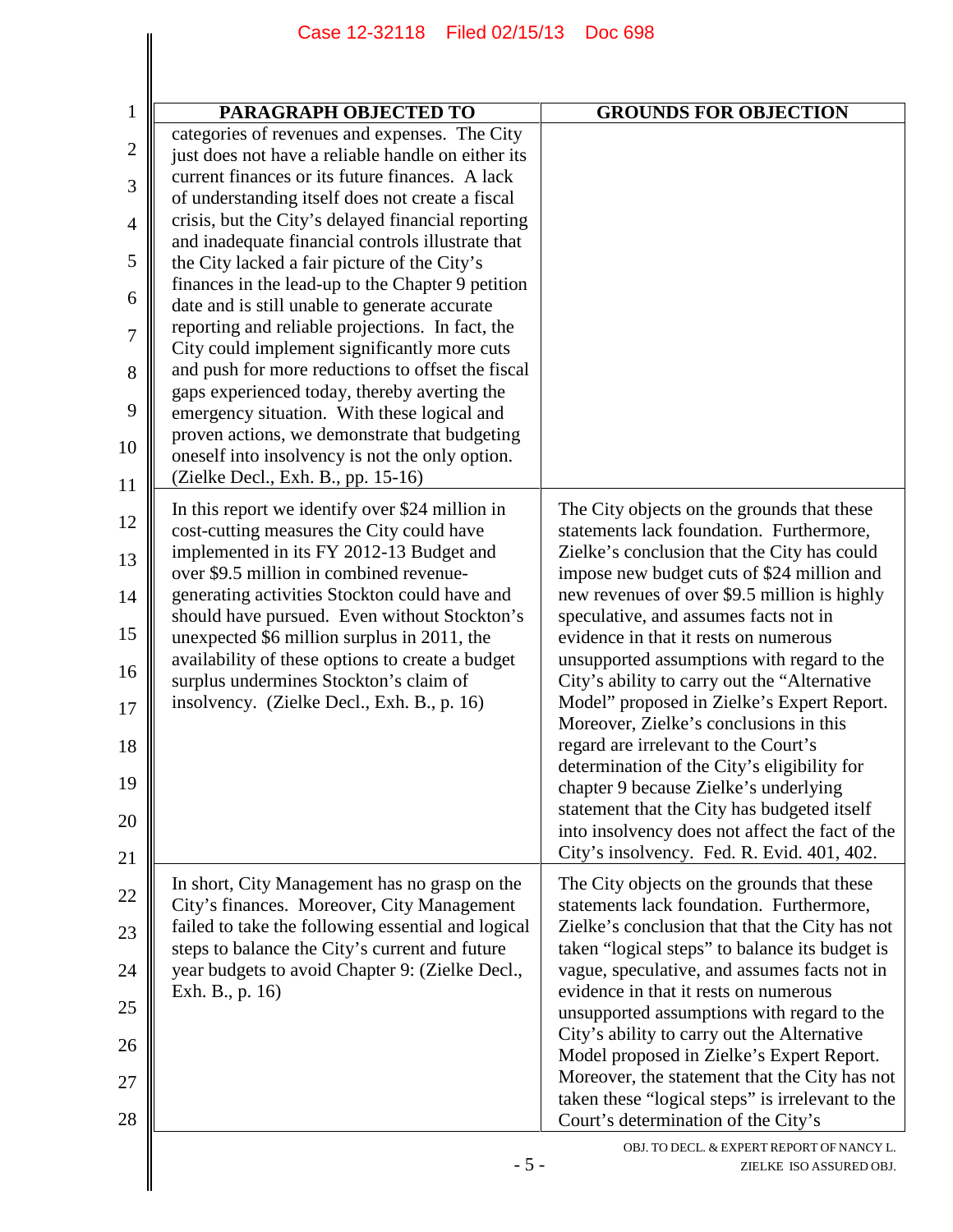| PARAGRAPH OBJECTED TO | GROUNDS FOR OBJECTION |
| --- | --- |
| categories of revenues and expenses. The City just does not have a reliable handle on either its current finances or its future finances. A lack of understanding itself does not create a fiscal crisis, but the City's delayed financial reporting and inadequate financial controls illustrate that the City lacked a fair picture of the City's finances in the lead-up to the Chapter 9 petition date and is still unable to generate accurate reporting and reliable projections. In fact, the City could implement significantly more cuts and push for more reductions to offset the fiscal gaps experienced today, thereby averting the emergency situation. With these logical and proven actions, we demonstrate that budgeting oneself into insolvency is not the only option. (Zielke Decl., Exh. B., pp. 15-16) | |
| In this report we identify over $24 million in cost-cutting measures the City could have implemented in its FY 2012-13 Budget and over $9.5 million in combined revenue-generating activities Stockton could have and should have pursued. Even without Stockton's unexpected $6 million surplus in 2011, the availability of these options to create a budget surplus undermines Stockton's claim of insolvency. (Zielke Decl., Exh. B., p. 16) | The City objects on the grounds that these statements lack foundation. Furthermore, Zielke's conclusion that the City has could impose new budget cuts of $24 million and new revenues of over $9.5 million is highly speculative, and assumes facts not in evidence in that it rests on numerous unsupported assumptions with regard to the City's ability to carry out the "Alternative Model" proposed in Zielke's Expert Report. Moreover, Zielke's conclusions in this regard are irrelevant to the Court's determination of the City's eligibility for chapter 9 because Zielke's underlying statement that the City has budgeted itself into insolvency does not affect the fact of the City's insolvency. Fed. R. Evid. 401, 402. |
| In short, City Management has no grasp on the City's finances. Moreover, City Management failed to take the following essential and logical steps to balance the City's current and future year budgets to avoid Chapter 9: (Zielke Decl., Exh. B., p. 16) | The City objects on the grounds that these statements lack foundation. Furthermore, Zielke's conclusion that that the City has not taken "logical steps" to balance its budget is vague, speculative, and assumes facts not in evidence in that it rests on numerous unsupported assumptions with regard to the City's ability to carry out the Alternative Model proposed in Zielke's Expert Report. Moreover, the statement that the City has not taken these "logical steps" is irrelevant to the Court's determination of the City's |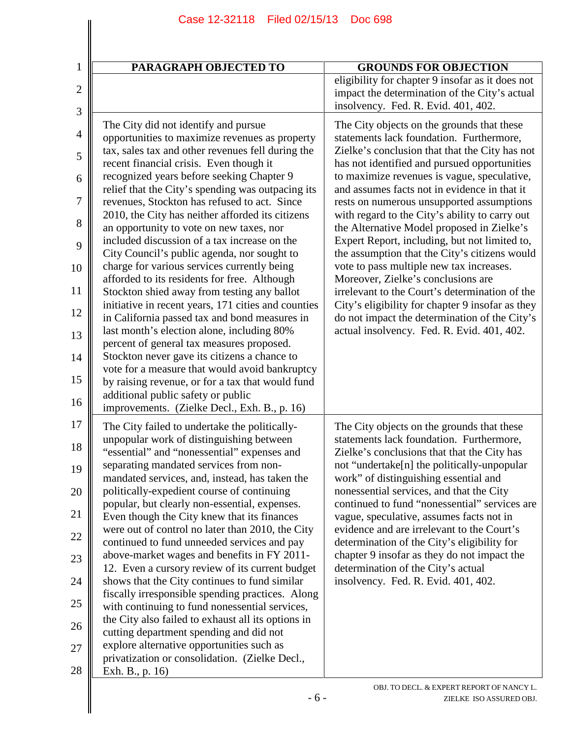| PARAGRAPH OBJECTED TO | GROUNDS FOR OBJECTION |
|---|---|
| | eligibility for chapter 9 insofar as it does not impact the determination of the City's actual insolvency. Fed. R. Evid. 401, 402. |
| The City did not identify and pursue opportunities to maximize revenues as property tax, sales tax and other revenues fell during the recent financial crisis. Even though it recognized years before seeking Chapter 9 relief that the City's spending was outpacing its revenues, Stockton has refused to act. Since 2010, the City has neither afforded its citizens an opportunity to vote on new taxes, nor included discussion of a tax increase on the City Council's public agenda, nor sought to charge for various services currently being afforded to its residents for free. Although Stockton shied away from testing any ballot initiative in recent years, 171 cities and counties in California passed tax and bond measures in last month's election alone, including 80% percent of general tax measures proposed. Stockton never gave its citizens a chance to vote for a measure that would avoid bankruptcy by raising revenue, or for a tax that would fund additional public safety or public improvements. (Zielke Decl., Exh. B., p. 16) | The City objects on the grounds that these statements lack foundation. Furthermore, Zielke's conclusion that that the City has not has not identified and pursued opportunities to maximize revenues is vague, speculative, and assumes facts not in evidence in that it rests on numerous unsupported assumptions with regard to the City's ability to carry out the Alternative Model proposed in Zielke's Expert Report, including, but not limited to, the assumption that the City's citizens would vote to pass multiple new tax increases. Moreover, Zielke's conclusions are irrelevant to the Court's determination of the City's eligibility for chapter 9 insofar as they do not impact the determination of the City's actual insolvency. Fed. R. Evid. 401, 402. |
| The City failed to undertake the politically-unpopular work of distinguishing between "essential" and "nonessential" expenses and separating mandated services from non-mandated services, and, instead, has taken the politically-expedient course of continuing popular, but clearly non-essential, expenses. Even though the City knew that its finances were out of control no later than 2010, the City continued to fund unneeded services and pay above-market wages and benefits in FY 2011-12. Even a cursory review of its current budget shows that the City continues to fund similar fiscally irresponsible spending practices. Along with continuing to fund nonessential services, the City also failed to exhaust all its options in cutting department spending and did not explore alternative opportunities such as privatization or consolidation. (Zielke Decl., Exh. B., p. 16) | The City objects on the grounds that these statements lack foundation. Furthermore, Zielke's conclusions that that the City has not "undertake[n] the politically-unpopular work" of distinguishing essential and nonessential services, and that the City continued to fund "nonessential" services are vague, speculative, assumes facts not in evidence and are irrelevant to the Court's determination of the City's eligibility for chapter 9 insofar as they do not impact the determination of the City's actual insolvency. Fed. R. Evid. 401, 402. |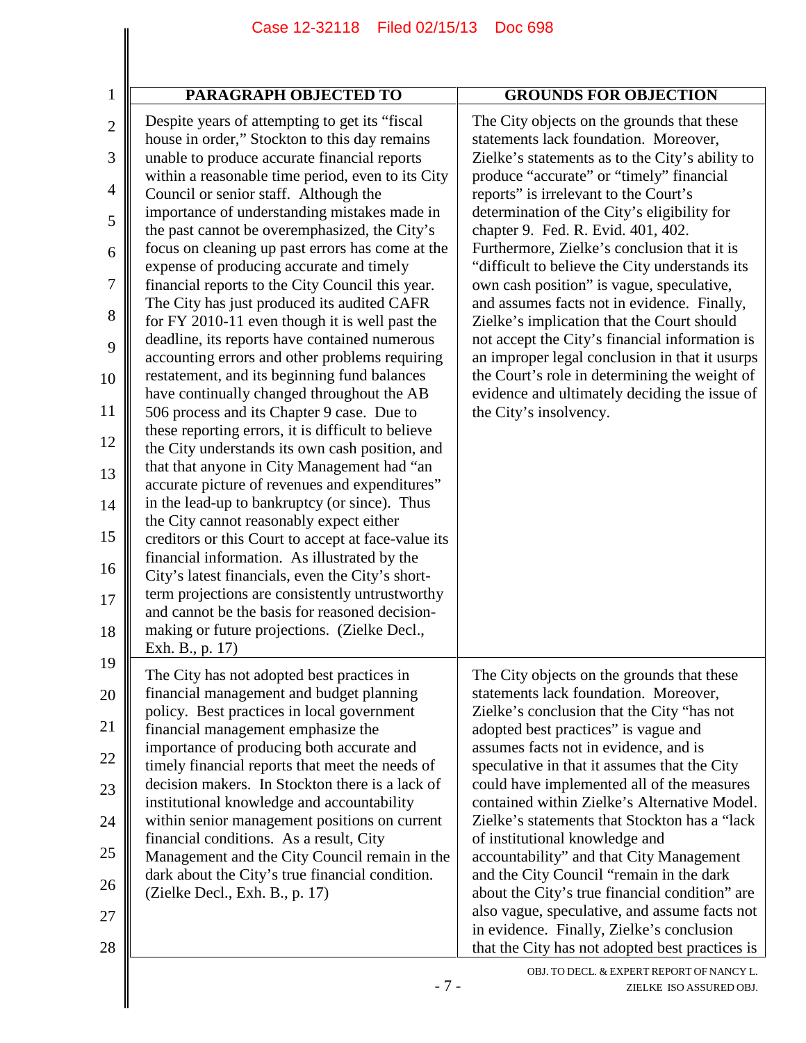| PARAGRAPH OBJECTED TO | GROUNDS FOR OBJECTION |
|---|---|
| Despite years of attempting to get its "fiscal house in order," Stockton to this day remains unable to produce accurate financial reports within a reasonable time period, even to its City Council or senior staff. Although the importance of understanding mistakes made in the past cannot be overemphasized, the City's focus on cleaning up past errors has come at the expense of producing accurate and timely financial reports to the City Council this year. The City has just produced its audited CAFR for FY 2010-11 even though it is well past the deadline, its reports have contained numerous accounting errors and other problems requiring restatement, and its beginning fund balances have continually changed throughout the AB 506 process and its Chapter 9 case. Due to these reporting errors, it is difficult to believe the City understands its own cash position, and that that anyone in City Management had "an accurate picture of revenues and expenditures" in the lead-up to bankruptcy (or since). Thus the City cannot reasonably expect either creditors or this Court to accept at face-value its financial information. As illustrated by the City's latest financials, even the City's short-term projections are consistently untrustworthy and cannot be the basis for reasoned decision-making or future projections. (Zielke Decl., Exh. B., p. 17) | The City objects on the grounds that these statements lack foundation. Moreover, Zielke's statements as to the City's ability to produce "accurate" or "timely" financial reports" is irrelevant to the Court's determination of the City's eligibility for chapter 9. Fed. R. Evid. 401, 402. Furthermore, Zielke's conclusion that it is "difficult to believe the City understands its own cash position" is vague, speculative, and assumes facts not in evidence. Finally, Zielke's implication that the Court should not accept the City's financial information is an improper legal conclusion in that it usurps the Court's role in determining the weight of evidence and ultimately deciding the issue of the City's insolvency. |
| The City has not adopted best practices in financial management and budget planning policy. Best practices in local government financial management emphasize the importance of producing both accurate and timely financial reports that meet the needs of decision makers. In Stockton there is a lack of institutional knowledge and accountability within senior management positions on current financial conditions. As a result, City Management and the City Council remain in the dark about the City's true financial condition. (Zielke Decl., Exh. B., p. 17) | The City objects on the grounds that these statements lack foundation. Moreover, Zielke's conclusion that the City "has not adopted best practices" is vague and assumes facts not in evidence, and is speculative in that it assumes that the City could have implemented all of the measures contained within Zielke's Alternative Model. Zielke's statements that Stockton has a "lack of institutional knowledge and accountability" and that City Management and the City Council "remain in the dark about the City's true financial condition" are also vague, speculative, and assume facts not in evidence. Finally, Zielke's conclusion that the City has not adopted best practices is |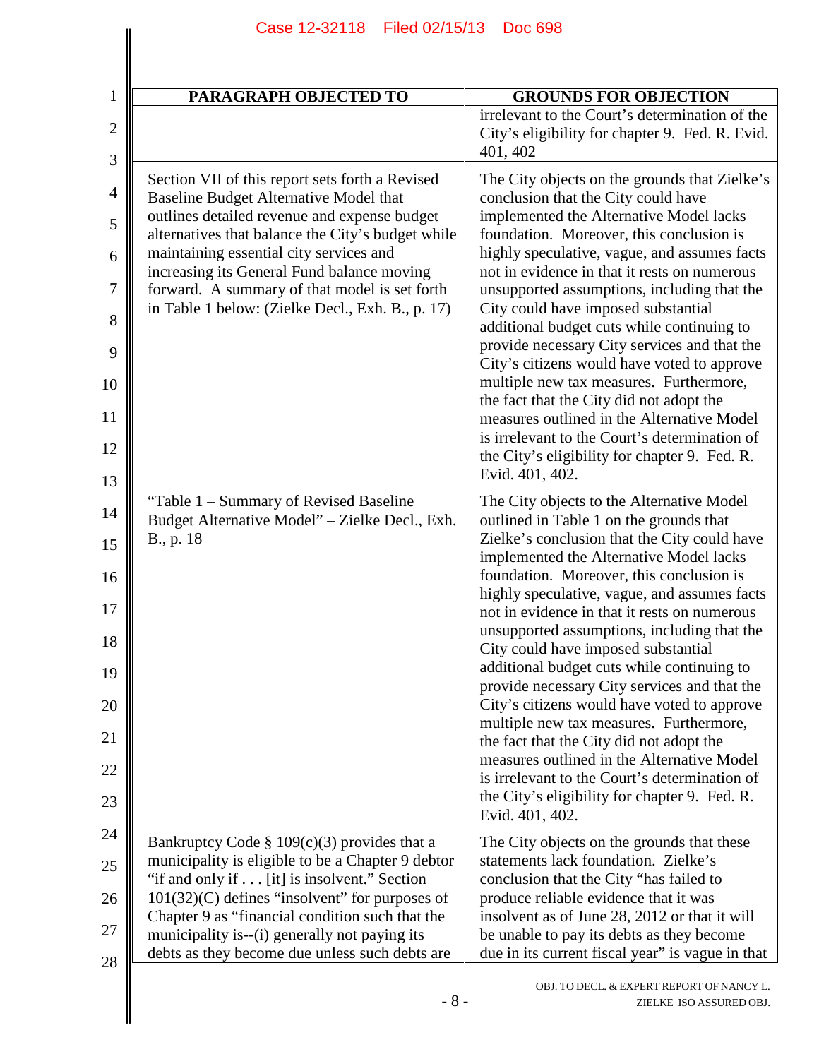| PARAGRAPH OBJECTED TO | GROUNDS FOR OBJECTION |
|---|---|
| | irrelevant to the Court's determination of the City's eligibility for chapter 9. Fed. R. Evid. 401, 402 |
| Section VII of this report sets forth a Revised Baseline Budget Alternative Model that outlines detailed revenue and expense budget alternatives that balance the City's budget while maintaining essential city services and increasing its General Fund balance moving forward. A summary of that model is set forth in Table 1 below: (Zielke Decl., Exh. B., p. 17) | The City objects on the grounds that Zielke's conclusion that the City could have implemented the Alternative Model lacks foundation. Moreover, this conclusion is highly speculative, vague, and assumes facts not in evidence in that it rests on numerous unsupported assumptions, including that the City could have imposed substantial additional budget cuts while continuing to provide necessary City services and that the City's citizens would have voted to approve multiple new tax measures. Furthermore, the fact that the City did not adopt the measures outlined in the Alternative Model is irrelevant to the Court's determination of the City's eligibility for chapter 9. Fed. R. Evid. 401, 402. |
| "Table 1 – Summary of Revised Baseline Budget Alternative Model" – Zielke Decl., Exh. B., p. 18 | The City objects to the Alternative Model outlined in Table 1 on the grounds that Zielke's conclusion that the City could have implemented the Alternative Model lacks foundation. Moreover, this conclusion is highly speculative, vague, and assumes facts not in evidence in that it rests on numerous unsupported assumptions, including that the City could have imposed substantial additional budget cuts while continuing to provide necessary City services and that the City's citizens would have voted to approve multiple new tax measures. Furthermore, the fact that the City did not adopt the measures outlined in the Alternative Model is irrelevant to the Court's determination of the City's eligibility for chapter 9. Fed. R. Evid. 401, 402. |
| Bankruptcy Code § 109(c)(3) provides that a municipality is eligible to be a Chapter 9 debtor "if and only if . . . [it] is insolvent." Section 101(32)(C) defines "insolvent" for purposes of Chapter 9 as "financial condition such that the municipality is--(i) generally not paying its debts as they become due unless such debts are | The City objects on the grounds that these statements lack foundation. Zielke's conclusion that the City "has failed to produce reliable evidence that it was insolvent as of June 28, 2012 or that it will be unable to pay its debts as they become due in its current fiscal year" is vague in that |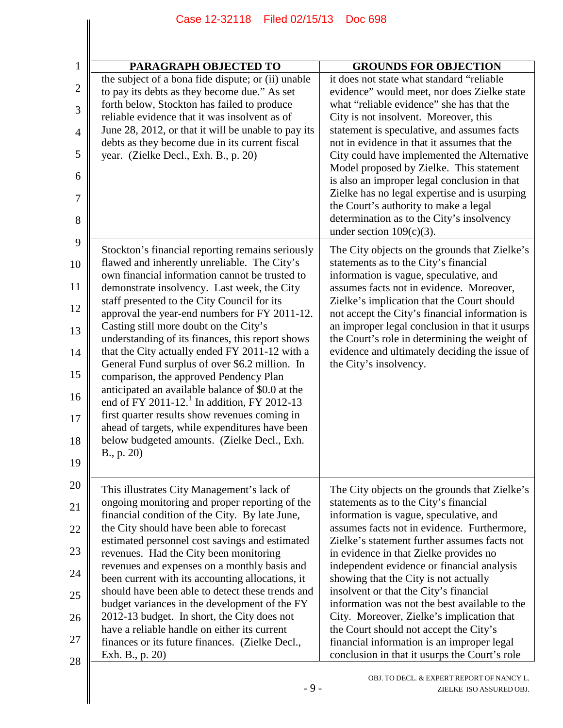| PARAGRAPH OBJECTED TO | GROUNDS FOR OBJECTION |
|---|---|
| the subject of a bona fide dispute; or (ii) unable to pay its debts as they become due." As set forth below, Stockton has failed to produce reliable evidence that it was insolvent as of June 28, 2012, or that it will be unable to pay its debts as they become due in its current fiscal year. (Zielke Decl., Exh. B., p. 20) | it does not state what standard "reliable evidence" would meet, nor does Zielke state what "reliable evidence" she has that the City is not insolvent. Moreover, this statement is speculative, and assumes facts not in evidence in that it assumes that the City could have implemented the Alternative Model proposed by Zielke. This statement is also an improper legal conclusion in that Zielke has no legal expertise and is usurping the Court's authority to make a legal determination as to the City's insolvency under section 109(c)(3). |
| Stockton's financial reporting remains seriously flawed and inherently unreliable. The City's own financial information cannot be trusted to demonstrate insolvency. Last week, the City staff presented to the City Council for its approval the year-end numbers for FY 2011-12. Casting still more doubt on the City's understanding of its finances, this report shows that the City actually ended FY 2011-12 with a General Fund surplus of over \$6.2 million. In comparison, the approved Pendency Plan anticipated an available balance of \$0.0 at the end of FY 2011-12.[1] In addition, FY 2012-13 first quarter results show revenues coming in ahead of targets, while expenditures have been below budgeted amounts. (Zielke Decl., Exh. B., p. 20) | The City objects on the grounds that Zielke's statements as to the City's financial information is vague, speculative, and assumes facts not in evidence. Moreover, Zielke's implication that the Court should not accept the City's financial information is an improper legal conclusion in that it usurps the Court's role in determining the weight of evidence and ultimately deciding the issue of the City's insolvency. |
| This illustrates City Management's lack of ongoing monitoring and proper reporting of the financial condition of the City. By late June, the City should have been able to forecast estimated personnel cost savings and estimated revenues. Had the City been monitoring revenues and expenses on a monthly basis and been current with its accounting allocations, it should have been able to detect these trends and budget variances in the development of the FY 2012-13 budget. In short, the City does not have a reliable handle on either its current finances or its future finances. (Zielke Decl., Exh. B., p. 20) | The City objects on the grounds that Zielke's statements as to the City's financial information is vague, speculative, and assumes facts not in evidence. Furthermore, Zielke's statement further assumes facts not in evidence in that Zielke provides no independent evidence or financial analysis showing that the City is not actually insolvent or that the City's financial information was not the best available to the City. Moreover, Zielke's implication that the Court should not accept the City's financial information is an improper legal conclusion in that it usurps the Court's role |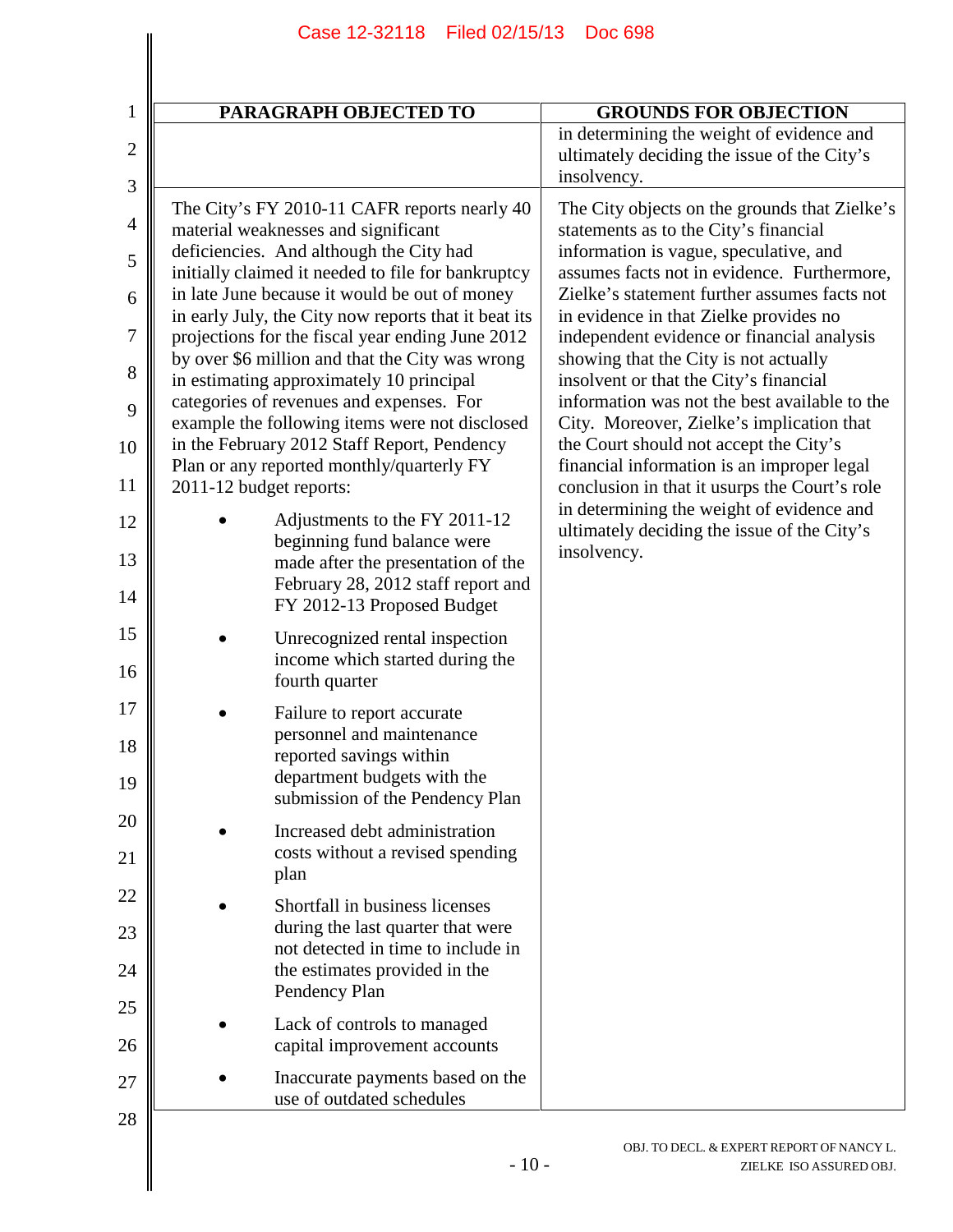| PARAGRAPH OBJECTED TO | GROUNDS FOR OBJECTION |
|---|---|
| | in determining the weight of evidence and ultimately deciding the issue of the City's insolvency. |
| The City's FY 2010-11 CAFR reports nearly 40 material weaknesses and significant deficiencies. And although the City had initially claimed it needed to file for bankruptcy in late June because it would be out of money in early July, the City now reports that it beat its projections for the fiscal year ending June 2012 by over $6 million and that the City was wrong in estimating approximately 10 principal categories of revenues and expenses. For example the following items were not disclosed in the February 2012 Staff Report, Pendency Plan or any reported monthly/quarterly FY 2011-12 budget reports:<br>• Adjustments to the FY 2011-12 beginning fund balance were made after the presentation of the February 28, 2012 staff report and FY 2012-13 Proposed Budget<br>• Unrecognized rental inspection income which started during the fourth quarter<br>• Failure to report accurate personnel and maintenance reported savings within department budgets with the submission of the Pendency Plan<br>• Increased debt administration costs without a revised spending plan<br>• Shortfall in business licenses during the last quarter that were not detected in time to include in the estimates provided in the Pendency Plan<br>• Lack of controls to managed capital improvement accounts<br>• Inaccurate payments based on the use of outdated schedules | The City objects on the grounds that Zielke's statements as to the City's financial information is vague, speculative, and assumes facts not in evidence. Furthermore, Zielke's statement further assumes facts not in evidence in that Zielke provides no independent evidence or financial analysis showing that the City is not actually insolvent or that the City's financial information was not the best available to the City. Moreover, Zielke's implication that the Court should not accept the City's financial information is an improper legal conclusion in that it usurps the Court's role in determining the weight of evidence and ultimately deciding the issue of the City's insolvency. |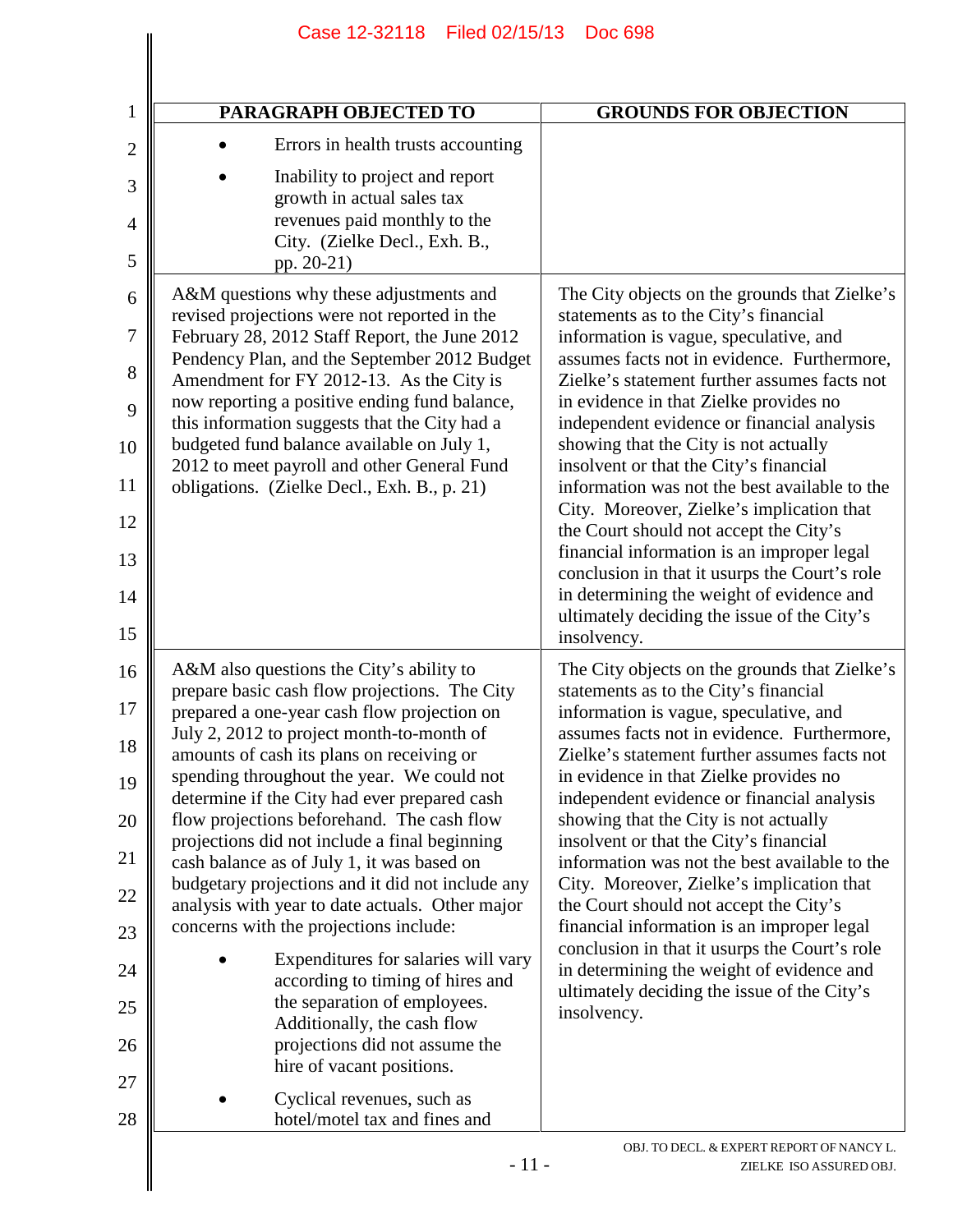| PARAGRAPH OBJECTED TO | GROUNDS FOR OBJECTION |
|---|---|
| • Errors in health trusts accounting<br>• Inability to project and report growth in actual sales tax revenues paid monthly to the City. (Zielke Decl., Exh. B., pp. 20-21) | |
| A&M questions why these adjustments and revised projections were not reported in the February 28, 2012 Staff Report, the June 2012 Pendency Plan, and the September 2012 Budget Amendment for FY 2012-13. As the City is now reporting a positive ending fund balance, this information suggests that the City had a budgeted fund balance available on July 1, 2012 to meet payroll and other General Fund obligations. (Zielke Decl., Exh. B., p. 21) | The City objects on the grounds that Zielke's statements as to the City's financial information is vague, speculative, and assumes facts not in evidence. Furthermore, Zielke's statement further assumes facts not in evidence in that Zielke provides no independent evidence or financial analysis showing that the City is not actually insolvent or that the City's financial information was not the best available to the City. Moreover, Zielke's implication that the Court should not accept the City's financial information is an improper legal conclusion in that it usurps the Court's role in determining the weight of evidence and ultimately deciding the issue of the City's insolvency. |
| A&M also questions the City's ability to prepare basic cash flow projections. The City prepared a one-year cash flow projection on July 2, 2012 to project month-to-month of amounts of cash its plans on receiving or spending throughout the year. We could not determine if the City had ever prepared cash flow projections beforehand. The cash flow projections did not include a final beginning cash balance as of July 1, it was based on budgetary projections and it did not include any analysis with year to date actuals. Other major concerns with the projections include:<br>• Expenditures for salaries will vary according to timing of hires and the separation of employees. Additionally, the cash flow projections did not assume the hire of vacant positions.<br>• Cyclical revenues, such as hotel/motel tax and fines and | The City objects on the grounds that Zielke's statements as to the City's financial information is vague, speculative, and assumes facts not in evidence. Furthermore, Zielke's statement further assumes facts not in evidence in that Zielke provides no independent evidence or financial analysis showing that the City is not actually insolvent or that the City's financial information was not the best available to the City. Moreover, Zielke's implication that the Court should not accept the City's financial information is an improper legal conclusion in that it usurps the Court's role in determining the weight of evidence and ultimately deciding the issue of the City's insolvency. |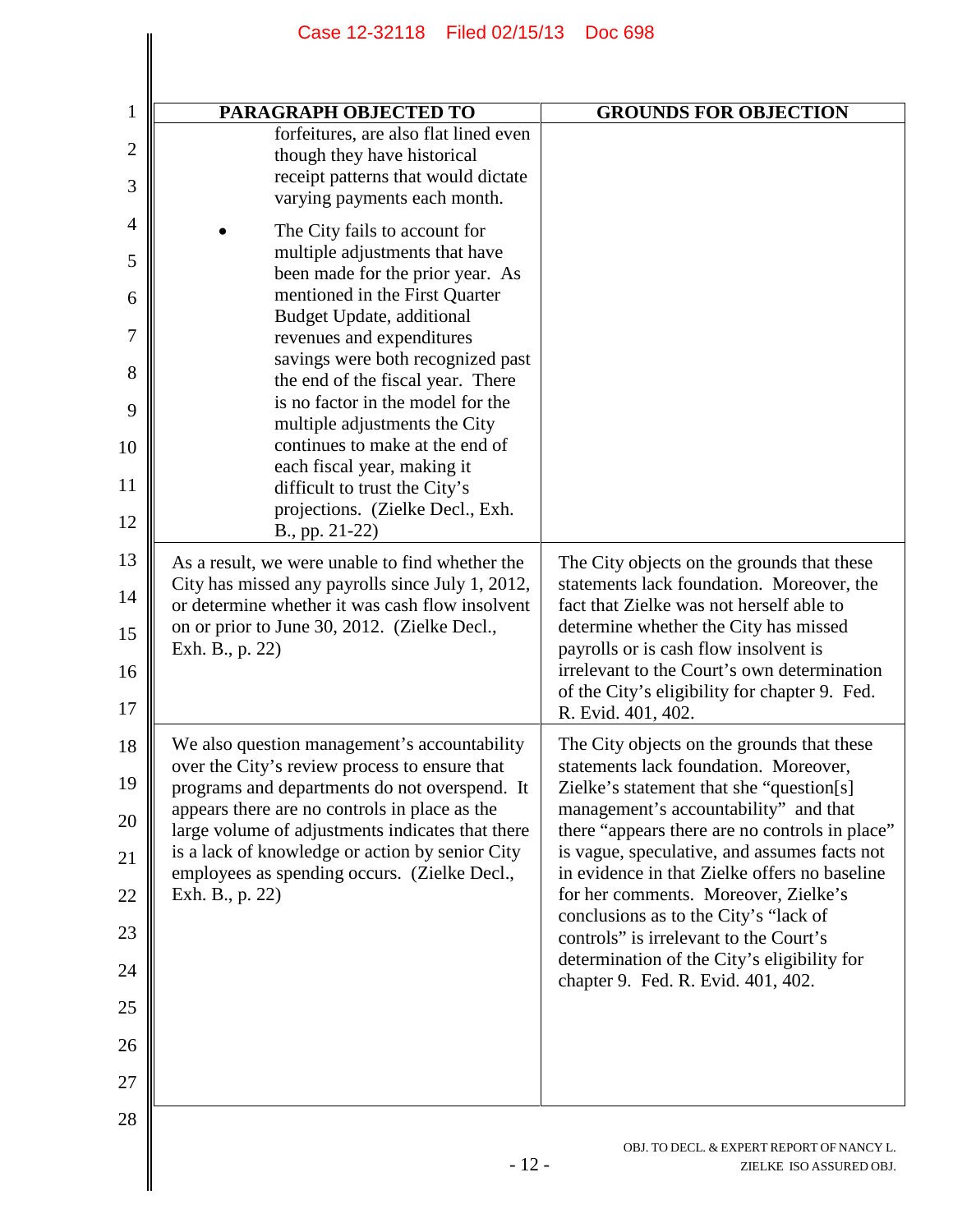| PARAGRAPH OBJECTED TO | GROUNDS FOR OBJECTION |
|---|---|
| forfeitures, are also flat lined even though they have historical receipt patterns that would dictate varying payments each month.<br><br>• The City fails to account for multiple adjustments that have been made for the prior year. As mentioned in the First Quarter Budget Update, additional revenues and expenditures savings were both recognized past the end of the fiscal year. There is no factor in the model for the multiple adjustments the City continues to make at the end of each fiscal year, making it difficult to trust the City's projections. (Zielke Decl., Exh. B., pp. 21-22) | |
| As a result, we were unable to find whether the City has missed any payrolls since July 1, 2012, or determine whether it was cash flow insolvent on or prior to June 30, 2012. (Zielke Decl., Exh. B., p. 22) | The City objects on the grounds that these statements lack foundation. Moreover, the fact that Zielke was not herself able to determine whether the City has missed payrolls or is cash flow insolvent is irrelevant to the Court's own determination of the City's eligibility for chapter 9. Fed. R. Evid. 401, 402. |
| We also question management's accountability over the City's review process to ensure that programs and departments do not overspend. It appears there are no controls in place as the large volume of adjustments indicates that there is a lack of knowledge or action by senior City employees as spending occurs. (Zielke Decl., Exh. B., p. 22) | The City objects on the grounds that these statements lack foundation. Moreover, Zielke's statement that she "question[s] management's accountability" and that there "appears there are no controls in place" is vague, speculative, and assumes facts not in evidence in that Zielke offers no baseline for her comments. Moreover, Zielke's conclusions as to the City's "lack of controls" is irrelevant to the Court's determination of the City's eligibility for chapter 9. Fed. R. Evid. 401, 402. |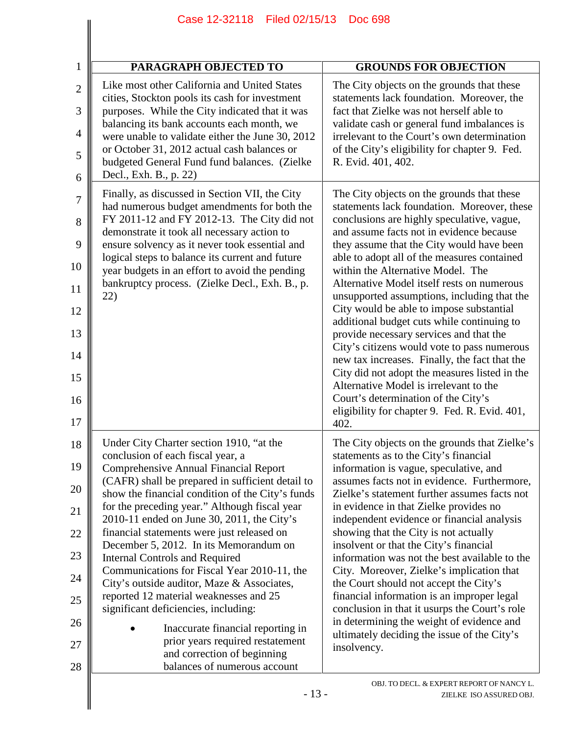| PARAGRAPH OBJECTED TO | GROUNDS FOR OBJECTION |
|---|---|
| Like most other California and United States cities, Stockton pools its cash for investment purposes. While the City indicated that it was balancing its bank accounts each month, we were unable to validate either the June 30, 2012 or October 31, 2012 actual cash balances or budgeted General Fund fund balances. (Zielke Decl., Exh. B., p. 22) | The City objects on the grounds that these statements lack foundation. Moreover, the fact that Zielke was not herself able to validate cash or general fund imbalances is irrelevant to the Court's own determination of the City's eligibility for chapter 9. Fed. R. Evid. 401, 402. |
| Finally, as discussed in Section VII, the City had numerous budget amendments for both the FY 2011-12 and FY 2012-13. The City did not demonstrate it took all necessary action to ensure solvency as it never took essential and logical steps to balance its current and future year budgets in an effort to avoid the pending bankruptcy process. (Zielke Decl., Exh. B., p. 22) | The City objects on the grounds that these statements lack foundation. Moreover, these conclusions are highly speculative, vague, and assume facts not in evidence because they assume that the City would have been able to adopt all of the measures contained within the Alternative Model. The Alternative Model itself rests on numerous unsupported assumptions, including that the City would be able to impose substantial additional budget cuts while continuing to provide necessary services and that the City's citizens would vote to pass numerous new tax increases. Finally, the fact that the City did not adopt the measures listed in the Alternative Model is irrelevant to the Court's determination of the City's eligibility for chapter 9. Fed. R. Evid. 401, 402. |
| Under City Charter section 1910, "at the conclusion of each fiscal year, a Comprehensive Annual Financial Report (CAFR) shall be prepared in sufficient detail to show the financial condition of the City's funds for the preceding year." Although fiscal year 2010-11 ended on June 30, 2011, the City's financial statements were just released on December 5, 2012. In its Memorandum on Internal Controls and Required Communications for Fiscal Year 2010-11, the City's outside auditor, Maze & Associates, reported 12 material weaknesses and 25 significant deficiencies, including: <br>• Inaccurate financial reporting in prior years required restatement and correction of beginning balances of numerous account | The City objects on the grounds that Zielke's statements as to the City's financial information is vague, speculative, and assumes facts not in evidence. Furthermore, Zielke's statement further assumes facts not in evidence in that Zielke provides no independent evidence or financial analysis showing that the City is not actually insolvent or that the City's financial information was not the best available to the City. Moreover, Zielke's implication that the Court should not accept the City's financial information is an improper legal conclusion in that it usurps the Court's role in determining the weight of evidence and ultimately deciding the issue of the City's insolvency. |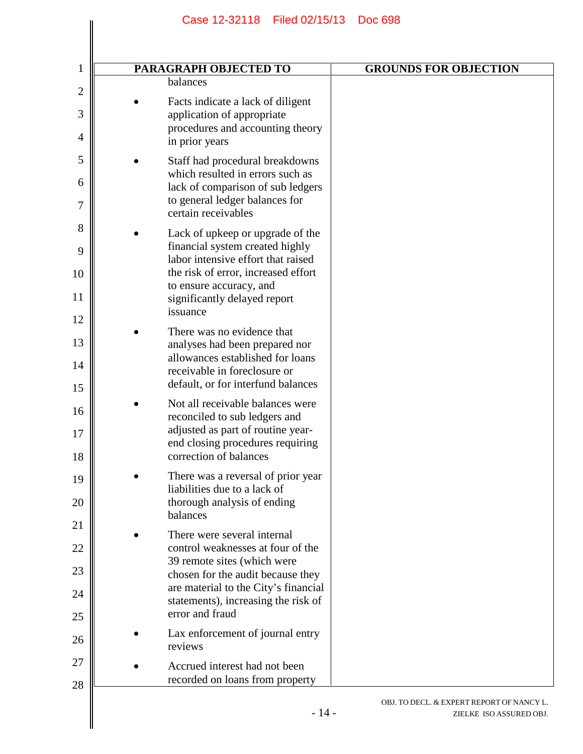| PARAGRAPH OBJECTED TO | GROUNDS FOR OBJECTION |
|---|---|
| balances<br>• Facts indicate a lack of diligent application of appropriate procedures and accounting theory in prior years<br>• Staff had procedural breakdowns which resulted in errors such as lack of comparison of sub ledgers to general ledger balances for certain receivables<br>• Lack of upkeep or upgrade of the financial system created highly labor intensive effort that raised the risk of error, increased effort to ensure accuracy, and significantly delayed report issuance<br>• There was no evidence that analyses had been prepared nor allowances established for loans receivable in foreclosure or default, or for interfund balances<br>• Not all receivable balances were reconciled to sub ledgers and adjusted as part of routine year-end closing procedures requiring correction of balances<br>• There was a reversal of prior year liabilities due to a lack of thorough analysis of ending balances<br>• There were several internal control weaknesses at four of the 39 remote sites (which were chosen for the audit because they are material to the City's financial statements), increasing the risk of error and fraud<br>• Lax enforcement of journal entry reviews<br>• Accrued interest had not been recorded on loans from property | |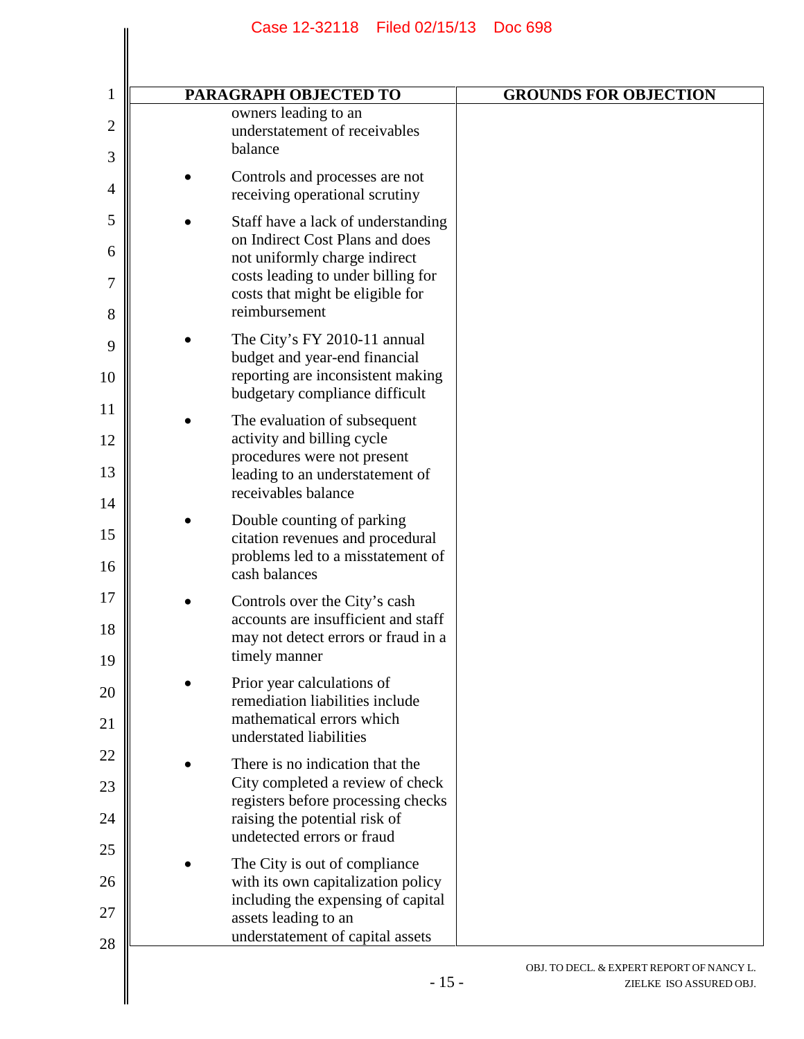| PARAGRAPH OBJECTED TO | GROUNDS FOR OBJECTION |
|---|---|
| owners leading to an understatement of receivables balance<br>• Controls and processes are not receiving operational scrutiny<br>• Staff have a lack of understanding on Indirect Cost Plans and does not uniformly charge indirect costs leading to under billing for costs that might be eligible for reimbursement<br>• The City's FY 2010-11 annual budget and year-end financial reporting are inconsistent making budgetary compliance difficult<br>• The evaluation of subsequent activity and billing cycle procedures were not present leading to an understatement of receivables balance<br>• Double counting of parking citation revenues and procedural problems led to a misstatement of cash balances<br>• Controls over the City's cash accounts are insufficient and staff may not detect errors or fraud in a timely manner<br>• Prior year calculations of remediation liabilities include mathematical errors which understated liabilities<br>• There is no indication that the City completed a review of check registers before processing checks raising the potential risk of undetected errors or fraud<br>• The City is out of compliance with its own capitalization policy including the expensing of capital assets leading to an understatement of capital assets | |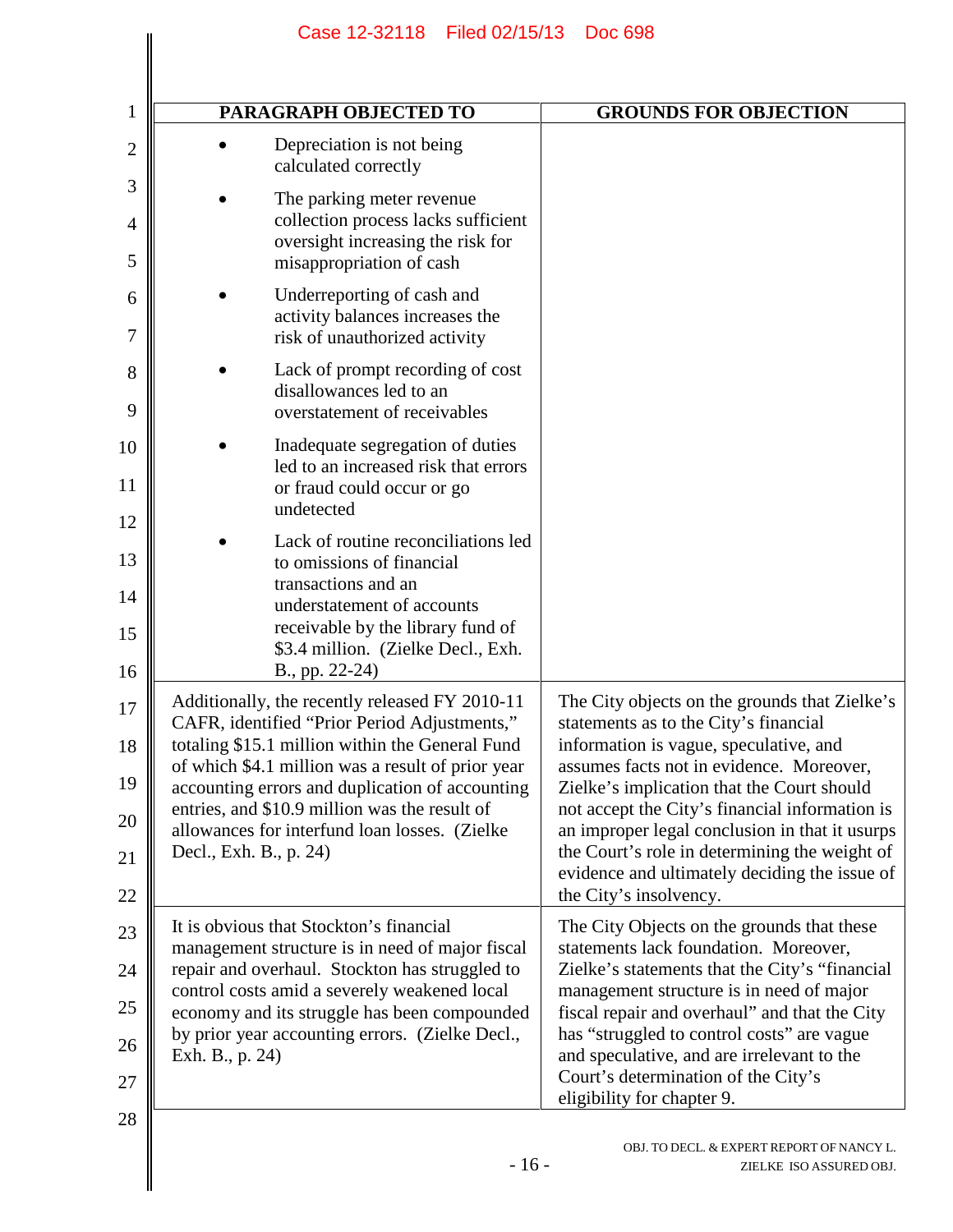| PARAGRAPH OBJECTED TO | GROUNDS FOR OBJECTION |
|---|---|
| • Depreciation is not being calculated correctly<br>• The parking meter revenue collection process lacks sufficient oversight increasing the risk for misappropriation of cash<br>• Underreporting of cash and activity balances increases the risk of unauthorized activity<br>• Lack of prompt recording of cost disallowances led to an overstatement of receivables<br>• Inadequate segregation of duties led to an increased risk that errors or fraud could occur or go undetected<br>• Lack of routine reconciliations led to omissions of financial transactions and an understatement of accounts receivable by the library fund of \$3.4 million. (Zielke Decl., Exh. B., pp. 22-24) | |
| Additionally, the recently released FY 2010-11 CAFR, identified "Prior Period Adjustments," totaling \$15.1 million within the General Fund of which \$4.1 million was a result of prior year accounting errors and duplication of accounting entries, and \$10.9 million was the result of allowances for interfund loan losses. (Zielke Decl., Exh. B., p. 24) | The City objects on the grounds that Zielke's statements as to the City's financial information is vague, speculative, and assumes facts not in evidence. Moreover, Zielke's implication that the Court should not accept the City's financial information is an improper legal conclusion in that it usurps the Court's role in determining the weight of evidence and ultimately deciding the issue of the City's insolvency. |
| It is obvious that Stockton's financial management structure is in need of major fiscal repair and overhaul. Stockton has struggled to control costs amid a severely weakened local economy and its struggle has been compounded by prior year accounting errors. (Zielke Decl., Exh. B., p. 24) | The City Objects on the grounds that these statements lack foundation. Moreover, Zielke's statements that the City's "financial management structure is in need of major fiscal repair and overhaul" and that the City has "struggled to control costs" are vague and speculative, and are irrelevant to the Court's determination of the City's eligibility for chapter 9. |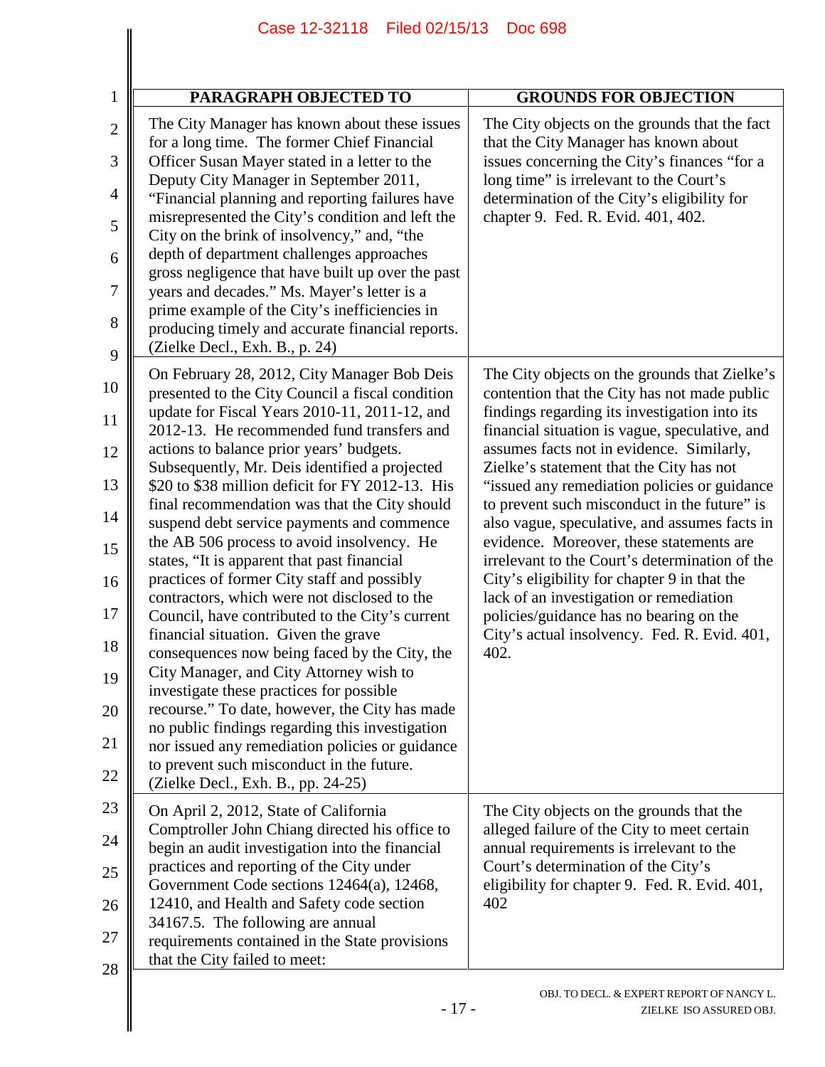| PARAGRAPH OBJECTED TO | GROUNDS FOR OBJECTION |
|---|---|
| The City Manager has known about these issues for a long time. The former Chief Financial Officer Susan Mayer stated in a letter to the Deputy City Manager in September 2011, "Financial planning and reporting failures have misrepresented the City's condition and left the City on the brink of insolvency," and, "the depth of department challenges approaches gross negligence that have built up over the past years and decades." Ms. Mayer's letter is a prime example of the City's inefficiencies in producing timely and accurate financial reports. (Zielke Decl., Exh. B., p. 24) | The City objects on the grounds that the fact that the City Manager has known about issues concerning the City's finances "for a long time" is irrelevant to the Court's determination of the City's eligibility for chapter 9. Fed. R. Evid. 401, 402. |
| On February 28, 2012, City Manager Bob Deis presented to the City Council a fiscal condition update for Fiscal Years 2010-11, 2011-12, and 2012-13. He recommended fund transfers and actions to balance prior years' budgets. Subsequently, Mr. Deis identified a projected $20 to $38 million deficit for FY 2012-13. His final recommendation was that the City should suspend debt service payments and commence the AB 506 process to avoid insolvency. He states, "It is apparent that past financial practices of former City staff and possibly contractors, which were not disclosed to the Council, have contributed to the City's current financial situation. Given the grave consequences now being faced by the City, the City Manager, and City Attorney wish to investigate these practices for possible recourse." To date, however, the City has made no public findings regarding this investigation nor issued any remediation policies or guidance to prevent such misconduct in the future. (Zielke Decl., Exh. B., pp. 24-25) | The City objects on the grounds that Zielke's contention that the City has not made public findings regarding its investigation into its financial situation is vague, speculative, and assumes facts not in evidence. Similarly, Zielke's statement that the City has not "issued any remediation policies or guidance to prevent such misconduct in the future" is also vague, speculative, and assumes facts in evidence. Moreover, these statements are irrelevant to the Court's determination of the City's eligibility for chapter 9 in that the lack of an investigation or remediation policies/guidance has no bearing on the City's actual insolvency. Fed. R. Evid. 401, 402. |
| On April 2, 2012, State of California Comptroller John Chiang directed his office to begin an audit investigation into the financial practices and reporting of the City under Government Code sections 12464(a), 12468, 12410, and Health and Safety code section 34167.5. The following are annual requirements contained in the State provisions that the City failed to meet: | The City objects on the grounds that the alleged failure of the City to meet certain annual requirements is irrelevant to the Court's determination of the City's eligibility for chapter 9. Fed. R. Evid. 401, 402 |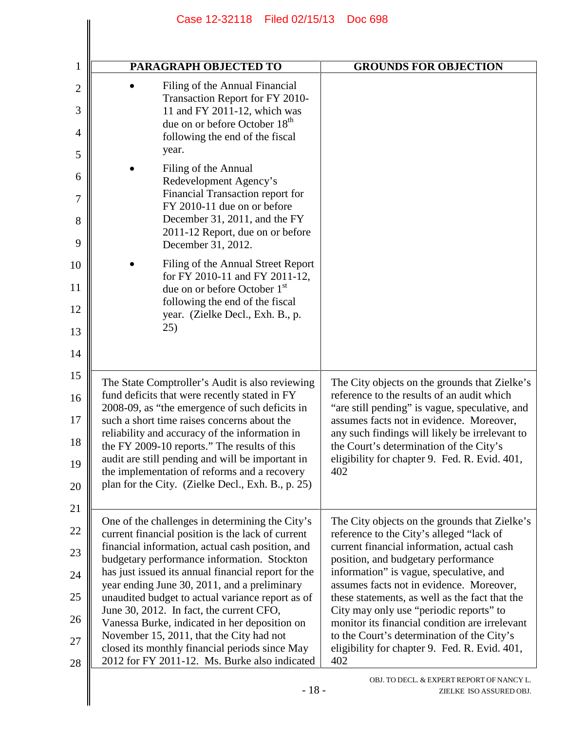| PARAGRAPH OBJECTED TO | GROUNDS FOR OBJECTION |
|---|---|
| • Filing of the Annual Financial Transaction Report for FY 2010-11 and FY 2011-12, which was due on or before October 18th following the end of the fiscal year.<br><br>• Filing of the Annual Redevelopment Agency's Financial Transaction report for FY 2010-11 due on or before December 31, 2011, and the FY 2011-12 Report, due on or before December 31, 2012.<br><br>• Filing of the Annual Street Report for FY 2010-11 and FY 2011-12, due on or before October 1st following the end of the fiscal year. (Zielke Decl., Exh. B., p. 25) | |
| The State Comptroller's Audit is also reviewing fund deficits that were recently stated in FY 2008-09, as "the emergence of such deficits in such a short time raises concerns about the reliability and accuracy of the information in the FY 2009-10 reports." The results of this audit are still pending and will be important in the implementation of reforms and a recovery plan for the City. (Zielke Decl., Exh. B., p. 25) | The City objects on the grounds that Zielke's reference to the results of an audit which "are still pending" is vague, speculative, and assumes facts not in evidence. Moreover, any such findings will likely be irrelevant to the Court's determination of the City's eligibility for chapter 9. Fed. R. Evid. 401, 402 |
| One of the challenges in determining the City's current financial position is the lack of current financial information, actual cash position, and budgetary performance information. Stockton has just issued its annual financial report for the year ending June 30, 2011, and a preliminary unaudited budget to actual variance report as of June 30, 2012. In fact, the current CFO, Vanessa Burke, indicated in her deposition on November 15, 2011, that the City had not closed its monthly financial periods since May 2012 for FY 2011-12. Ms. Burke also indicated | The City objects on the grounds that Zielke's reference to the City's alleged "lack of current financial information, actual cash position, and budgetary performance information" is vague, speculative, and assumes facts not in evidence. Moreover, these statements, as well as the fact that the City may only use "periodic reports" to monitor its financial condition are irrelevant to the Court's determination of the City's eligibility for chapter 9. Fed. R. Evid. 401, 402 |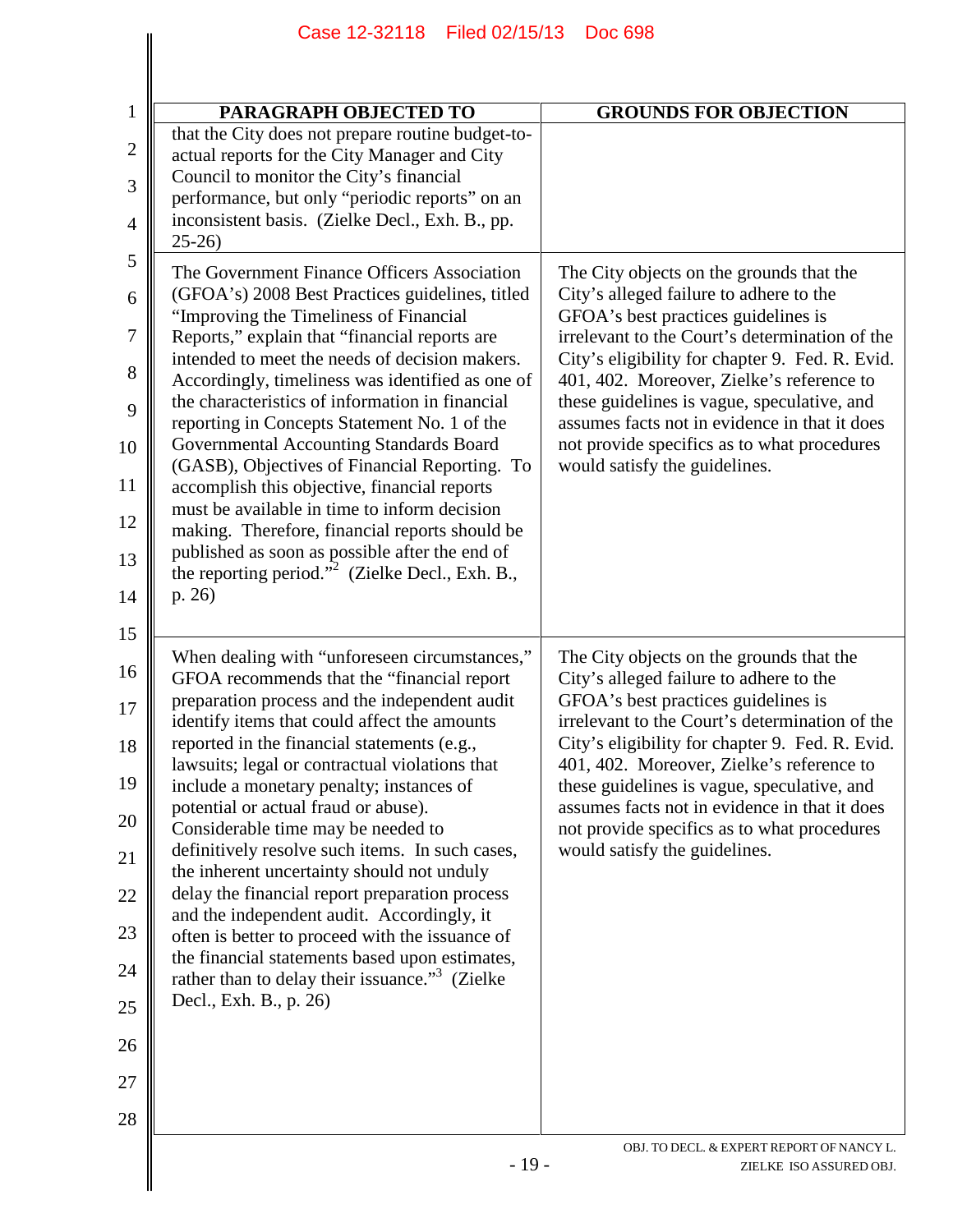| PARAGRAPH OBJECTED TO | GROUNDS FOR OBJECTION |
|---|---|
| that the City does not prepare routine budget-to-actual reports for the City Manager and City Council to monitor the City's financial performance, but only "periodic reports" on an inconsistent basis. (Zielke Decl., Exh. B., pp. 25-26) | |
| The Government Finance Officers Association (GFOA's) 2008 Best Practices guidelines, titled "Improving the Timeliness of Financial Reports," explain that "financial reports are intended to meet the needs of decision makers. Accordingly, timeliness was identified as one of the characteristics of information in financial reporting in Concepts Statement No. 1 of the Governmental Accounting Standards Board (GASB), Objectives of Financial Reporting. To accomplish this objective, financial reports must be available in time to inform decision making. Therefore, financial reports should be published as soon as possible after the end of the reporting period."[2] (Zielke Decl., Exh. B., p. 26) | The City objects on the grounds that the City's alleged failure to adhere to the GFOA's best practices guidelines is irrelevant to the Court's determination of the City's eligibility for chapter 9. Fed. R. Evid. 401, 402. Moreover, Zielke's reference to these guidelines is vague, speculative, and assumes facts not in evidence in that it does not provide specifics as to what procedures would satisfy the guidelines. |
| When dealing with "unforeseen circumstances," GFOA recommends that the "financial report preparation process and the independent audit identify items that could affect the amounts reported in the financial statements (e.g., lawsuits; legal or contractual violations that include a monetary penalty; instances of potential or actual fraud or abuse). Considerable time may be needed to definitively resolve such items. In such cases, the inherent uncertainty should not unduly delay the financial report preparation process and the independent audit. Accordingly, it often is better to proceed with the issuance of the financial statements based upon estimates, rather than to delay their issuance."[3] (Zielke Decl., Exh. B., p. 26) | The City objects on the grounds that the City's alleged failure to adhere to the GFOA's best practices guidelines is irrelevant to the Court's determination of the City's eligibility for chapter 9. Fed. R. Evid. 401, 402. Moreover, Zielke's reference to these guidelines is vague, speculative, and assumes facts not in evidence in that it does not provide specifics as to what procedures would satisfy the guidelines. |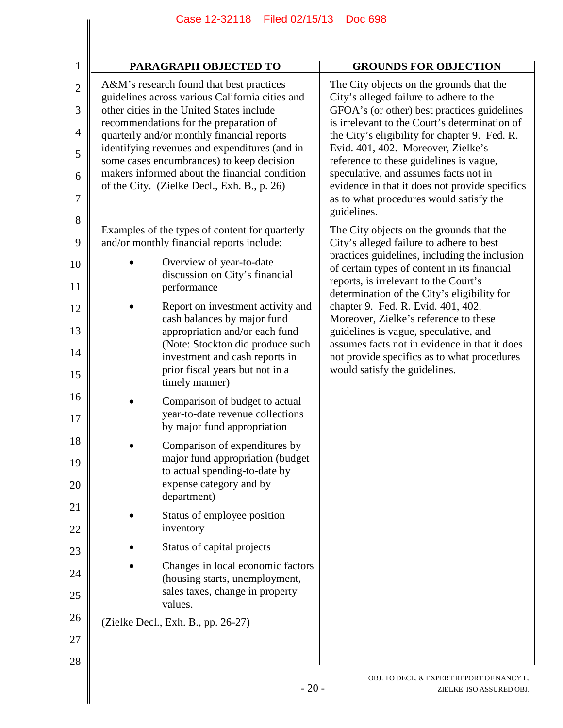| PARAGRAPH OBJECTED TO | GROUNDS FOR OBJECTION |
|---|---|
| A&M's research found that best practices guidelines across various California cities and other cities in the United States include recommendations for the preparation of quarterly and/or monthly financial reports identifying revenues and expenditures (and in some cases encumbrances) to keep decision makers informed about the financial condition of the City. (Zielke Decl., Exh. B., p. 26) | The City objects on the grounds that the City's alleged failure to adhere to the GFOA's (or other) best practices guidelines is irrelevant to the Court's determination of the City's eligibility for chapter 9. Fed. R. Evid. 401, 402. Moreover, Zielke's reference to these guidelines is vague, speculative, and assumes facts not in evidence in that it does not provide specifics as to what procedures would satisfy the guidelines. |
| Examples of the types of content for quarterly and/or monthly financial reports include:<br>• Overview of year-to-date discussion on City's financial performance<br>• Report on investment activity and cash balances by major fund appropriation and/or each fund (Note: Stockton did produce such investment and cash reports in prior fiscal years but not in a timely manner)<br>• Comparison of budget to actual year-to-date revenue collections by major fund appropriation<br>• Comparison of expenditures by major fund appropriation (budget to actual spending-to-date by expense category and by department)<br>• Status of employee position inventory<br>• Status of capital projects<br>• Changes in local economic factors (housing starts, unemployment, sales taxes, change in property values.<br><br>(Zielke Decl., Exh. B., pp. 26-27) | The City objects on the grounds that the City's alleged failure to adhere to best practices guidelines, including the inclusion of certain types of content in its financial reports, is irrelevant to the Court's determination of the City's eligibility for chapter 9. Fed. R. Evid. 401, 402. Moreover, Zielke's reference to these guidelines is vague, speculative, and assumes facts not in evidence in that it does not provide specifics as to what procedures would satisfy the guidelines. |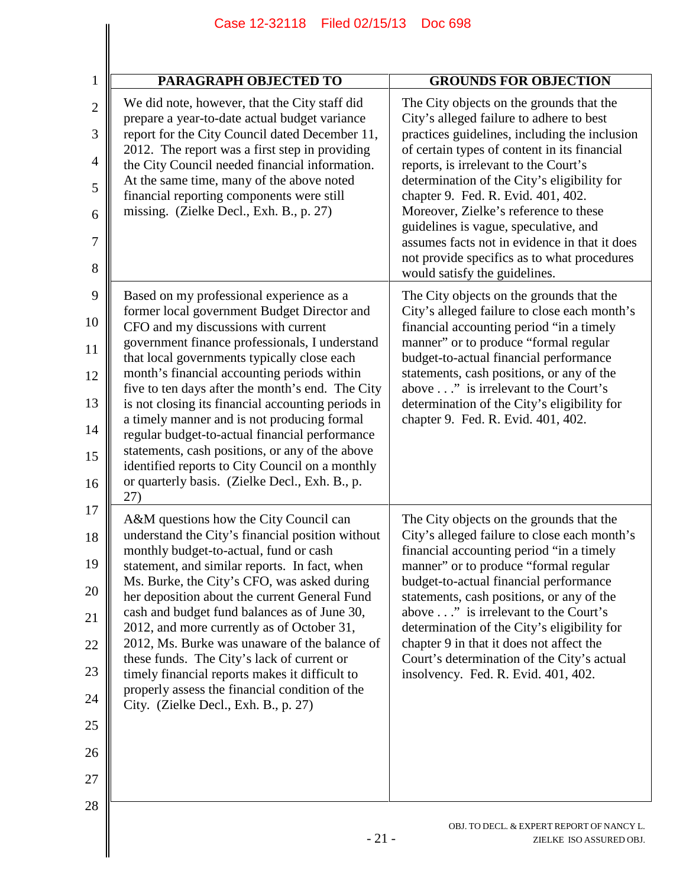| PARAGRAPH OBJECTED TO | GROUNDS FOR OBJECTION |
|---|---|
| We did note, however, that the City staff did prepare a year-to-date actual budget variance report for the City Council dated December 11, 2012. The report was a first step in providing the City Council needed financial information. At the same time, many of the above noted financial reporting components were still missing. (Zielke Decl., Exh. B., p. 27) | The City objects on the grounds that the City's alleged failure to adhere to best practices guidelines, including the inclusion of certain types of content in its financial reports, is irrelevant to the Court's determination of the City's eligibility for chapter 9. Fed. R. Evid. 401, 402. Moreover, Zielke's reference to these guidelines is vague, speculative, and assumes facts not in evidence in that it does not provide specifics as to what procedures would satisfy the guidelines. |
| Based on my professional experience as a former local government Budget Director and CFO and my discussions with current government finance professionals, I understand that local governments typically close each month's financial accounting periods within five to ten days after the month's end. The City is not closing its financial accounting periods in a timely manner and is not producing formal regular budget-to-actual financial performance statements, cash positions, or any of the above identified reports to City Council on a monthly or quarterly basis. (Zielke Decl., Exh. B., p. 27) | The City objects on the grounds that the City's alleged failure to close each month's financial accounting period "in a timely manner" or to produce "formal regular budget-to-actual financial performance statements, cash positions, or any of the above . . ." is irrelevant to the Court's determination of the City's eligibility for chapter 9. Fed. R. Evid. 401, 402. |
| A&M questions how the City Council can understand the City's financial position without monthly budget-to-actual, fund or cash statement, and similar reports. In fact, when Ms. Burke, the City's CFO, was asked during her deposition about the current General Fund cash and budget fund balances as of June 30, 2012, and more currently as of October 31, 2012, Ms. Burke was unaware of the balance of these funds. The City's lack of current or timely financial reports makes it difficult to properly assess the financial condition of the City. (Zielke Decl., Exh. B., p. 27) | The City objects on the grounds that the City's alleged failure to close each month's financial accounting period "in a timely manner" or to produce "formal regular budget-to-actual financial performance statements, cash positions, or any of the above . . ." is irrelevant to the Court's determination of the City's eligibility for chapter 9 in that it does not affect the Court's determination of the City's actual insolvency. Fed. R. Evid. 401, 402. |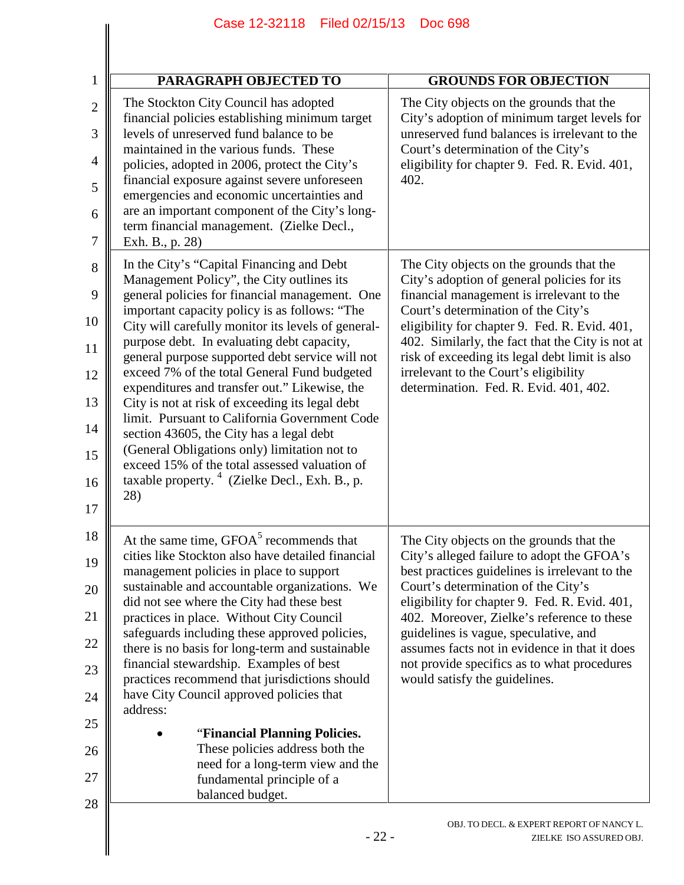| PARAGRAPH OBJECTED TO | GROUNDS FOR OBJECTION |
|---|---|
| The Stockton City Council has adopted financial policies establishing minimum target levels of unreserved fund balance to be maintained in the various funds. These policies, adopted in 2006, protect the City's financial exposure against severe unforeseen emergencies and economic uncertainties and are an important component of the City's long-term financial management. (Zielke Decl., Exh. B., p. 28) | The City objects on the grounds that the City's adoption of minimum target levels for unreserved fund balances is irrelevant to the Court's determination of the City's eligibility for chapter 9. Fed. R. Evid. 401, 402. |
| In the City's "Capital Financing and Debt Management Policy", the City outlines its general policies for financial management. One important capacity policy is as follows: "The City will carefully monitor its levels of general-purpose debt. In evaluating debt capacity, general purpose supported debt service will not exceed 7% of the total General Fund budgeted expenditures and transfer out." Likewise, the City is not at risk of exceeding its legal debt limit. Pursuant to California Government Code section 43605, the City has a legal debt (General Obligations only) limitation not to exceed 15% of the total assessed valuation of taxable property.[4] (Zielke Decl., Exh. B., p. 28) | The City objects on the grounds that the City's adoption of general policies for its financial management is irrelevant to the Court's determination of the City's eligibility for chapter 9. Fed. R. Evid. 401, 402. Similarly, the fact that the City is not at risk of exceeding its legal debt limit is also irrelevant to the Court's eligibility determination. Fed. R. Evid. 401, 402. |
| At the same time, GFOA[5] recommends that cities like Stockton also have detailed financial management policies in place to support sustainable and accountable organizations. We did not see where the City had these best practices in place. Without City Council safeguards including these approved policies, there is no basis for long-term and sustainable financial stewardship. Examples of best practices recommend that jurisdictions should have City Council approved policies that address: <br><br> • "**Financial Planning Policies.** These policies address both the need for a long-term view and the fundamental principle of a balanced budget. | The City objects on the grounds that the City's alleged failure to adopt the GFOA's best practices guidelines is irrelevant to the Court's determination of the City's eligibility for chapter 9. Fed. R. Evid. 401, 402. Moreover, Zielke's reference to these guidelines is vague, speculative, and assumes facts not in evidence in that it does not provide specifics as to what procedures would satisfy the guidelines. |

OBJ. TO DECL. & EXPERT REPORT OF NANCY L. ZIELKE ISO ASSURED OBJ.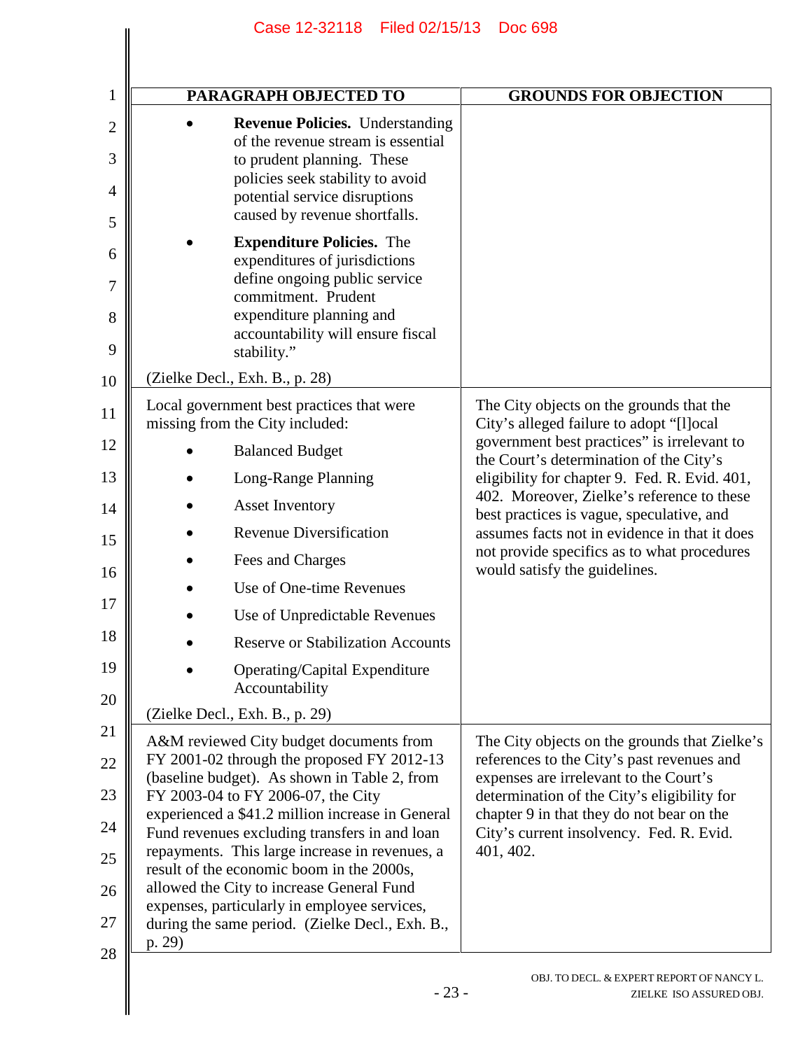| PARAGRAPH OBJECTED TO | GROUNDS FOR OBJECTION |
|---|---|
| • **Revenue Policies.** Understanding of the revenue stream is essential to prudent planning. These policies seek stability to avoid potential service disruptions caused by revenue shortfalls.<br><br>• **Expenditure Policies.** The expenditures of jurisdictions define ongoing public service commitment. Prudent expenditure planning and accountability will ensure fiscal stability."<br><br>(Zielke Decl., Exh. B., p. 28) | |
| Local government best practices that were missing from the City included:<br><br>• Balanced Budget<br>• Long-Range Planning<br>• Asset Inventory<br>• Revenue Diversification<br>• Fees and Charges<br>• Use of One-time Revenues<br>• Use of Unpredictable Revenues<br>• Reserve or Stabilization Accounts<br>• Operating/Capital Expenditure Accountability<br><br>(Zielke Decl., Exh. B., p. 29) | The City objects on the grounds that the City's alleged failure to adopt "[l]ocal government best practices" is irrelevant to the Court's determination of the City's eligibility for chapter 9. Fed. R. Evid. 401, 402. Moreover, Zielke's reference to these best practices is vague, speculative, and assumes facts not in evidence in that it does not provide specifics as to what procedures would satisfy the guidelines. |
| A&M reviewed City budget documents from FY 2001-02 through the proposed FY 2012-13 (baseline budget). As shown in Table 2, from FY 2003-04 to FY 2006-07, the City experienced a $41.2 million increase in General Fund revenues excluding transfers in and loan repayments. This large increase in revenues, a result of the economic boom in the 2000s, allowed the City to increase General Fund expenses, particularly in employee services, during the same period. (Zielke Decl., Exh. B., p. 29) | The City objects on the grounds that Zielke's references to the City's past revenues and expenses are irrelevant to the Court's determination of the City's eligibility for chapter 9 in that they do not bear on the City's current insolvency. Fed. R. Evid. 401, 402. |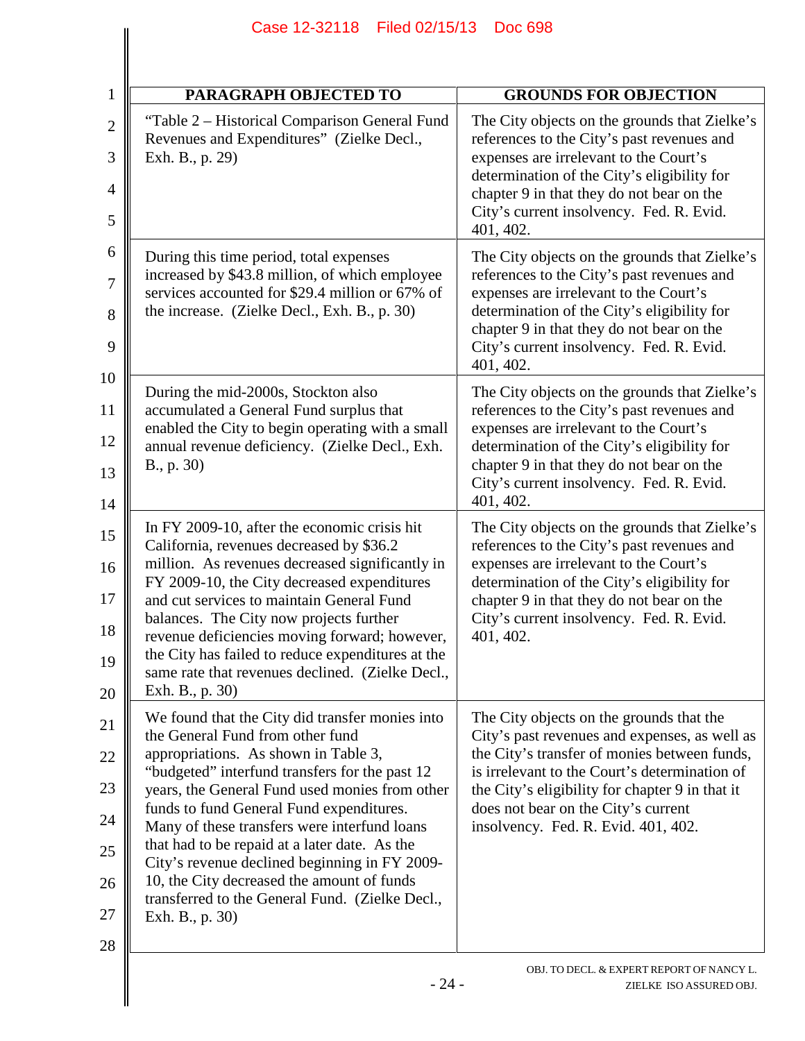| PARAGRAPH OBJECTED TO | GROUNDS FOR OBJECTION |
|---|---|
| "Table 2 – Historical Comparison General Fund Revenues and Expenditures" (Zielke Decl., Exh. B., p. 29) | The City objects on the grounds that Zielke's references to the City's past revenues and expenses are irrelevant to the Court's determination of the City's eligibility for chapter 9 in that they do not bear on the City's current insolvency. Fed. R. Evid. 401, 402. |
| During this time period, total expenses increased by $43.8 million, of which employee services accounted for $29.4 million or 67% of the increase. (Zielke Decl., Exh. B., p. 30) | The City objects on the grounds that Zielke's references to the City's past revenues and expenses are irrelevant to the Court's determination of the City's eligibility for chapter 9 in that they do not bear on the City's current insolvency. Fed. R. Evid. 401, 402. |
| During the mid-2000s, Stockton also accumulated a General Fund surplus that enabled the City to begin operating with a small annual revenue deficiency. (Zielke Decl., Exh. B., p. 30) | The City objects on the grounds that Zielke's references to the City's past revenues and expenses are irrelevant to the Court's determination of the City's eligibility for chapter 9 in that they do not bear on the City's current insolvency. Fed. R. Evid. 401, 402. |
| In FY 2009-10, after the economic crisis hit California, revenues decreased by $36.2 million. As revenues decreased significantly in FY 2009-10, the City decreased expenditures and cut services to maintain General Fund balances. The City now projects further revenue deficiencies moving forward; however, the City has failed to reduce expenditures at the same rate that revenues declined. (Zielke Decl., Exh. B., p. 30) | The City objects on the grounds that Zielke's references to the City's past revenues and expenses are irrelevant to the Court's determination of the City's eligibility for chapter 9 in that they do not bear on the City's current insolvency. Fed. R. Evid. 401, 402. |
| We found that the City did transfer monies into the General Fund from other fund appropriations. As shown in Table 3, "budgeted" interfund transfers for the past 12 years, the General Fund used monies from other funds to fund General Fund expenditures. Many of these transfers were interfund loans that had to be repaid at a later date. As the City's revenue declined beginning in FY 2009-10, the City decreased the amount of funds transferred to the General Fund. (Zielke Decl., Exh. B., p. 30) | The City objects on the grounds that the City's past revenues and expenses, as well as the City's transfer of monies between funds, is irrelevant to the Court's determination of the City's eligibility for chapter 9 in that it does not bear on the City's current insolvency. Fed. R. Evid. 401, 402. |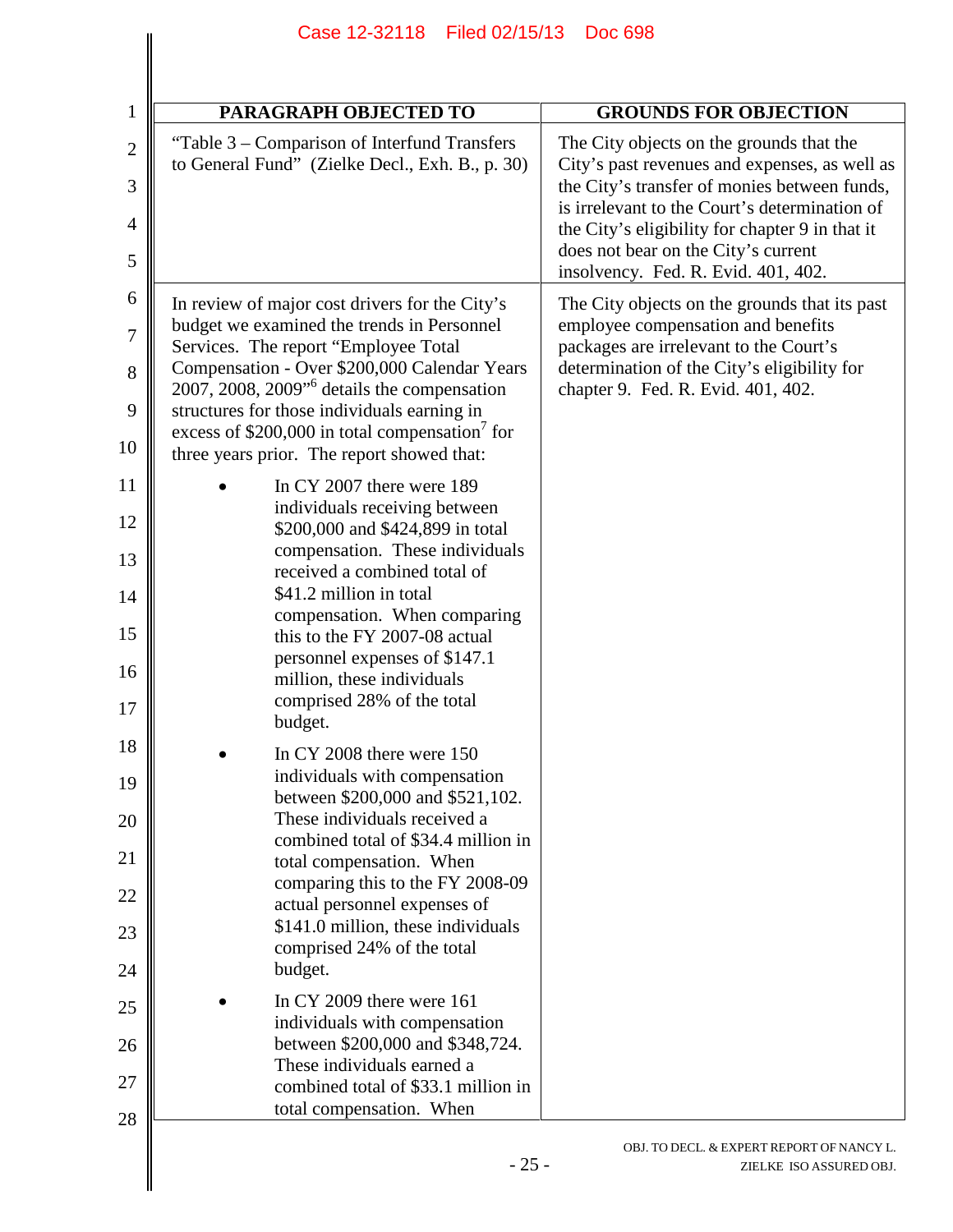| PARAGRAPH OBJECTED TO | GROUNDS FOR OBJECTION |
|---|---|
| "Table 3 – Comparison of Interfund Transfers to General Fund" (Zielke Decl., Exh. B., p. 30) | The City objects on the grounds that the City's past revenues and expenses, as well as the City's transfer of monies between funds, is irrelevant to the Court's determination of the City's eligibility for chapter 9 in that it does not bear on the City's current insolvency. Fed. R. Evid. 401, 402. |
| In review of major cost drivers for the City's budget we examined the trends in Personnel Services. The report "Employee Total Compensation - Over $200,000 Calendar Years 2007, 2008, 2009"[6] details the compensation structures for those individuals earning in excess of $200,000 in total compensation[7] for three years prior. The report showed that: <br>• In CY 2007 there were 189 individuals receiving between $200,000 and $424,899 in total compensation. These individuals received a combined total of $41.2 million in total compensation. When comparing this to the FY 2007-08 actual personnel expenses of $147.1 million, these individuals comprised 28% of the total budget. <br>• In CY 2008 there were 150 individuals with compensation between $200,000 and $521,102. These individuals received a combined total of $34.4 million in total compensation. When comparing this to the FY 2008-09 actual personnel expenses of $141.0 million, these individuals comprised 24% of the total budget. <br>• In CY 2009 there were 161 individuals with compensation between $200,000 and $348,724. These individuals earned a combined total of $33.1 million in total compensation. When | The City objects on the grounds that its past employee compensation and benefits packages are irrelevant to the Court's determination of the City's eligibility for chapter 9. Fed. R. Evid. 401, 402. |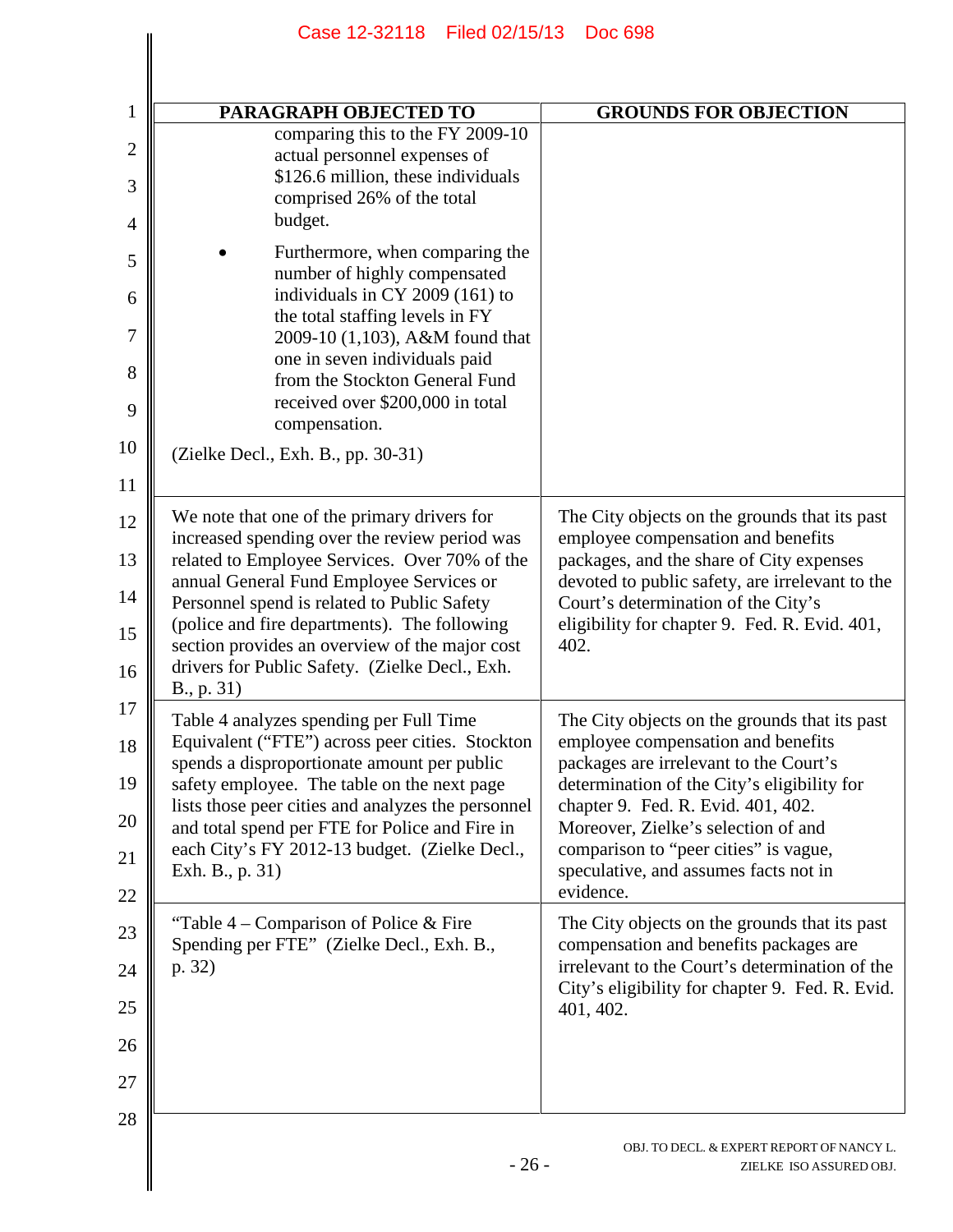| PARAGRAPH OBJECTED TO | GROUNDS FOR OBJECTION |
|---|---|
| comparing this to the FY 2009-10 actual personnel expenses of $126.6 million, these individuals comprised 26% of the total budget.<br><br>• Furthermore, when comparing the number of highly compensated individuals in CY 2009 (161) to the total staffing levels in FY 2009-10 (1,103), A&M found that one in seven individuals paid from the Stockton General Fund received over $200,000 in total compensation.<br><br>(Zielke Decl., Exh. B., pp. 30-31) | |
| We note that one of the primary drivers for increased spending over the review period was related to Employee Services. Over 70% of the annual General Fund Employee Services or Personnel spend is related to Public Safety (police and fire departments). The following section provides an overview of the major cost drivers for Public Safety. (Zielke Decl., Exh. B., p. 31) | The City objects on the grounds that its past employee compensation and benefits packages, and the share of City expenses devoted to public safety, are irrelevant to the Court's determination of the City's eligibility for chapter 9. Fed. R. Evid. 401, 402. |
| Table 4 analyzes spending per Full Time Equivalent ("FTE") across peer cities. Stockton spends a disproportionate amount per public safety employee. The table on the next page lists those peer cities and analyzes the personnel and total spend per FTE for Police and Fire in each City's FY 2012-13 budget. (Zielke Decl., Exh. B., p. 31) | The City objects on the grounds that its past employee compensation and benefits packages are irrelevant to the Court's determination of the City's eligibility for chapter 9. Fed. R. Evid. 401, 402. Moreover, Zielke's selection of and comparison to "peer cities" is vague, speculative, and assumes facts not in evidence. |
| "Table 4 – Comparison of Police & Fire Spending per FTE" (Zielke Decl., Exh. B., p. 32) | The City objects on the grounds that its past compensation and benefits packages are irrelevant to the Court's determination of the City's eligibility for chapter 9. Fed. R. Evid. 401, 402. |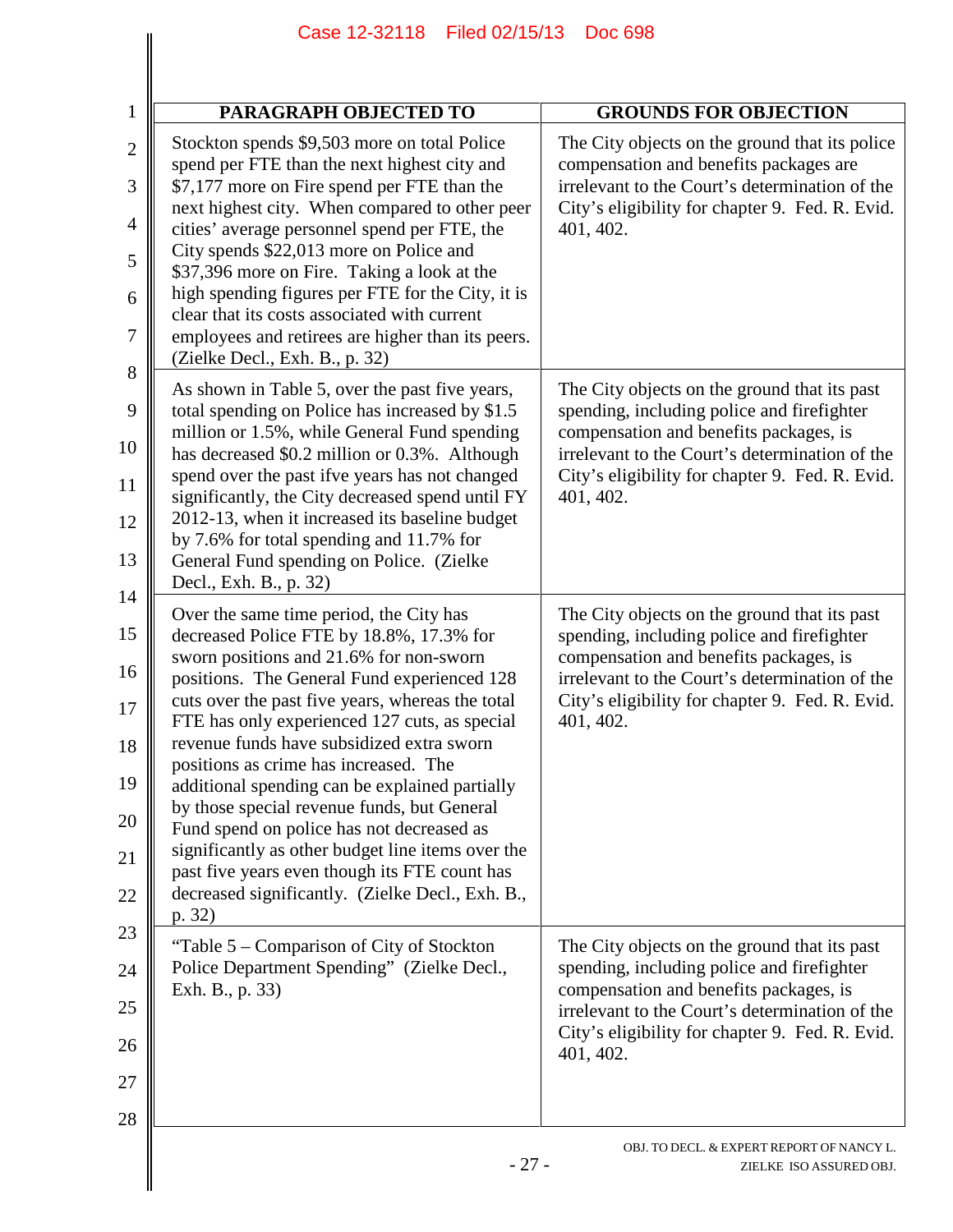| PARAGRAPH OBJECTED TO | GROUNDS FOR OBJECTION |
|---|---|
| Stockton spends $9,503 more on total Police spend per FTE than the next highest city and $7,177 more on Fire spend per FTE than the next highest city. When compared to other peer cities' average personnel spend per FTE, the City spends $22,013 more on Police and $37,396 more on Fire. Taking a look at the high spending figures per FTE for the City, it is clear that its costs associated with current employees and retirees are higher than its peers. (Zielke Decl., Exh. B., p. 32) | The City objects on the ground that its police compensation and benefits packages are irrelevant to the Court's determination of the City's eligibility for chapter 9. Fed. R. Evid. 401, 402. |
| As shown in Table 5, over the past five years, total spending on Police has increased by $1.5 million or 1.5%, while General Fund spending has decreased $0.2 million or 0.3%. Although spend over the past ifve years has not changed significantly, the City decreased spend until FY 2012-13, when it increased its baseline budget by 7.6% for total spending and 11.7% for General Fund spending on Police. (Zielke Decl., Exh. B., p. 32) | The City objects on the ground that its past spending, including police and firefighter compensation and benefits packages, is irrelevant to the Court's determination of the City's eligibility for chapter 9. Fed. R. Evid. 401, 402. |
| Over the same time period, the City has decreased Police FTE by 18.8%, 17.3% for sworn positions and 21.6% for non-sworn positions. The General Fund experienced 128 cuts over the past five years, whereas the total FTE has only experienced 127 cuts, as special revenue funds have subsidized extra sworn positions as crime has increased. The additional spending can be explained partially by those special revenue funds, but General Fund spend on police has not decreased as significantly as other budget line items over the past five years even though its FTE count has decreased significantly. (Zielke Decl., Exh. B., p. 32) | The City objects on the ground that its past spending, including police and firefighter compensation and benefits packages, is irrelevant to the Court's determination of the City's eligibility for chapter 9. Fed. R. Evid. 401, 402. |
| "Table 5 – Comparison of City of Stockton Police Department Spending" (Zielke Decl., Exh. B., p. 33) | The City objects on the ground that its past spending, including police and firefighter compensation and benefits packages, is irrelevant to the Court's determination of the City's eligibility for chapter 9. Fed. R. Evid. 401, 402. |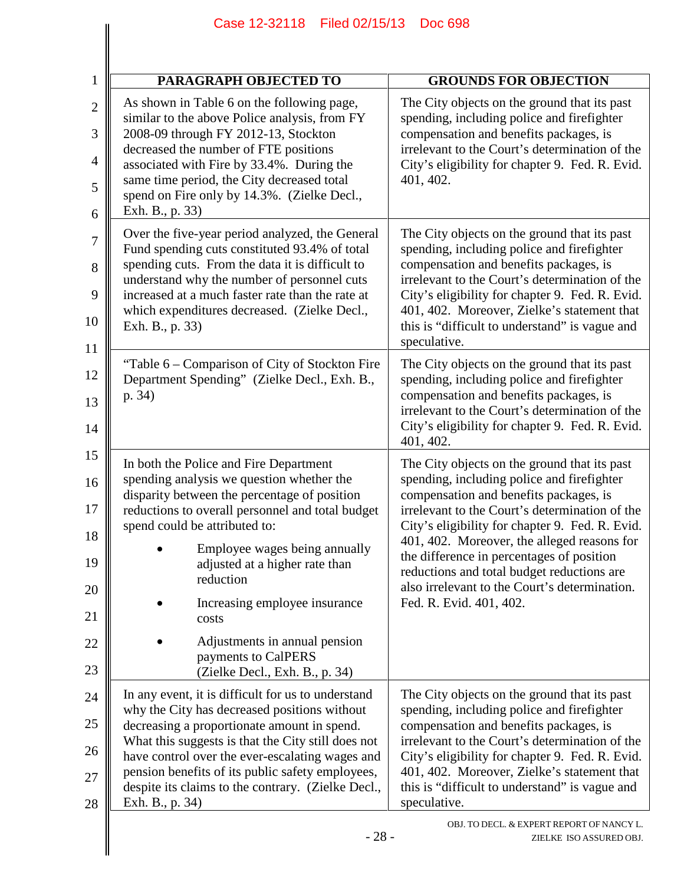| PARAGRAPH OBJECTED TO | GROUNDS FOR OBJECTION |
|---|---|
| As shown in Table 6 on the following page, similar to the above Police analysis, from FY 2008-09 through FY 2012-13, Stockton decreased the number of FTE positions associated with Fire by 33.4%. During the same time period, the City decreased total spend on Fire only by 14.3%. (Zielke Decl., Exh. B., p. 33) | The City objects on the ground that its past spending, including police and firefighter compensation and benefits packages, is irrelevant to the Court's determination of the City's eligibility for chapter 9. Fed. R. Evid. 401, 402. |
| Over the five-year period analyzed, the General Fund spending cuts constituted 93.4% of total spending cuts. From the data it is difficult to understand why the number of personnel cuts increased at a much faster rate than the rate at which expenditures decreased. (Zielke Decl., Exh. B., p. 33) | The City objects on the ground that its past spending, including police and firefighter compensation and benefits packages, is irrelevant to the Court's determination of the City's eligibility for chapter 9. Fed. R. Evid. 401, 402. Moreover, Zielke's statement that this is "difficult to understand" is vague and speculative. |
| "Table 6 – Comparison of City of Stockton Fire Department Spending" (Zielke Decl., Exh. B., p. 34) | The City objects on the ground that its past spending, including police and firefighter compensation and benefits packages, is irrelevant to the Court's determination of the City's eligibility for chapter 9. Fed. R. Evid. 401, 402. |
| In both the Police and Fire Department spending analysis we question whether the disparity between the percentage of position reductions to overall personnel and total budget spend could be attributed to: <br>• Employee wages being annually adjusted at a higher rate than reduction <br>• Increasing employee insurance costs <br>• Adjustments in annual pension payments to CalPERS <br>(Zielke Decl., Exh. B., p. 34) | The City objects on the ground that its past spending, including police and firefighter compensation and benefits packages, is irrelevant to the Court's determination of the City's eligibility for chapter 9. Fed. R. Evid. 401, 402. Moreover, the alleged reasons for the difference in percentages of position reductions and total budget reductions are also irrelevant to the Court's determination. Fed. R. Evid. 401, 402. |
| In any event, it is difficult for us to understand why the City has decreased positions without decreasing a proportionate amount in spend. What this suggests is that the City still does not have control over the ever-escalating wages and pension benefits of its public safety employees, despite its claims to the contrary. (Zielke Decl., Exh. B., p. 34) | The City objects on the ground that its past spending, including police and firefighter compensation and benefits packages, is irrelevant to the Court's determination of the City's eligibility for chapter 9. Fed. R. Evid. 401, 402. Moreover, Zielke's statement that this is "difficult to understand" is vague and speculative. |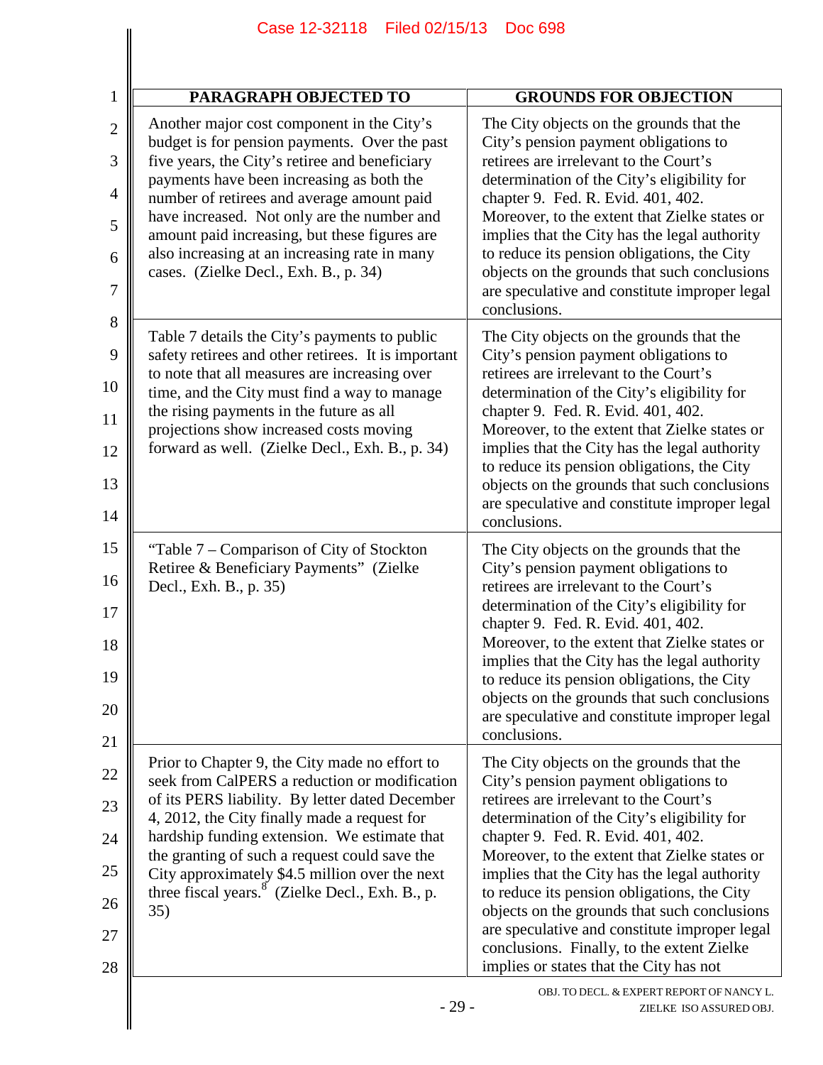| PARAGRAPH OBJECTED TO | GROUNDS FOR OBJECTION |
|---|---|
| Another major cost component in the City's budget is for pension payments. Over the past five years, the City's retiree and beneficiary payments have been increasing as both the number of retirees and average amount paid have increased. Not only are the number and amount paid increasing, but these figures are also increasing at an increasing rate in many cases. (Zielke Decl., Exh. B., p. 34) | The City objects on the grounds that the City's pension payment obligations to retirees are irrelevant to the Court's determination of the City's eligibility for chapter 9. Fed. R. Evid. 401, 402. Moreover, to the extent that Zielke states or implies that the City has the legal authority to reduce its pension obligations, the City objects on the grounds that such conclusions are speculative and constitute improper legal conclusions. |
| Table 7 details the City's payments to public safety retirees and other retirees. It is important to note that all measures are increasing over time, and the City must find a way to manage the rising payments in the future as all projections show increased costs moving forward as well. (Zielke Decl., Exh. B., p. 34) | The City objects on the grounds that the City's pension payment obligations to retirees are irrelevant to the Court's determination of the City's eligibility for chapter 9. Fed. R. Evid. 401, 402. Moreover, to the extent that Zielke states or implies that the City has the legal authority to reduce its pension obligations, the City objects on the grounds that such conclusions are speculative and constitute improper legal conclusions. |
| "Table 7 – Comparison of City of Stockton Retiree & Beneficiary Payments" (Zielke Decl., Exh. B., p. 35) | The City objects on the grounds that the City's pension payment obligations to retirees are irrelevant to the Court's determination of the City's eligibility for chapter 9. Fed. R. Evid. 401, 402. Moreover, to the extent that Zielke states or implies that the City has the legal authority to reduce its pension obligations, the City objects on the grounds that such conclusions are speculative and constitute improper legal conclusions. |
| Prior to Chapter 9, the City made no effort to seek from CalPERS a reduction or modification of its PERS liability. By letter dated December 4, 2012, the City finally made a request for hardship funding extension. We estimate that the granting of such a request could save the City approximately $4.5 million over the next three fiscal years.[8] (Zielke Decl., Exh. B., p. 35) | The City objects on the grounds that the City's pension payment obligations to retirees are irrelevant to the Court's determination of the City's eligibility for chapter 9. Fed. R. Evid. 401, 402. Moreover, to the extent that Zielke states or implies that the City has the legal authority to reduce its pension obligations, the City objects on the grounds that such conclusions are speculative and constitute improper legal conclusions. Finally, to the extent Zielke implies or states that the City has not |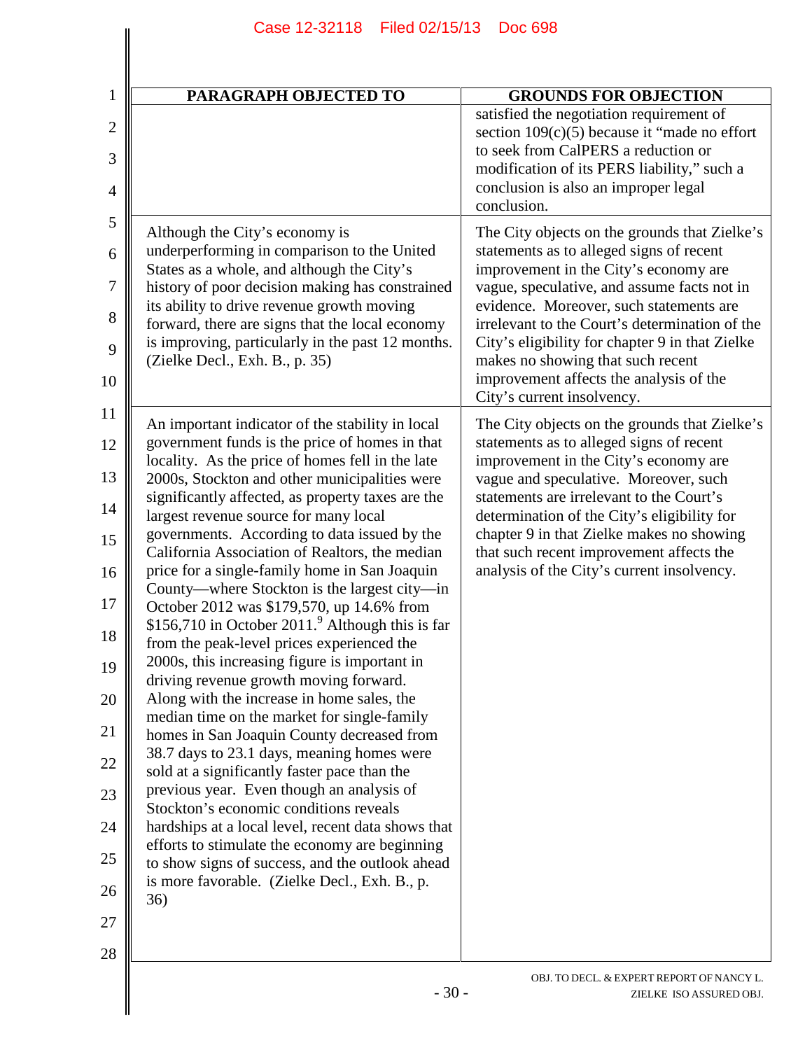| PARAGRAPH OBJECTED TO | GROUNDS FOR OBJECTION |
|---|---|
| | satisfied the negotiation requirement of section 109(c)(5) because it "made no effort to seek from CalPERS a reduction or modification of its PERS liability," such a conclusion is also an improper legal conclusion. |
| Although the City's economy is underperforming in comparison to the United States as a whole, and although the City's history of poor decision making has constrained its ability to drive revenue growth moving forward, there are signs that the local economy is improving, particularly in the past 12 months. (Zielke Decl., Exh. B., p. 35) | The City objects on the grounds that Zielke's statements as to alleged signs of recent improvement in the City's economy are vague, speculative, and assume facts not in evidence. Moreover, such statements are irrelevant to the Court's determination of the City's eligibility for chapter 9 in that Zielke makes no showing that such recent improvement affects the analysis of the City's current insolvency. |
| An important indicator of the stability in local government funds is the price of homes in that locality. As the price of homes fell in the late 2000s, Stockton and other municipalities were significantly affected, as property taxes are the largest revenue source for many local governments. According to data issued by the California Association of Realtors, the median price for a single-family home in San Joaquin County—where Stockton is the largest city—in October 2012 was $179,570, up 14.6% from $156,710 in October 2011.[9] Although this is far from the peak-level prices experienced the 2000s, this increasing figure is important in driving revenue growth moving forward. Along with the increase in home sales, the median time on the market for single-family homes in San Joaquin County decreased from 38.7 days to 23.1 days, meaning homes were sold at a significantly faster pace than the previous year. Even though an analysis of Stockton's economic conditions reveals hardships at a local level, recent data shows that efforts to stimulate the economy are beginning to show signs of success, and the outlook ahead is more favorable. (Zielke Decl., Exh. B., p. 36) | The City objects on the grounds that Zielke's statements as to alleged signs of recent improvement in the City's economy are vague and speculative. Moreover, such statements are irrelevant to the Court's determination of the City's eligibility for chapter 9 in that Zielke makes no showing that such recent improvement affects the analysis of the City's current insolvency. |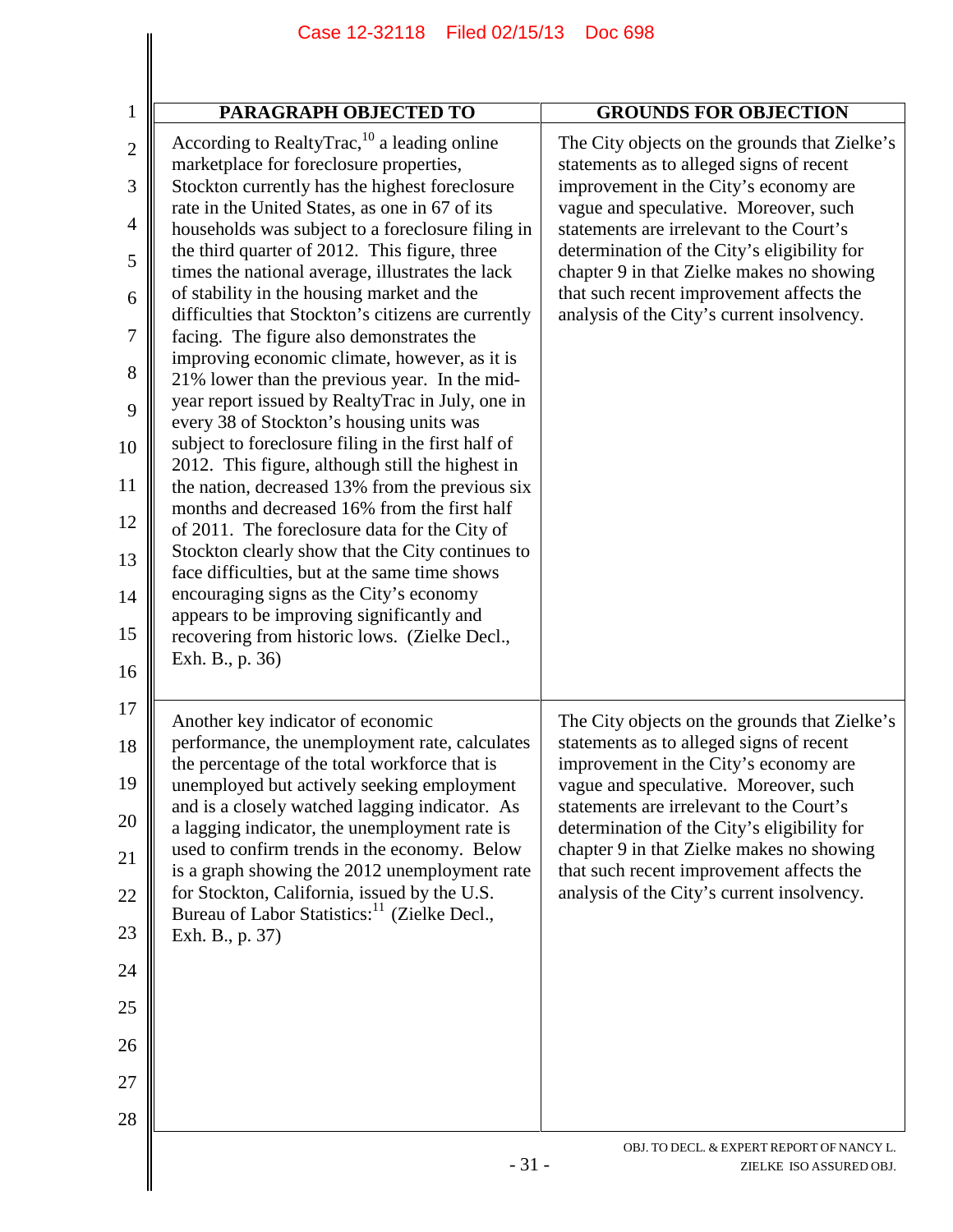| PARAGRAPH OBJECTED TO | GROUNDS FOR OBJECTION |
|---|---|
| According to RealtyTrac,[10] a leading online marketplace for foreclosure properties, Stockton currently has the highest foreclosure rate in the United States, as one in 67 of its households was subject to a foreclosure filing in the third quarter of 2012. This figure, three times the national average, illustrates the lack of stability in the housing market and the difficulties that Stockton's citizens are currently facing. The figure also demonstrates the improving economic climate, however, as it is 21% lower than the previous year. In the mid-year report issued by RealtyTrac in July, one in every 38 of Stockton's housing units was subject to foreclosure filing in the first half of 2012. This figure, although still the highest in the nation, decreased 13% from the previous six months and decreased 16% from the first half of 2011. The foreclosure data for the City of Stockton clearly show that the City continues to face difficulties, but at the same time shows encouraging signs as the City's economy appears to be improving significantly and recovering from historic lows. (Zielke Decl., Exh. B., p. 36) | The City objects on the grounds that Zielke's statements as to alleged signs of recent improvement in the City's economy are vague and speculative. Moreover, such statements are irrelevant to the Court's determination of the City's eligibility for chapter 9 in that Zielke makes no showing that such recent improvement affects the analysis of the City's current insolvency. |
| Another key indicator of economic performance, the unemployment rate, calculates the percentage of the total workforce that is unemployed but actively seeking employment and is a closely watched lagging indicator. As a lagging indicator, the unemployment rate is used to confirm trends in the economy. Below is a graph showing the 2012 unemployment rate for Stockton, California, issued by the U.S. Bureau of Labor Statistics:[11] (Zielke Decl., Exh. B., p. 37) | The City objects on the grounds that Zielke's statements as to alleged signs of recent improvement in the City's economy are vague and speculative. Moreover, such statements are irrelevant to the Court's determination of the City's eligibility for chapter 9 in that Zielke makes no showing that such recent improvement affects the analysis of the City's current insolvency. |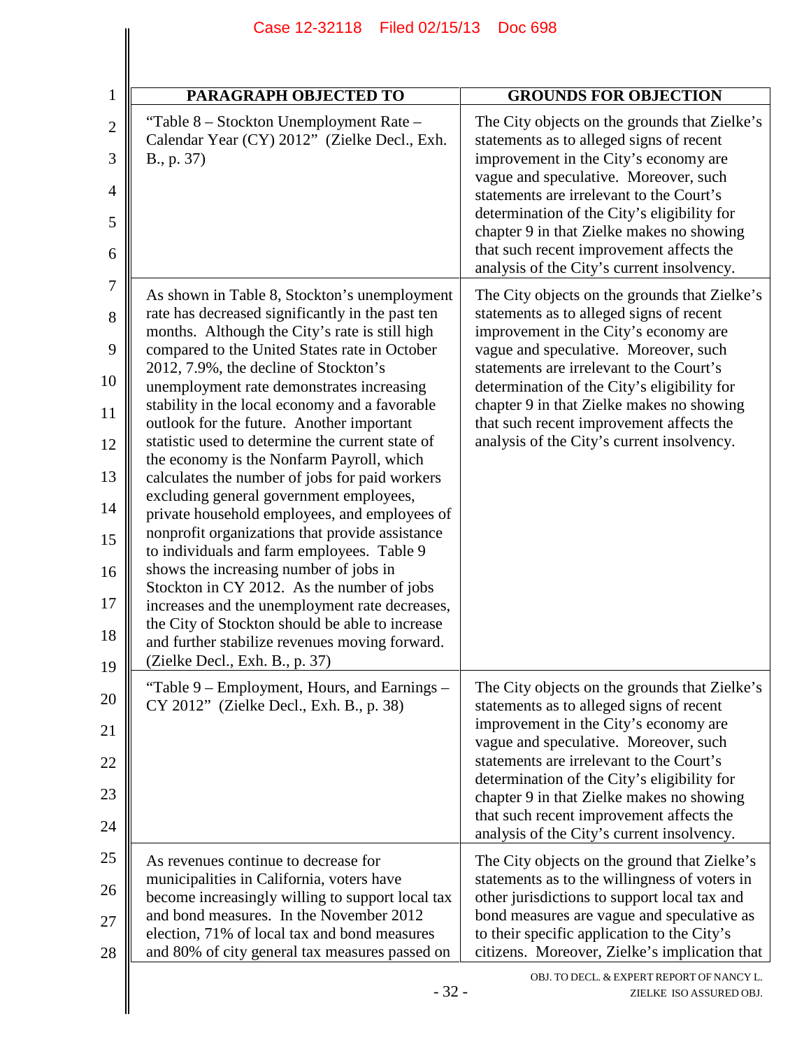| PARAGRAPH OBJECTED TO | GROUNDS FOR OBJECTION |
|---|---|
| "Table 8 – Stockton Unemployment Rate – Calendar Year (CY) 2012" (Zielke Decl., Exh. B., p. 37) | The City objects on the grounds that Zielke's statements as to alleged signs of recent improvement in the City's economy are vague and speculative. Moreover, such statements are irrelevant to the Court's determination of the City's eligibility for chapter 9 in that Zielke makes no showing that such recent improvement affects the analysis of the City's current insolvency. |
| As shown in Table 8, Stockton's unemployment rate has decreased significantly in the past ten months. Although the City's rate is still high compared to the United States rate in October 2012, 7.9%, the decline of Stockton's unemployment rate demonstrates increasing stability in the local economy and a favorable outlook for the future. Another important statistic used to determine the current state of the economy is the Nonfarm Payroll, which calculates the number of jobs for paid workers excluding general government employees, private household employees, and employees of nonprofit organizations that provide assistance to individuals and farm employees. Table 9 shows the increasing number of jobs in Stockton in CY 2012. As the number of jobs increases and the unemployment rate decreases, the City of Stockton should be able to increase and further stabilize revenues moving forward. (Zielke Decl., Exh. B., p. 37) | The City objects on the grounds that Zielke's statements as to alleged signs of recent improvement in the City's economy are vague and speculative. Moreover, such statements are irrelevant to the Court's determination of the City's eligibility for chapter 9 in that Zielke makes no showing that such recent improvement affects the analysis of the City's current insolvency. |
| "Table 9 – Employment, Hours, and Earnings – CY 2012" (Zielke Decl., Exh. B., p. 38) | The City objects on the grounds that Zielke's statements as to alleged signs of recent improvement in the City's economy are vague and speculative. Moreover, such statements are irrelevant to the Court's determination of the City's eligibility for chapter 9 in that Zielke makes no showing that such recent improvement affects the analysis of the City's current insolvency. |
| As revenues continue to decrease for municipalities in California, voters have become increasingly willing to support local tax and bond measures. In the November 2012 election, 71% of local tax and bond measures and 80% of city general tax measures passed on | The City objects on the ground that Zielke's statements as to the willingness of voters in other jurisdictions to support local tax and bond measures are vague and speculative as to their specific application to the City's citizens. Moreover, Zielke's implication that |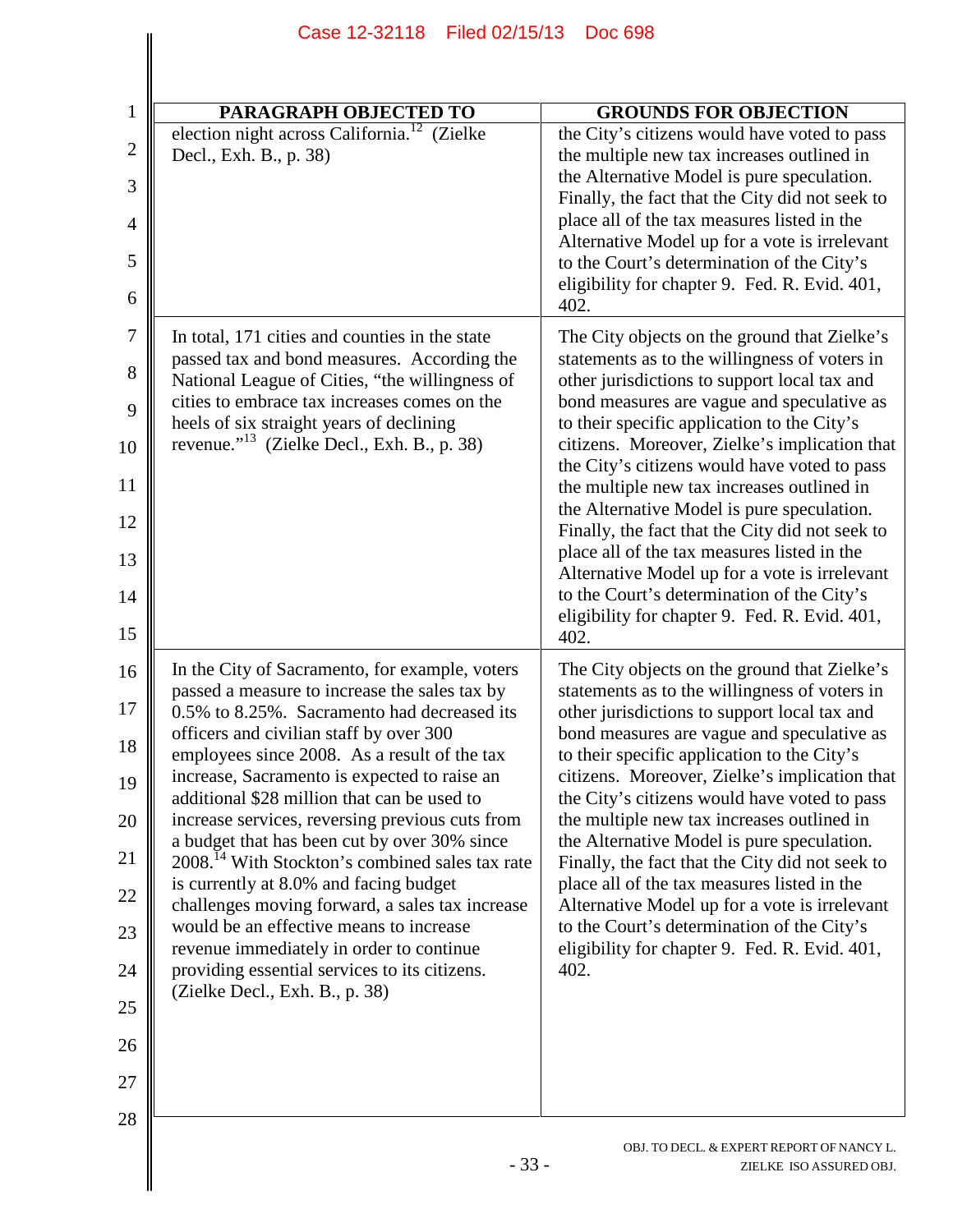| PARAGRAPH OBJECTED TO | GROUNDS FOR OBJECTION |
|---|---|
| election night across California.[12] (Zielke Decl., Exh. B., p. 38) | the City's citizens would have voted to pass the multiple new tax increases outlined in the Alternative Model is pure speculation. Finally, the fact that the City did not seek to place all of the tax measures listed in the Alternative Model up for a vote is irrelevant to the Court's determination of the City's eligibility for chapter 9. Fed. R. Evid. 401, 402. |
| In total, 171 cities and counties in the state passed tax and bond measures. According the National League of Cities, "the willingness of cities to embrace tax increases comes on the heels of six straight years of declining revenue."[13] (Zielke Decl., Exh. B., p. 38) | The City objects on the ground that Zielke's statements as to the willingness of voters in other jurisdictions to support local tax and bond measures are vague and speculative as to their specific application to the City's citizens. Moreover, Zielke's implication that the City's citizens would have voted to pass the multiple new tax increases outlined in the Alternative Model is pure speculation. Finally, the fact that the City did not seek to place all of the tax measures listed in the Alternative Model up for a vote is irrelevant to the Court's determination of the City's eligibility for chapter 9. Fed. R. Evid. 401, 402. |
| In the City of Sacramento, for example, voters passed a measure to increase the sales tax by 0.5% to 8.25%. Sacramento had decreased its officers and civilian staff by over 300 employees since 2008. As a result of the tax increase, Sacramento is expected to raise an additional $28 million that can be used to increase services, reversing previous cuts from a budget that has been cut by over 30% since 2008.[14] With Stockton's combined sales tax rate is currently at 8.0% and facing budget challenges moving forward, a sales tax increase would be an effective means to increase revenue immediately in order to continue providing essential services to its citizens. (Zielke Decl., Exh. B., p. 38) | The City objects on the ground that Zielke's statements as to the willingness of voters in other jurisdictions to support local tax and bond measures are vague and speculative as to their specific application to the City's citizens. Moreover, Zielke's implication that the City's citizens would have voted to pass the multiple new tax increases outlined in the Alternative Model is pure speculation. Finally, the fact that the City did not seek to place all of the tax measures listed in the Alternative Model up for a vote is irrelevant to the Court's determination of the City's eligibility for chapter 9. Fed. R. Evid. 401, 402. |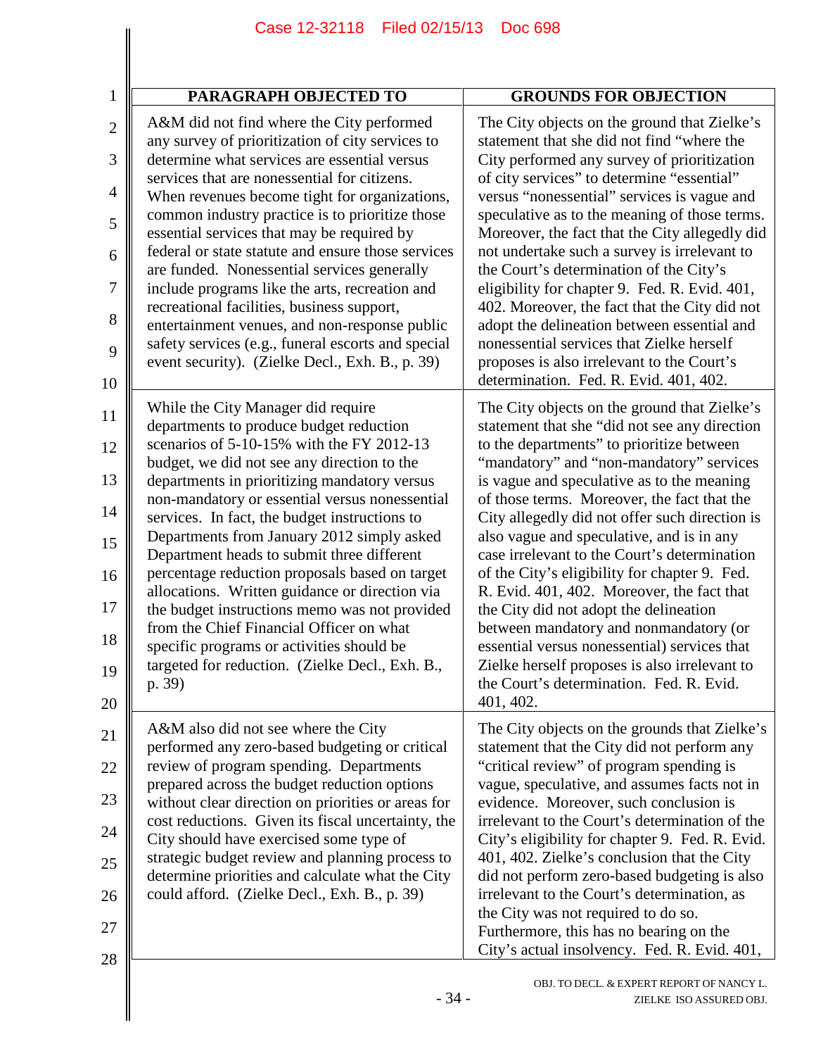| PARAGRAPH OBJECTED TO | GROUNDS FOR OBJECTION |
|---|---|
| A&M did not find where the City performed any survey of prioritization of city services to determine what services are essential versus services that are nonessential for citizens. When revenues become tight for organizations, common industry practice is to prioritize those essential services that may be required by federal or state statute and ensure those services are funded. Nonessential services generally include programs like the arts, recreation and recreational facilities, business support, entertainment venues, and non-response public safety services (e.g., funeral escorts and special event security). (Zielke Decl., Exh. B., p. 39) | The City objects on the ground that Zielke's statement that she did not find "where the City performed any survey of prioritization of city services" to determine "essential" versus "nonessential" services is vague and speculative as to the meaning of those terms. Moreover, the fact that the City allegedly did not undertake such a survey is irrelevant to the Court's determination of the City's eligibility for chapter 9. Fed. R. Evid. 401, 402. Moreover, the fact that the City did not adopt the delineation between essential and nonessential services that Zielke herself proposes is also irrelevant to the Court's determination. Fed. R. Evid. 401, 402. |
| While the City Manager did require departments to produce budget reduction scenarios of 5-10-15% with the FY 2012-13 budget, we did not see any direction to the departments in prioritizing mandatory versus non-mandatory or essential versus nonessential services. In fact, the budget instructions to Departments from January 2012 simply asked Department heads to submit three different percentage reduction proposals based on target allocations. Written guidance or direction via the budget instructions memo was not provided from the Chief Financial Officer on what specific programs or activities should be targeted for reduction. (Zielke Decl., Exh. B., p. 39) | The City objects on the ground that Zielke's statement that she "did not see any direction to the departments" to prioritize between "mandatory" and "non-mandatory" services is vague and speculative as to the meaning of those terms. Moreover, the fact that the City allegedly did not offer such direction is also vague and speculative, and is in any case irrelevant to the Court's determination of the City's eligibility for chapter 9. Fed. R. Evid. 401, 402. Moreover, the fact that the City did not adopt the delineation between mandatory and nonmandatory (or essential versus nonessential) services that Zielke herself proposes is also irrelevant to the Court's determination. Fed. R. Evid. 401, 402. |
| A&M also did not see where the City performed any zero-based budgeting or critical review of program spending. Departments prepared across the budget reduction options without clear direction on priorities or areas for cost reductions. Given its fiscal uncertainty, the City should have exercised some type of strategic budget review and planning process to determine priorities and calculate what the City could afford. (Zielke Decl., Exh. B., p. 39) | The City objects on the grounds that Zielke's statement that the City did not perform any "critical review" of program spending is vague, speculative, and assumes facts not in evidence. Moreover, such conclusion is irrelevant to the Court's determination of the City's eligibility for chapter 9. Fed. R. Evid. 401, 402. Zielke's conclusion that the City did not perform zero-based budgeting is also irrelevant to the Court's determination, as the City was not required to do so. Furthermore, this has no bearing on the City's actual insolvency. Fed. R. Evid. 401, |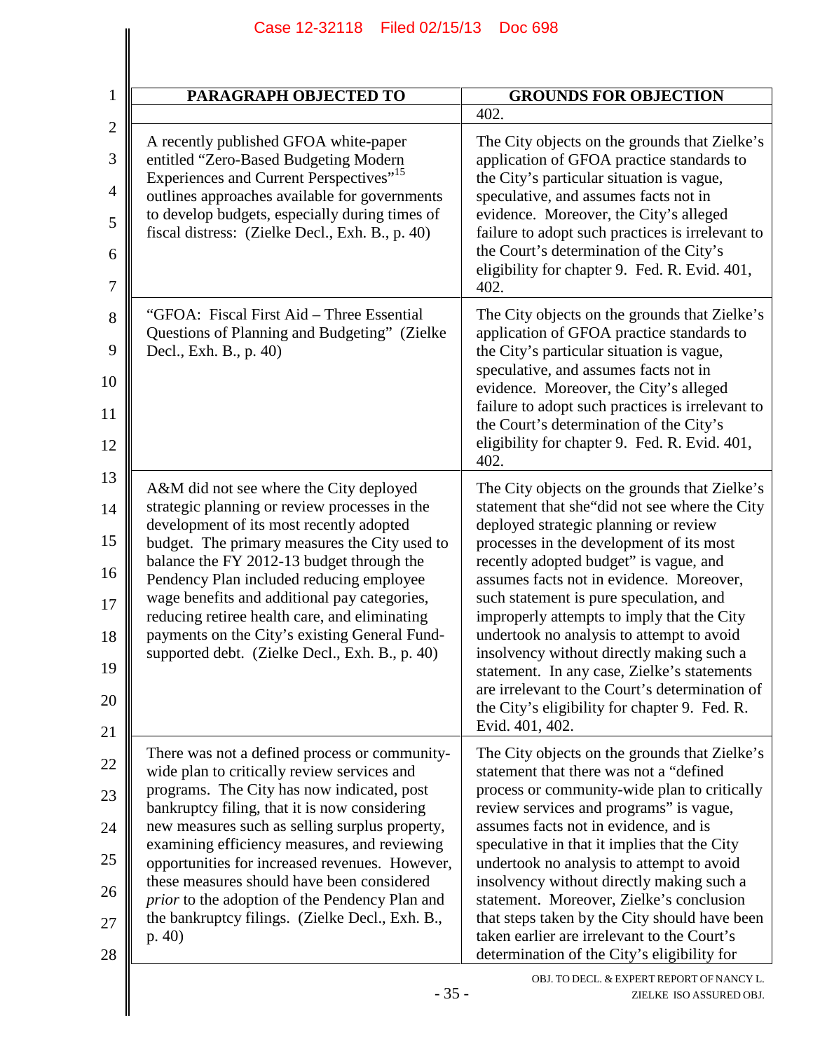| PARAGRAPH OBJECTED TO | GROUNDS FOR OBJECTION |
|---|---|
| | 402. |
| A recently published GFOA white-paper entitled "Zero-Based Budgeting Modern Experiences and Current Perspectives"[15] outlines approaches available for governments to develop budgets, especially during times of fiscal distress: (Zielke Decl., Exh. B., p. 40) | The City objects on the grounds that Zielke's application of GFOA practice standards to the City's particular situation is vague, speculative, and assumes facts not in evidence. Moreover, the City's alleged failure to adopt such practices is irrelevant to the Court's determination of the City's eligibility for chapter 9. Fed. R. Evid. 401, 402. |
| "GFOA: Fiscal First Aid – Three Essential Questions of Planning and Budgeting" (Zielke Decl., Exh. B., p. 40) | The City objects on the grounds that Zielke's application of GFOA practice standards to the City's particular situation is vague, speculative, and assumes facts not in evidence. Moreover, the City's alleged failure to adopt such practices is irrelevant to the Court's determination of the City's eligibility for chapter 9. Fed. R. Evid. 401, 402. |
| A&M did not see where the City deployed strategic planning or review processes in the development of its most recently adopted budget. The primary measures the City used to balance the FY 2012-13 budget through the Pendency Plan included reducing employee wage benefits and additional pay categories, reducing retiree health care, and eliminating payments on the City's existing General Fund-supported debt. (Zielke Decl., Exh. B., p. 40) | The City objects on the grounds that Zielke's statement that she"did not see where the City deployed strategic planning or review processes in the development of its most recently adopted budget" is vague, and assumes facts not in evidence. Moreover, such statement is pure speculation, and improperly attempts to imply that the City undertook no analysis to attempt to avoid insolvency without directly making such a statement. In any case, Zielke's statements are irrelevant to the Court's determination of the City's eligibility for chapter 9. Fed. R. Evid. 401, 402. |
| There was not a defined process or community-wide plan to critically review services and programs. The City has now indicated, post bankruptcy filing, that it is now considering new measures such as selling surplus property, examining efficiency measures, and reviewing opportunities for increased revenues. However, these measures should have been considered *prior* to the adoption of the Pendency Plan and the bankruptcy filings. (Zielke Decl., Exh. B., p. 40) | The City objects on the grounds that Zielke's statement that there was not a "defined process or community-wide plan to critically review services and programs" is vague, assumes facts not in evidence, and is speculative in that it implies that the City undertook no analysis to attempt to avoid insolvency without directly making such a statement. Moreover, Zielke's conclusion that steps taken by the City should have been taken earlier are irrelevant to the Court's determination of the City's eligibility for |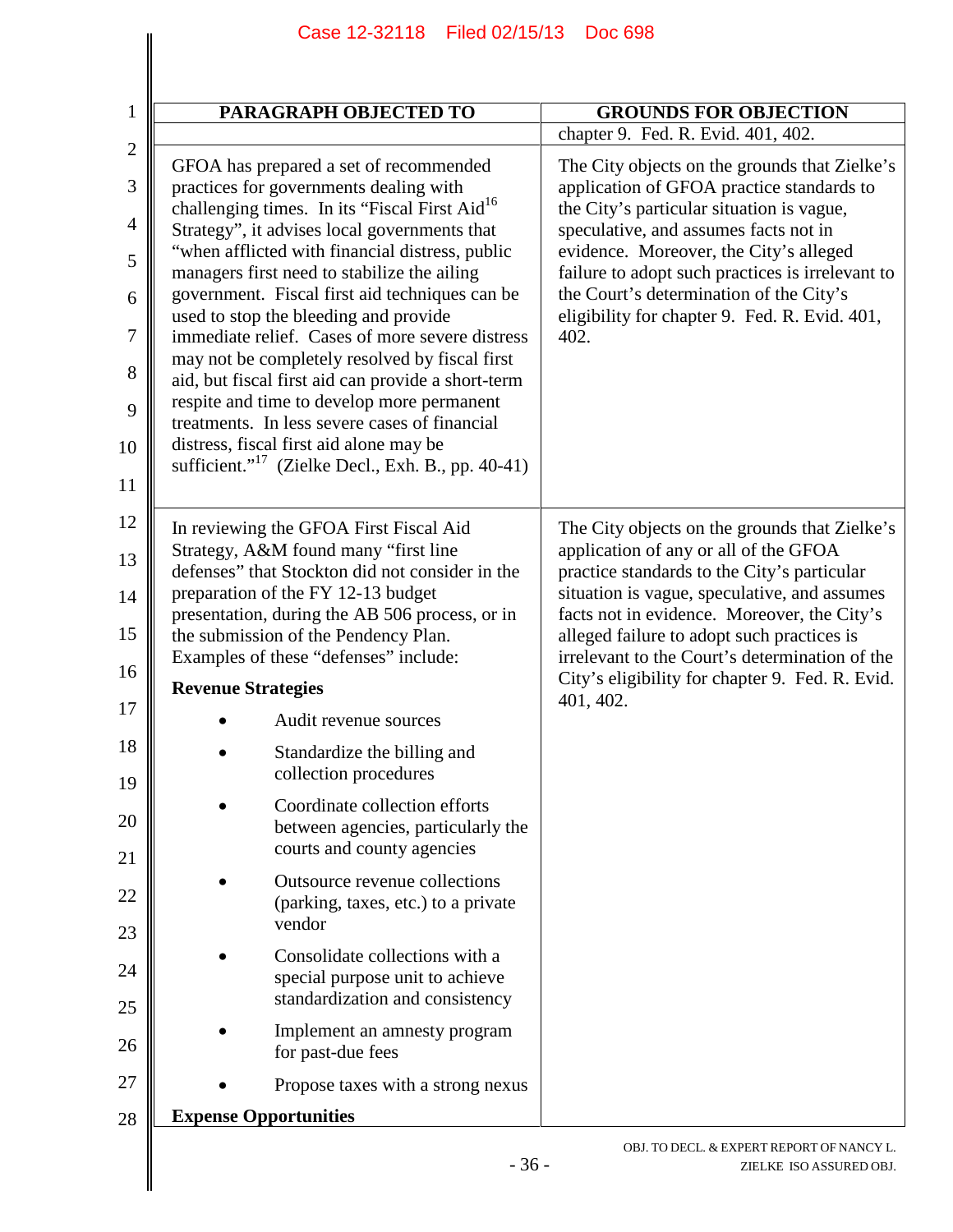| PARAGRAPH OBJECTED TO | GROUNDS FOR OBJECTION |
|---|---|
| | chapter 9. Fed. R. Evid. 401, 402. |
| GFOA has prepared a set of recommended practices for governments dealing with challenging times. In its "Fiscal First Aid[16] Strategy", it advises local governments that "when afflicted with financial distress, public managers first need to stabilize the ailing government. Fiscal first aid techniques can be used to stop the bleeding and provide immediate relief. Cases of more severe distress may not be completely resolved by fiscal first aid, but fiscal first aid can provide a short-term respite and time to develop more permanent treatments. In less severe cases of financial distress, fiscal first aid alone may be sufficient."[17] (Zielke Decl., Exh. B., pp. 40-41) | The City objects on the grounds that Zielke's application of GFOA practice standards to the City's particular situation is vague, speculative, and assumes facts not in evidence. Moreover, the City's alleged failure to adopt such practices is irrelevant to the Court's determination of the City's eligibility for chapter 9. Fed. R. Evid. 401, 402. |
| In reviewing the GFOA First Fiscal Aid Strategy, A&M found many "first line defenses" that Stockton did not consider in the preparation of the FY 12-13 budget presentation, during the AB 506 process, or in the submission of the Pendency Plan. Examples of these "defenses" include:<br><br>**Revenue Strategies**<br>• Audit revenue sources<br>• Standardize the billing and collection procedures<br>• Coordinate collection efforts between agencies, particularly the courts and county agencies<br>• Outsource revenue collections (parking, taxes, etc.) to a private vendor<br>• Consolidate collections with a special purpose unit to achieve standardization and consistency<br>• Implement an amnesty program for past-due fees<br>• Propose taxes with a strong nexus<br><br>**Expense Opportunities** | The City objects on the grounds that Zielke's application of any or all of the GFOA practice standards to the City's particular situation is vague, speculative, and assumes facts not in evidence. Moreover, the City's alleged failure to adopt such practices is irrelevant to the Court's determination of the City's eligibility for chapter 9. Fed. R. Evid. 401, 402. |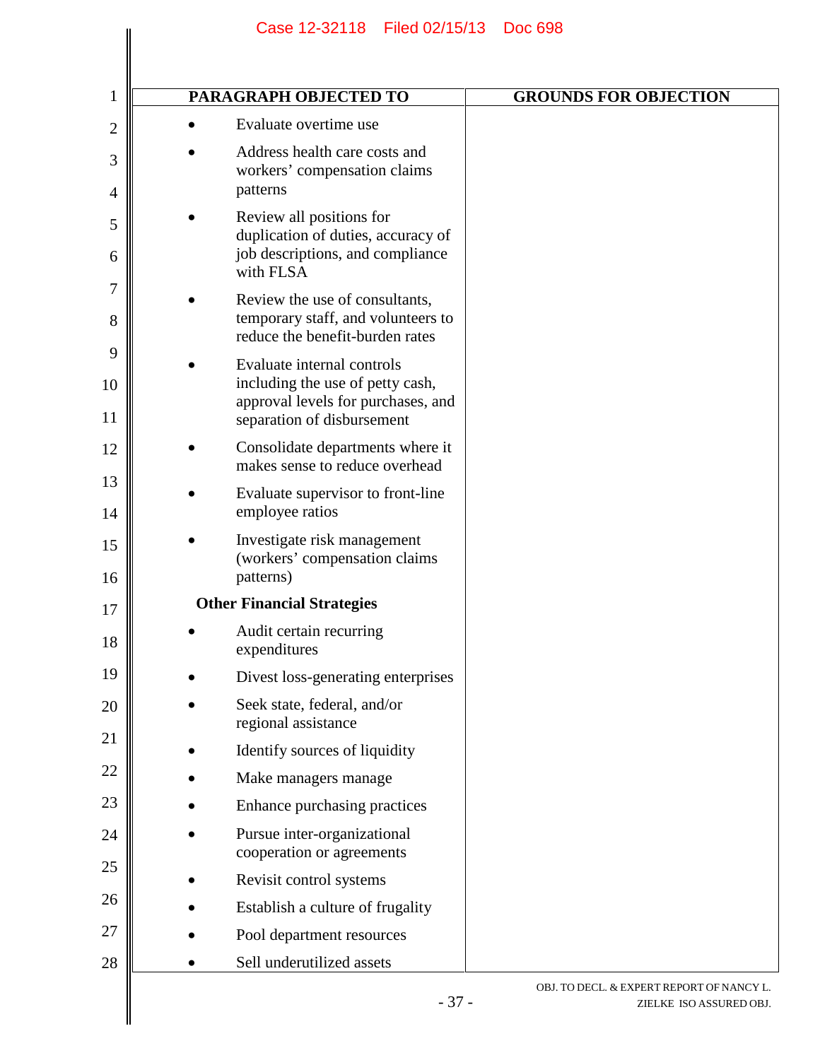| PARAGRAPH OBJECTED TO | GROUNDS FOR OBJECTION |
|---|---|
| • Evaluate overtime use<br>• Address health care costs and workers' compensation claims patterns<br>• Review all positions for duplication of duties, accuracy of job descriptions, and compliance with FLSA<br>• Review the use of consultants, temporary staff, and volunteers to reduce the benefit-burden rates<br>• Evaluate internal controls including the use of petty cash, approval levels for purchases, and separation of disbursement<br>• Consolidate departments where it makes sense to reduce overhead<br>• Evaluate supervisor to front-line employee ratios<br>• Investigate risk management (workers' compensation claims patterns)<br>**Other Financial Strategies**<br>• Audit certain recurring expenditures<br>• Divest loss-generating enterprises<br>• Seek state, federal, and/or regional assistance<br>• Identify sources of liquidity<br>• Make managers manage<br>• Enhance purchasing practices<br>• Pursue inter-organizational cooperation or agreements<br>• Revisit control systems<br>• Establish a culture of frugality<br>• Pool department resources<br>• Sell underutilized assets | |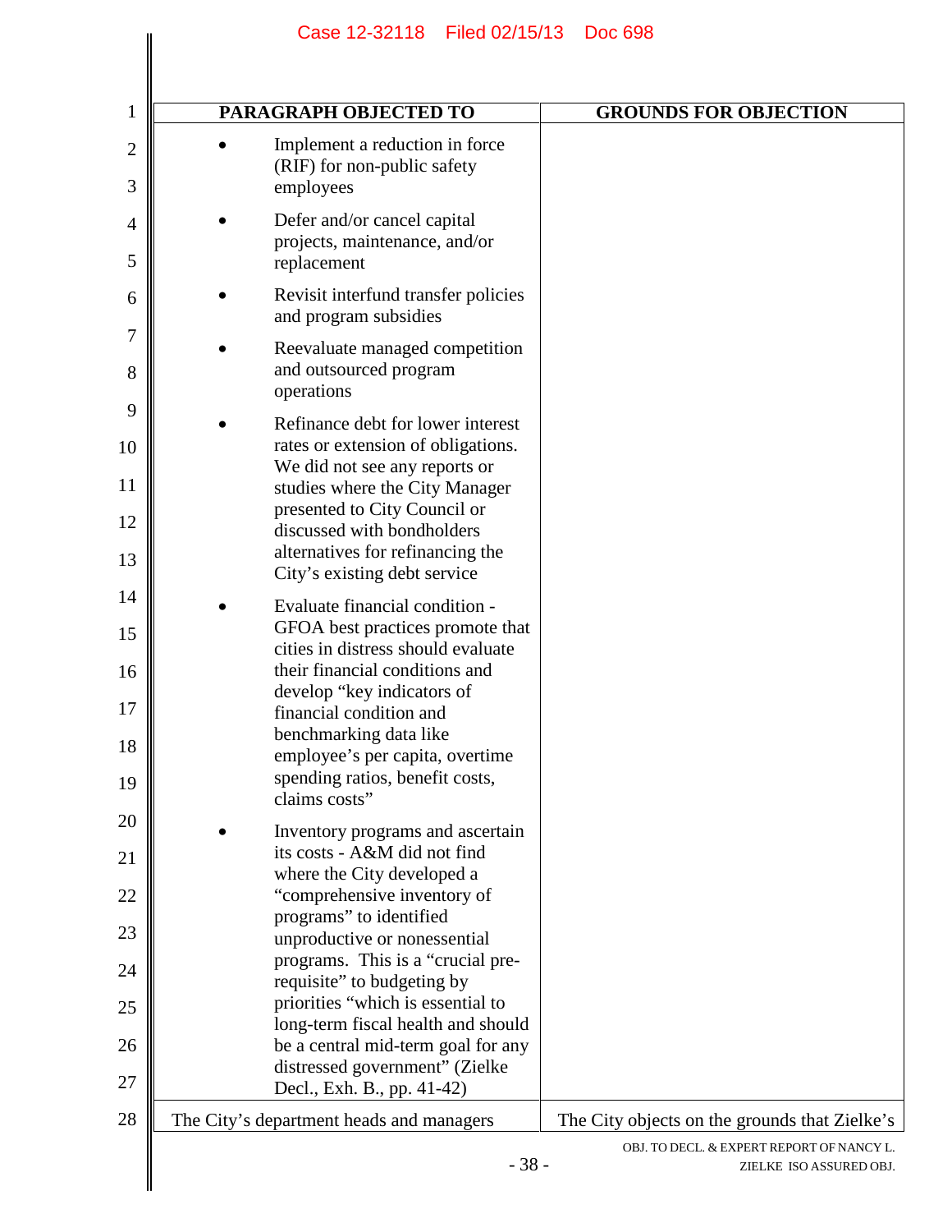| PARAGRAPH OBJECTED TO | GROUNDS FOR OBJECTION |
|---|---|
| • Implement a reduction in force (RIF) for non-public safety employees<br>• Defer and/or cancel capital projects, maintenance, and/or replacement<br>• Revisit interfund transfer policies and program subsidies<br>• Reevaluate managed competition and outsourced program operations<br>• Refinance debt for lower interest rates or extension of obligations. We did not see any reports or studies where the City Manager presented to City Council or discussed with bondholders alternatives for refinancing the City's existing debt service<br>• Evaluate financial condition - GFOA best practices promote that cities in distress should evaluate their financial conditions and develop "key indicators of financial condition and benchmarking data like employee's per capita, overtime spending ratios, benefit costs, claims costs"<br>• Inventory programs and ascertain its costs - A&M did not find where the City developed a "comprehensive inventory of programs" to identified unproductive or nonessential programs. This is a "crucial pre-requisite" to budgeting by priorities "which is essential to long-term fiscal health and should be a central mid-term goal for any distressed government" (Zielke Decl., Exh. B., pp. 41-42) | |
| The City's department heads and managers | The City objects on the grounds that Zielke's |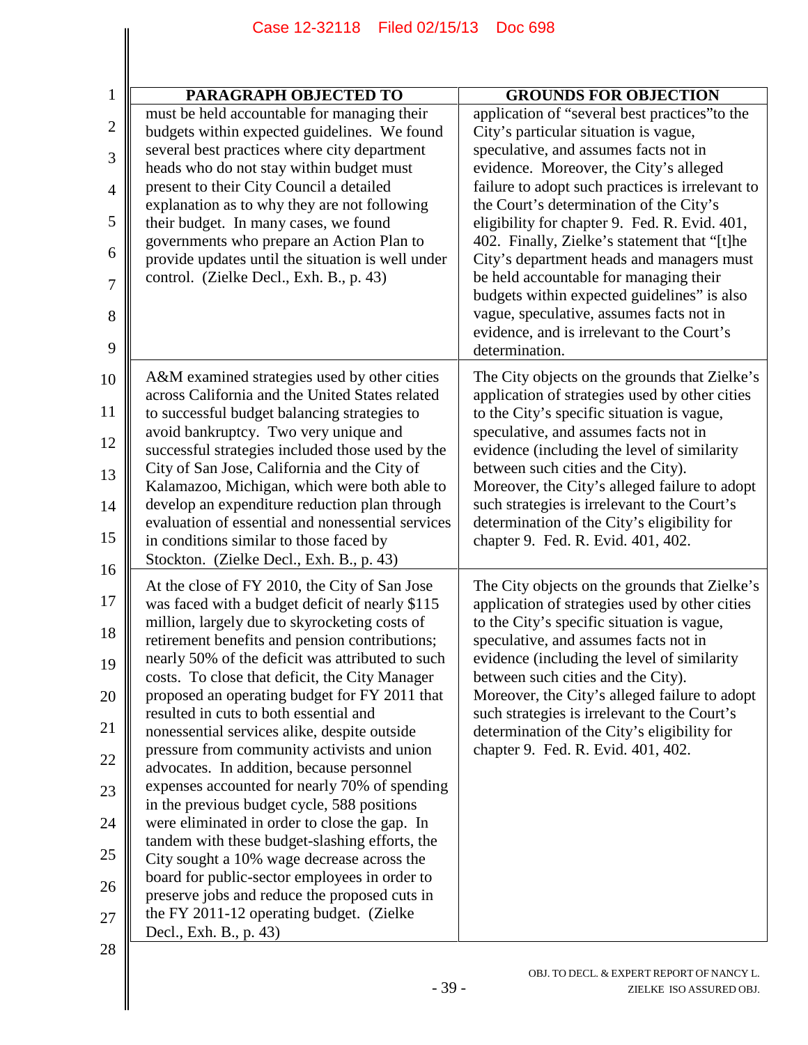| PARAGRAPH OBJECTED TO | GROUNDS FOR OBJECTION |
|---|---|
| must be held accountable for managing their budgets within expected guidelines. We found several best practices where city department heads who do not stay within budget must present to their City Council a detailed explanation as to why they are not following their budget. In many cases, we found governments who prepare an Action Plan to provide updates until the situation is well under control. (Zielke Decl., Exh. B., p. 43) | application of "several best practices"to the City's particular situation is vague, speculative, and assumes facts not in evidence. Moreover, the City's alleged failure to adopt such practices is irrelevant to the Court's determination of the City's eligibility for chapter 9. Fed. R. Evid. 401, 402. Finally, Zielke's statement that "[t]he City's department heads and managers must be held accountable for managing their budgets within expected guidelines" is also vague, speculative, assumes facts not in evidence, and is irrelevant to the Court's determination. |
| A&M examined strategies used by other cities across California and the United States related to successful budget balancing strategies to avoid bankruptcy. Two very unique and successful strategies included those used by the City of San Jose, California and the City of Kalamazoo, Michigan, which were both able to develop an expenditure reduction plan through evaluation of essential and nonessential services in conditions similar to those faced by Stockton. (Zielke Decl., Exh. B., p. 43) | The City objects on the grounds that Zielke's application of strategies used by other cities to the City's specific situation is vague, speculative, and assumes facts not in evidence (including the level of similarity between such cities and the City). Moreover, the City's alleged failure to adopt such strategies is irrelevant to the Court's determination of the City's eligibility for chapter 9. Fed. R. Evid. 401, 402. |
| At the close of FY 2010, the City of San Jose was faced with a budget deficit of nearly $115 million, largely due to skyrocketing costs of retirement benefits and pension contributions; nearly 50% of the deficit was attributed to such costs. To close that deficit, the City Manager proposed an operating budget for FY 2011 that resulted in cuts to both essential and nonessential services alike, despite outside pressure from community activists and union advocates. In addition, because personnel expenses accounted for nearly 70% of spending in the previous budget cycle, 588 positions were eliminated in order to close the gap. In tandem with these budget-slashing efforts, the City sought a 10% wage decrease across the board for public-sector employees in order to preserve jobs and reduce the proposed cuts in the FY 2011-12 operating budget. (Zielke Decl., Exh. B., p. 43) | The City objects on the grounds that Zielke's application of strategies used by other cities to the City's specific situation is vague, speculative, and assumes facts not in evidence (including the level of similarity between such cities and the City). Moreover, the City's alleged failure to adopt such strategies is irrelevant to the Court's determination of the City's eligibility for chapter 9. Fed. R. Evid. 401, 402. |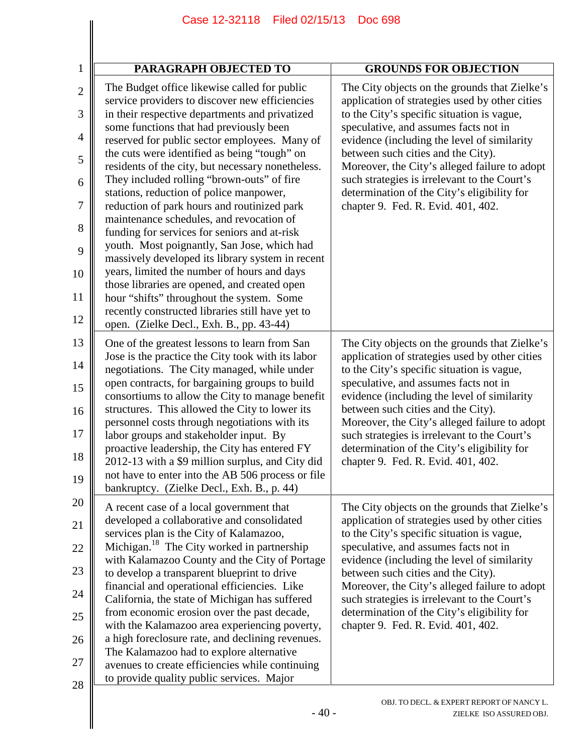| PARAGRAPH OBJECTED TO | GROUNDS FOR OBJECTION |
|---|---|
| The Budget office likewise called for public service providers to discover new efficiencies in their respective departments and privatized some functions that had previously been reserved for public sector employees. Many of the cuts were identified as being "tough" on residents of the city, but necessary nonetheless. They included rolling "brown-outs" of fire stations, reduction of police manpower, reduction of park hours and routinized park maintenance schedules, and revocation of funding for services for seniors and at-risk youth. Most poignantly, San Jose, which had massively developed its library system in recent years, limited the number of hours and days those libraries are opened, and created open hour "shifts" throughout the system. Some recently constructed libraries still have yet to open. (Zielke Decl., Exh. B., pp. 43-44) | The City objects on the grounds that Zielke's application of strategies used by other cities to the City's specific situation is vague, speculative, and assumes facts not in evidence (including the level of similarity between such cities and the City). Moreover, the City's alleged failure to adopt such strategies is irrelevant to the Court's determination of the City's eligibility for chapter 9. Fed. R. Evid. 401, 402. |
| One of the greatest lessons to learn from San Jose is the practice the City took with its labor negotiations. The City managed, while under open contracts, for bargaining groups to build consortiums to allow the City to manage benefit structures. This allowed the City to lower its personnel costs through negotiations with its labor groups and stakeholder input. By proactive leadership, the City has entered FY 2012-13 with a $9 million surplus, and City did not have to enter into the AB 506 process or file bankruptcy. (Zielke Decl., Exh. B., p. 44) | The City objects on the grounds that Zielke's application of strategies used by other cities to the City's specific situation is vague, speculative, and assumes facts not in evidence (including the level of similarity between such cities and the City). Moreover, the City's alleged failure to adopt such strategies is irrelevant to the Court's determination of the City's eligibility for chapter 9. Fed. R. Evid. 401, 402. |
| A recent case of a local government that developed a collaborative and consolidated services plan is the City of Kalamazoo, Michigan.[18] The City worked in partnership with Kalamazoo County and the City of Portage to develop a transparent blueprint to drive financial and operational efficiencies. Like California, the state of Michigan has suffered from economic erosion over the past decade, with the Kalamazoo area experiencing poverty, a high foreclosure rate, and declining revenues. The Kalamazoo had to explore alternative avenues to create efficiencies while continuing to provide quality public services. Major | The City objects on the grounds that Zielke's application of strategies used by other cities to the City's specific situation is vague, speculative, and assumes facts not in evidence (including the level of similarity between such cities and the City). Moreover, the City's alleged failure to adopt such strategies is irrelevant to the Court's determination of the City's eligibility for chapter 9. Fed. R. Evid. 401, 402. |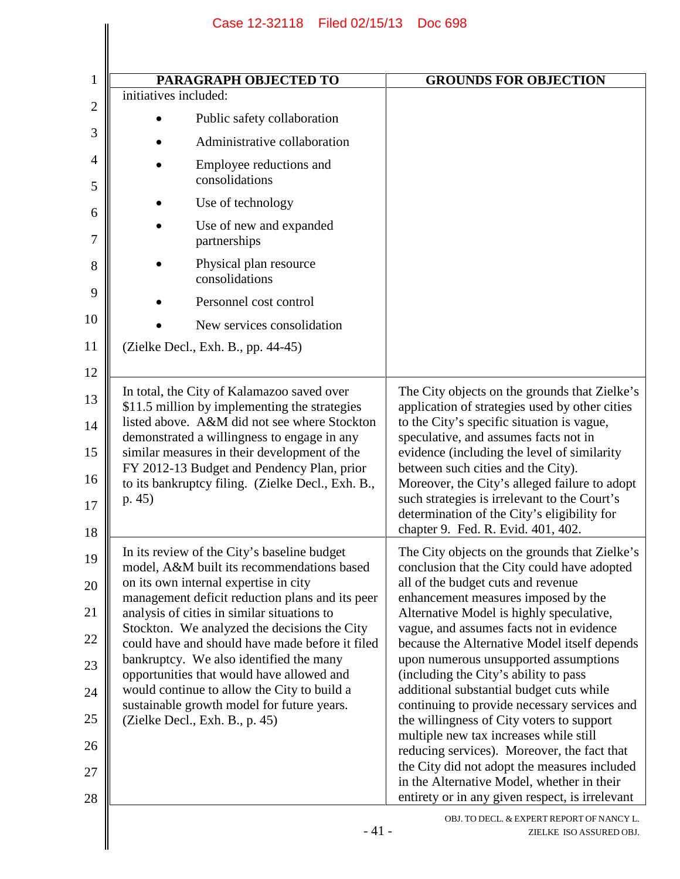| PARAGRAPH OBJECTED TO | GROUNDS FOR OBJECTION |
|---|---|
| initiatives included: <br>• Public safety collaboration <br>• Administrative collaboration <br>• Employee reductions and consolidations <br>• Use of technology <br>• Use of new and expanded partnerships <br>• Physical plan resource consolidations <br>• Personnel cost control <br>• New services consolidation <br>(Zielke Decl., Exh. B., pp. 44-45) | |
| In total, the City of Kalamazoo saved over $11.5 million by implementing the strategies listed above. A&M did not see where Stockton demonstrated a willingness to engage in any similar measures in their development of the FY 2012-13 Budget and Pendency Plan, prior to its bankruptcy filing. (Zielke Decl., Exh. B., p. 45) | The City objects on the grounds that Zielke's application of strategies used by other cities to the City's specific situation is vague, speculative, and assumes facts not in evidence (including the level of similarity between such cities and the City). Moreover, the City's alleged failure to adopt such strategies is irrelevant to the Court's determination of the City's eligibility for chapter 9. Fed. R. Evid. 401, 402. |
| In its review of the City's baseline budget model, A&M built its recommendations based on its own internal expertise in city management deficit reduction plans and its peer analysis of cities in similar situations to Stockton. We analyzed the decisions the City could have and should have made before it filed bankruptcy. We also identified the many opportunities that would have allowed and would continue to allow the City to build a sustainable growth model for future years. (Zielke Decl., Exh. B., p. 45) | The City objects on the grounds that Zielke's conclusion that the City could have adopted all of the budget cuts and revenue enhancement measures imposed by the Alternative Model is highly speculative, vague, and assumes facts not in evidence because the Alternative Model itself depends upon numerous unsupported assumptions (including the City's ability to pass additional substantial budget cuts while continuing to provide necessary services and the willingness of City voters to support multiple new tax increases while still reducing services). Moreover, the fact that the City did not adopt the measures included in the Alternative Model, whether in their entirety or in any given respect, is irrelevant |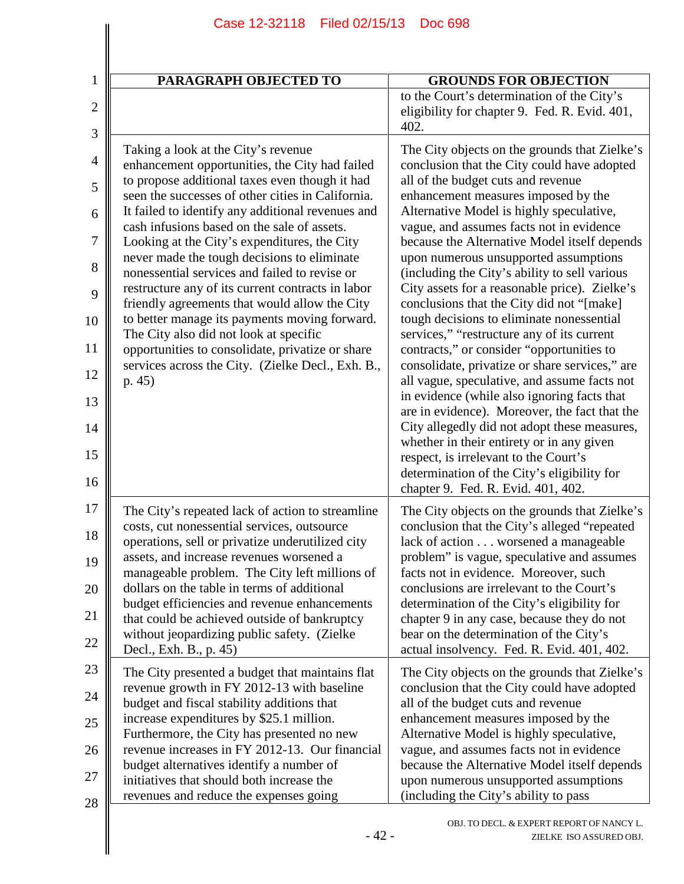| PARAGRAPH OBJECTED TO | GROUNDS FOR OBJECTION |
|---|---|
| | to the Court's determination of the City's eligibility for chapter 9. Fed. R. Evid. 401, 402. |
| Taking a look at the City's revenue enhancement opportunities, the City had failed to propose additional taxes even though it had seen the successes of other cities in California. It failed to identify any additional revenues and cash infusions based on the sale of assets. Looking at the City's expenditures, the City never made the tough decisions to eliminate nonessential services and failed to revise or restructure any of its current contracts in labor friendly agreements that would allow the City to better manage its payments moving forward. The City also did not look at specific opportunities to consolidate, privatize or share services across the City. (Zielke Decl., Exh. B., p. 45) | The City objects on the grounds that Zielke's conclusion that the City could have adopted all of the budget cuts and revenue enhancement measures imposed by the Alternative Model is highly speculative, vague, and assumes facts not in evidence because the Alternative Model itself depends upon numerous unsupported assumptions (including the City's ability to sell various City assets for a reasonable price). Zielke's conclusions that the City did not "[make] tough decisions to eliminate nonessential services," "restructure any of its current contracts," or consider "opportunities to consolidate, privatize or share services," are all vague, speculative, and assume facts not in evidence (while also ignoring facts that are in evidence). Moreover, the fact that the City allegedly did not adopt these measures, whether in their entirety or in any given respect, is irrelevant to the Court's determination of the City's eligibility for chapter 9. Fed. R. Evid. 401, 402. |
| The City's repeated lack of action to streamline costs, cut nonessential services, outsource operations, sell or privatize underutilized city assets, and increase revenues worsened a manageable problem. The City left millions of dollars on the table in terms of additional budget efficiencies and revenue enhancements that could be achieved outside of bankruptcy without jeopardizing public safety. (Zielke Decl., Exh. B., p. 45) | The City objects on the grounds that Zielke's conclusion that the City's alleged "repeated lack of action . . . worsened a manageable problem" is vague, speculative and assumes facts not in evidence. Moreover, such conclusions are irrelevant to the Court's determination of the City's eligibility for chapter 9 in any case, because they do not bear on the determination of the City's actual insolvency. Fed. R. Evid. 401, 402. |
| The City presented a budget that maintains flat revenue growth in FY 2012-13 with baseline budget and fiscal stability additions that increase expenditures by $25.1 million. Furthermore, the City has presented no new revenue increases in FY 2012-13. Our financial budget alternatives identify a number of initiatives that should both increase the revenues and reduce the expenses going | The City objects on the grounds that Zielke's conclusion that the City could have adopted all of the budget cuts and revenue enhancement measures imposed by the Alternative Model is highly speculative, vague, and assumes facts not in evidence because the Alternative Model itself depends upon numerous unsupported assumptions (including the City's ability to pass |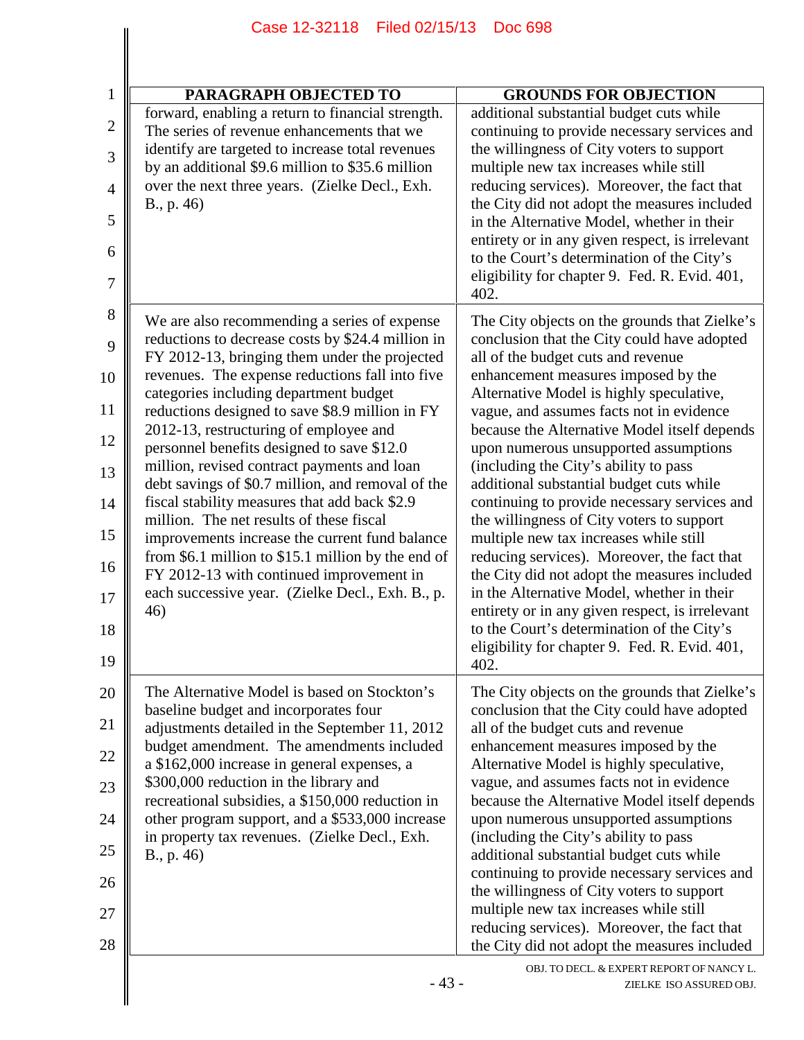| PARAGRAPH OBJECTED TO | GROUNDS FOR OBJECTION |
|---|---|
| forward, enabling a return to financial strength. The series of revenue enhancements that we identify are targeted to increase total revenues by an additional $9.6 million to $35.6 million over the next three years. (Zielke Decl., Exh. B., p. 46) | additional substantial budget cuts while continuing to provide necessary services and the willingness of City voters to support multiple new tax increases while still reducing services). Moreover, the fact that the City did not adopt the measures included in the Alternative Model, whether in their entirety or in any given respect, is irrelevant to the Court's determination of the City's eligibility for chapter 9. Fed. R. Evid. 401, 402. |
| We are also recommending a series of expense reductions to decrease costs by $24.4 million in FY 2012-13, bringing them under the projected revenues. The expense reductions fall into five categories including department budget reductions designed to save $8.9 million in FY 2012-13, restructuring of employee and personnel benefits designed to save $12.0 million, revised contract payments and loan debt savings of $0.7 million, and removal of the fiscal stability measures that add back $2.9 million. The net results of these fiscal improvements increase the current fund balance from $6.1 million to $15.1 million by the end of FY 2012-13 with continued improvement in each successive year. (Zielke Decl., Exh. B., p. 46) | The City objects on the grounds that Zielke's conclusion that the City could have adopted all of the budget cuts and revenue enhancement measures imposed by the Alternative Model is highly speculative, vague, and assumes facts not in evidence because the Alternative Model itself depends upon numerous unsupported assumptions (including the City's ability to pass additional substantial budget cuts while continuing to provide necessary services and the willingness of City voters to support multiple new tax increases while still reducing services). Moreover, the fact that the City did not adopt the measures included in the Alternative Model, whether in their entirety or in any given respect, is irrelevant to the Court's determination of the City's eligibility for chapter 9. Fed. R. Evid. 401, 402. |
| The Alternative Model is based on Stockton's baseline budget and incorporates four adjustments detailed in the September 11, 2012 budget amendment. The amendments included a $162,000 increase in general expenses, a $300,000 reduction in the library and recreational subsidies, a $150,000 reduction in other program support, and a $533,000 increase in property tax revenues. (Zielke Decl., Exh. B., p. 46) | The City objects on the grounds that Zielke's conclusion that the City could have adopted all of the budget cuts and revenue enhancement measures imposed by the Alternative Model is highly speculative, vague, and assumes facts not in evidence because the Alternative Model itself depends upon numerous unsupported assumptions (including the City's ability to pass additional substantial budget cuts while continuing to provide necessary services and the willingness of City voters to support multiple new tax increases while still reducing services). Moreover, the fact that the City did not adopt the measures included |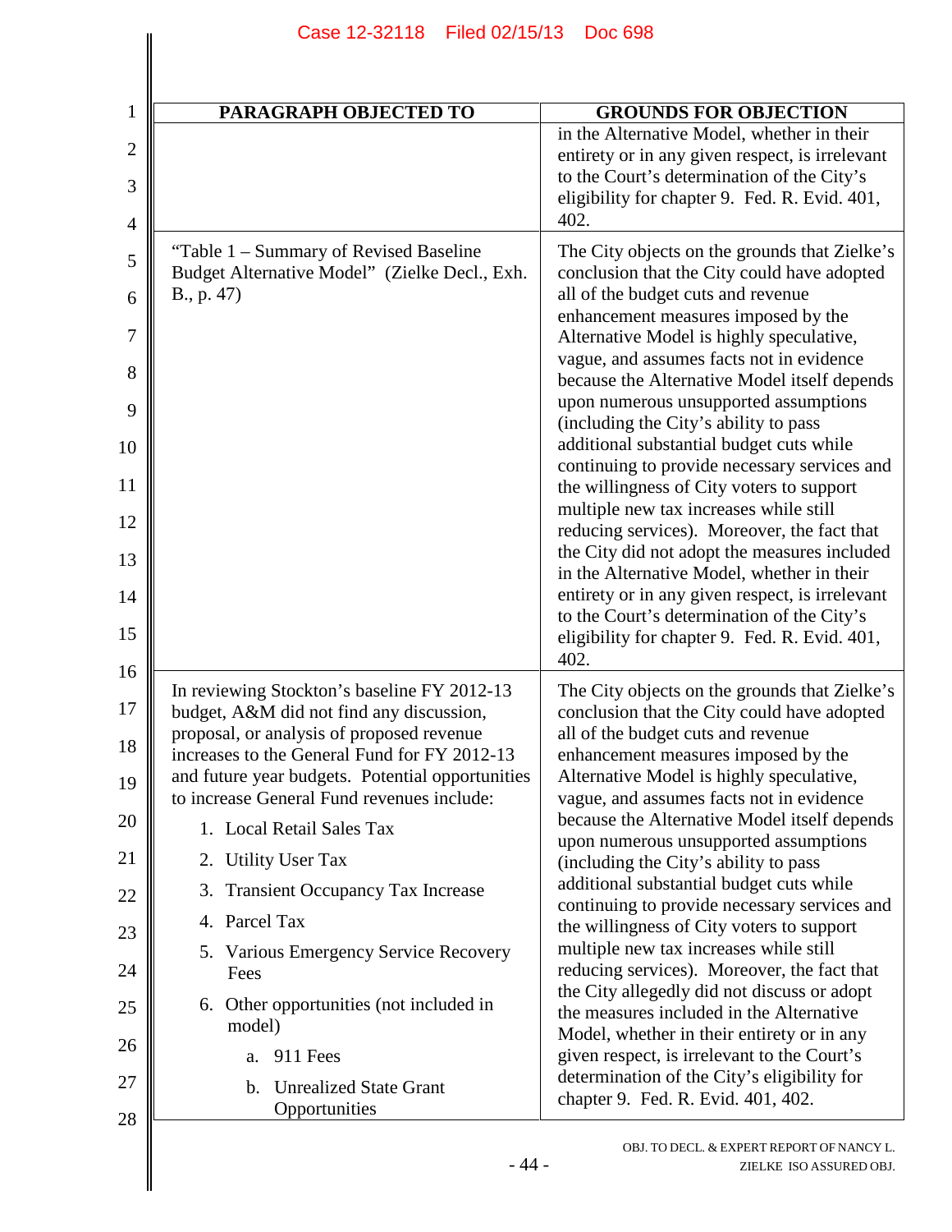| PARAGRAPH OBJECTED TO | GROUNDS FOR OBJECTION |
|---|---|
| | in the Alternative Model, whether in their entirety or in any given respect, is irrelevant to the Court's determination of the City's eligibility for chapter 9. Fed. R. Evid. 401, 402. |
| "Table 1 – Summary of Revised Baseline Budget Alternative Model" (Zielke Decl., Exh. B., p. 47) | The City objects on the grounds that Zielke's conclusion that the City could have adopted all of the budget cuts and revenue enhancement measures imposed by the Alternative Model is highly speculative, vague, and assumes facts not in evidence because the Alternative Model itself depends upon numerous unsupported assumptions (including the City's ability to pass additional substantial budget cuts while continuing to provide necessary services and the willingness of City voters to support multiple new tax increases while still reducing services). Moreover, the fact that the City did not adopt the measures included in the Alternative Model, whether in their entirety or in any given respect, is irrelevant to the Court's determination of the City's eligibility for chapter 9. Fed. R. Evid. 401, 402. |
| In reviewing Stockton's baseline FY 2012-13 budget, A&M did not find any discussion, proposal, or analysis of proposed revenue increases to the General Fund for FY 2012-13 and future year budgets. Potential opportunities to increase General Fund revenues include:<br>1. Local Retail Sales Tax<br>2. Utility User Tax<br>3. Transient Occupancy Tax Increase<br>4. Parcel Tax<br>5. Various Emergency Service Recovery Fees<br>6. Other opportunities (not included in model)<br>a. 911 Fees<br>b. Unrealized State Grant Opportunities | The City objects on the grounds that Zielke's conclusion that the City could have adopted all of the budget cuts and revenue enhancement measures imposed by the Alternative Model is highly speculative, vague, and assumes facts not in evidence because the Alternative Model itself depends upon numerous unsupported assumptions (including the City's ability to pass additional substantial budget cuts while continuing to provide necessary services and the willingness of City voters to support multiple new tax increases while still reducing services). Moreover, the fact that the City allegedly did not discuss or adopt the measures included in the Alternative Model, whether in their entirety or in any given respect, is irrelevant to the Court's determination of the City's eligibility for chapter 9. Fed. R. Evid. 401, 402. |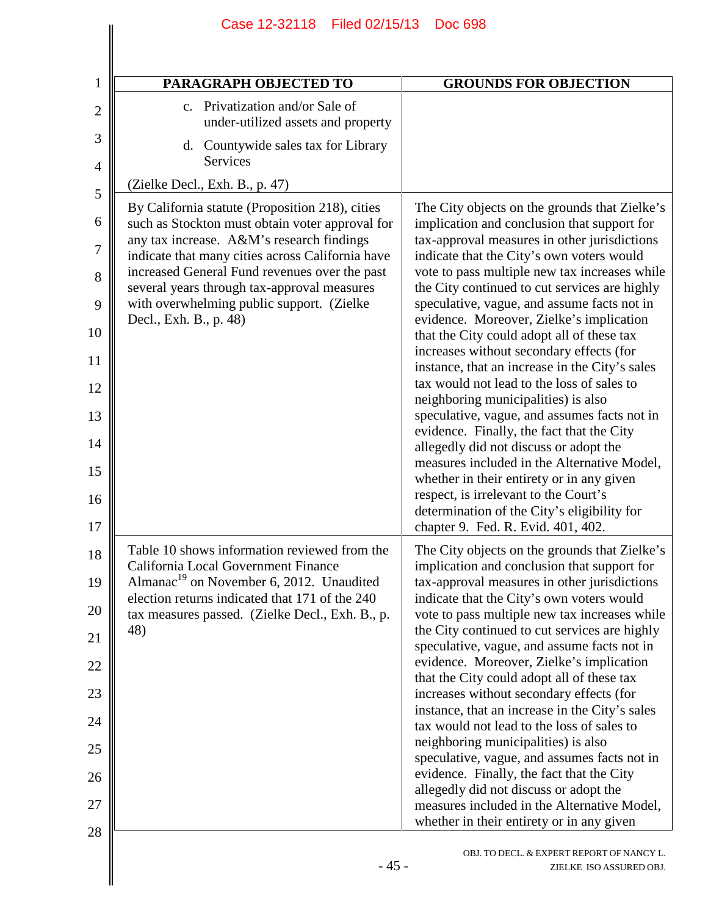| PARAGRAPH OBJECTED TO | GROUNDS FOR OBJECTION |
|---|---|
| c. Privatization and/or Sale of under-utilized assets and property<br><br>d. Countywide sales tax for Library Services<br><br>(Zielke Decl., Exh. B., p. 47) | |
| By California statute (Proposition 218), cities such as Stockton must obtain voter approval for any tax increase. A&M's research findings indicate that many cities across California have increased General Fund revenues over the past several years through tax-approval measures with overwhelming public support. (Zielke Decl., Exh. B., p. 48) | The City objects on the grounds that Zielke's implication and conclusion that support for tax-approval measures in other jurisdictions indicate that the City's own voters would vote to pass multiple new tax increases while the City continued to cut services are highly speculative, vague, and assume facts not in evidence. Moreover, Zielke's implication that the City could adopt all of these tax increases without secondary effects (for instance, that an increase in the City's sales tax would not lead to the loss of sales to neighboring municipalities) is also speculative, vague, and assumes facts not in evidence. Finally, the fact that the City allegedly did not discuss or adopt the measures included in the Alternative Model, whether in their entirety or in any given respect, is irrelevant to the Court's determination of the City's eligibility for chapter 9. Fed. R. Evid. 401, 402. |
| Table 10 shows information reviewed from the California Local Government Finance Almanac[19] on November 6, 2012. Unaudited election returns indicated that 171 of the 240 tax measures passed. (Zielke Decl., Exh. B., p. 48) | The City objects on the grounds that Zielke's implication and conclusion that support for tax-approval measures in other jurisdictions indicate that the City's own voters would vote to pass multiple new tax increases while the City continued to cut services are highly speculative, vague, and assume facts not in evidence. Moreover, Zielke's implication that the City could adopt all of these tax increases without secondary effects (for instance, that an increase in the City's sales tax would not lead to the loss of sales to neighboring municipalities) is also speculative, vague, and assumes facts not in evidence. Finally, the fact that the City allegedly did not discuss or adopt the measures included in the Alternative Model, whether in their entirety or in any given |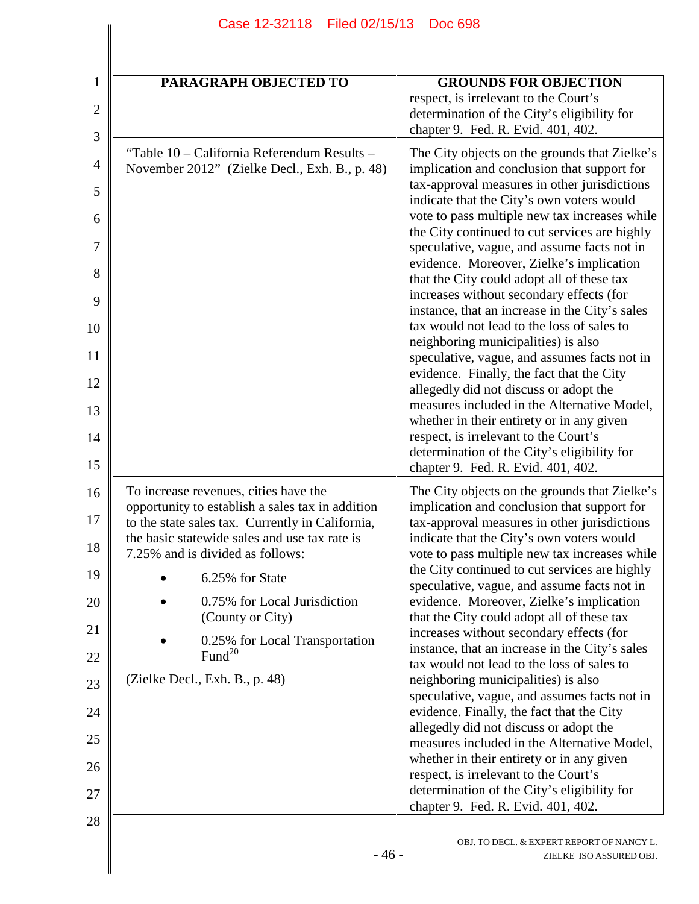| PARAGRAPH OBJECTED TO | GROUNDS FOR OBJECTION |
|---|---|
| | respect, is irrelevant to the Court's determination of the City's eligibility for chapter 9. Fed. R. Evid. 401, 402. |
| "Table 10 – California Referendum Results – November 2012" (Zielke Decl., Exh. B., p. 48) | The City objects on the grounds that Zielke's implication and conclusion that support for tax-approval measures in other jurisdictions indicate that the City's own voters would vote to pass multiple new tax increases while the City continued to cut services are highly speculative, vague, and assume facts not in evidence. Moreover, Zielke's implication that the City could adopt all of these tax increases without secondary effects (for instance, that an increase in the City's sales tax would not lead to the loss of sales to neighboring municipalities) is also speculative, vague, and assumes facts not in evidence. Finally, the fact that the City allegedly did not discuss or adopt the measures included in the Alternative Model, whether in their entirety or in any given respect, is irrelevant to the Court's determination of the City's eligibility for chapter 9. Fed. R. Evid. 401, 402. |
| To increase revenues, cities have the opportunity to establish a sales tax in addition to the state sales tax. Currently in California, the basic statewide sales and use tax rate is 7.25% and is divided as follows:<br>• 6.25% for State<br>• 0.75% for Local Jurisdiction (County or City)<br>• 0.25% for Local Transportation Fund[20]<br><br>(Zielke Decl., Exh. B., p. 48) | The City objects on the grounds that Zielke's implication and conclusion that support for tax-approval measures in other jurisdictions indicate that the City's own voters would vote to pass multiple new tax increases while the City continued to cut services are highly speculative, vague, and assume facts not in evidence. Moreover, Zielke's implication that the City could adopt all of these tax increases without secondary effects (for instance, that an increase in the City's sales tax would not lead to the loss of sales to neighboring municipalities) is also speculative, vague, and assumes facts not in evidence. Finally, the fact that the City allegedly did not discuss or adopt the measures included in the Alternative Model, whether in their entirety or in any given respect, is irrelevant to the Court's determination of the City's eligibility for chapter 9. Fed. R. Evid. 401, 402. |

OBJ. TO DECL. & EXPERT REPORT OF NANCY L. ZIELKE ISO ASSURED OBJ.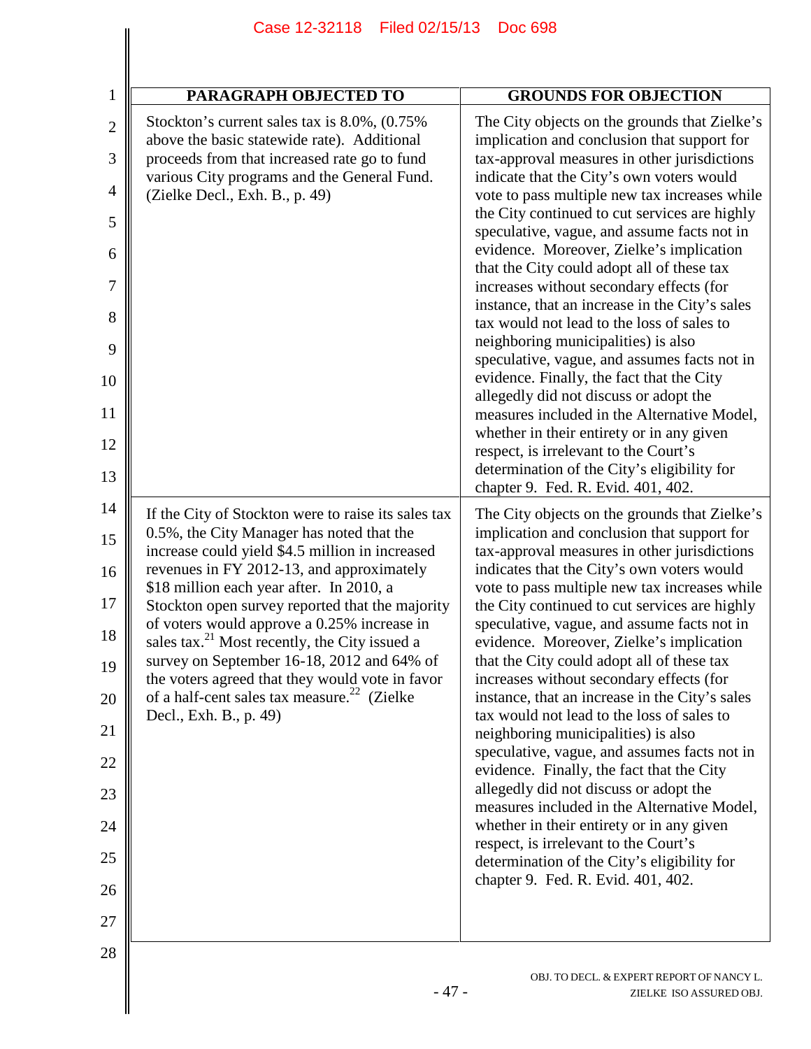| PARAGRAPH OBJECTED TO | GROUNDS FOR OBJECTION |
|---|---|
| Stockton's current sales tax is 8.0%, (0.75% above the basic statewide rate). Additional proceeds from that increased rate go to fund various City programs and the General Fund. (Zielke Decl., Exh. B., p. 49) | The City objects on the grounds that Zielke's implication and conclusion that support for tax-approval measures in other jurisdictions indicate that the City's own voters would vote to pass multiple new tax increases while the City continued to cut services are highly speculative, vague, and assume facts not in evidence. Moreover, Zielke's implication that the City could adopt all of these tax increases without secondary effects (for instance, that an increase in the City's sales tax would not lead to the loss of sales to neighboring municipalities) is also speculative, vague, and assumes facts not in evidence. Finally, the fact that the City allegedly did not discuss or adopt the measures included in the Alternative Model, whether in their entirety or in any given respect, is irrelevant to the Court's determination of the City's eligibility for chapter 9. Fed. R. Evid. 401, 402. |
| If the City of Stockton were to raise its sales tax 0.5%, the City Manager has noted that the increase could yield $4.5 million in increased revenues in FY 2012-13, and approximately $18 million each year after. In 2010, a Stockton open survey reported that the majority of voters would approve a 0.25% increase in sales tax.[21] Most recently, the City issued a survey on September 16-18, 2012 and 64% of the voters agreed that they would vote in favor of a half-cent sales tax measure.[22] (Zielke Decl., Exh. B., p. 49) | The City objects on the grounds that Zielke's implication and conclusion that support for tax-approval measures in other jurisdictions indicates that the City's own voters would vote to pass multiple new tax increases while the City continued to cut services are highly speculative, vague, and assume facts not in evidence. Moreover, Zielke's implication that the City could adopt all of these tax increases without secondary effects (for instance, that an increase in the City's sales tax would not lead to the loss of sales to neighboring municipalities) is also speculative, vague, and assumes facts not in evidence. Finally, the fact that the City allegedly did not discuss or adopt the measures included in the Alternative Model, whether in their entirety or in any given respect, is irrelevant to the Court's determination of the City's eligibility for chapter 9. Fed. R. Evid. 401, 402. |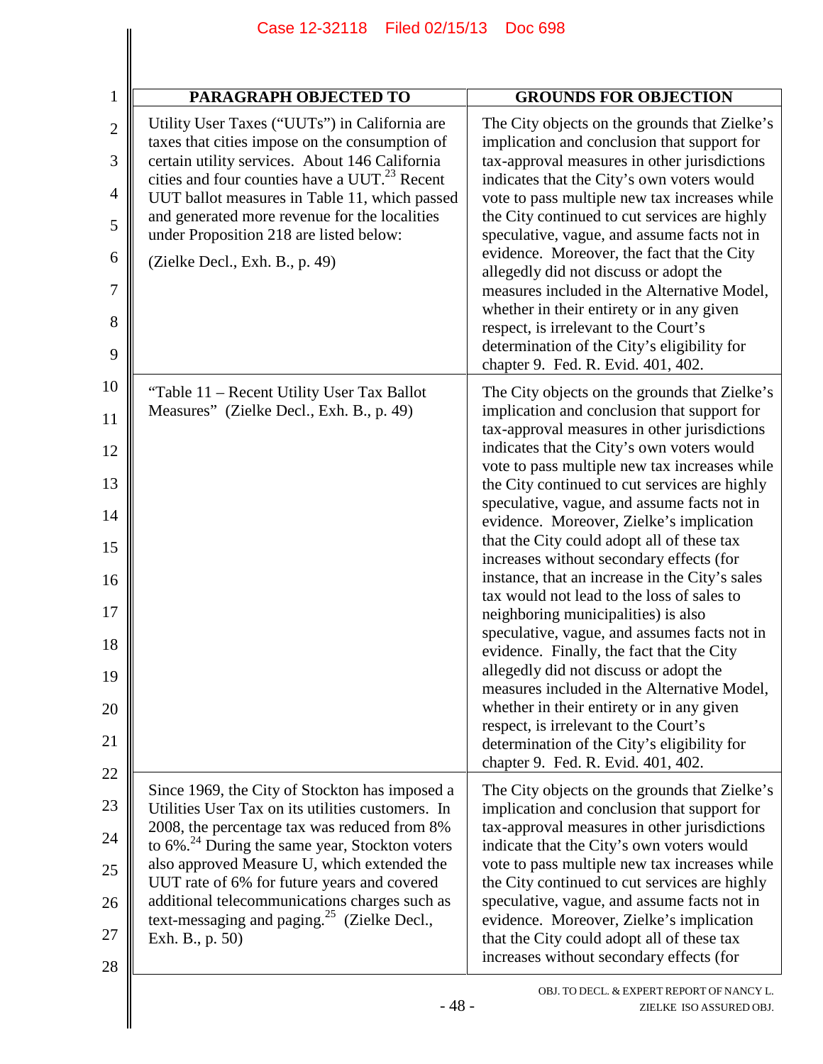| PARAGRAPH OBJECTED TO | GROUNDS FOR OBJECTION |
|---|---|
| Utility User Taxes ("UUTs") in California are taxes that cities impose on the consumption of certain utility services. About 146 California cities and four counties have a UUT.[23] Recent UUT ballot measures in Table 11, which passed and generated more revenue for the localities under Proposition 218 are listed below: (Zielke Decl., Exh. B., p. 49) | The City objects on the grounds that Zielke's implication and conclusion that support for tax-approval measures in other jurisdictions indicates that the City's own voters would vote to pass multiple new tax increases while the City continued to cut services are highly speculative, vague, and assume facts not in evidence. Moreover, the fact that the City allegedly did not discuss or adopt the measures included in the Alternative Model, whether in their entirety or in any given respect, is irrelevant to the Court's determination of the City's eligibility for chapter 9. Fed. R. Evid. 401, 402. |
| "Table 11 – Recent Utility User Tax Ballot Measures" (Zielke Decl., Exh. B., p. 49) | The City objects on the grounds that Zielke's implication and conclusion that support for tax-approval measures in other jurisdictions indicates that the City's own voters would vote to pass multiple new tax increases while the City continued to cut services are highly speculative, vague, and assume facts not in evidence. Moreover, Zielke's implication that the City could adopt all of these tax increases without secondary effects (for instance, that an increase in the City's sales tax would not lead to the loss of sales to neighboring municipalities) is also speculative, vague, and assumes facts not in evidence. Finally, the fact that the City allegedly did not discuss or adopt the measures included in the Alternative Model, whether in their entirety or in any given respect, is irrelevant to the Court's determination of the City's eligibility for chapter 9. Fed. R. Evid. 401, 402. |
| Since 1969, the City of Stockton has imposed a Utilities User Tax on its utilities customers. In 2008, the percentage tax was reduced from 8% to 6%.[24] During the same year, Stockton voters also approved Measure U, which extended the UUT rate of 6% for future years and covered additional telecommunications charges such as text-messaging and paging.[25] (Zielke Decl., Exh. B., p. 50) | The City objects on the grounds that Zielke's implication and conclusion that support for tax-approval measures in other jurisdictions indicate that the City's own voters would vote to pass multiple new tax increases while the City continued to cut services are highly speculative, vague, and assume facts not in evidence. Moreover, Zielke's implication that the City could adopt all of these tax increases without secondary effects (for |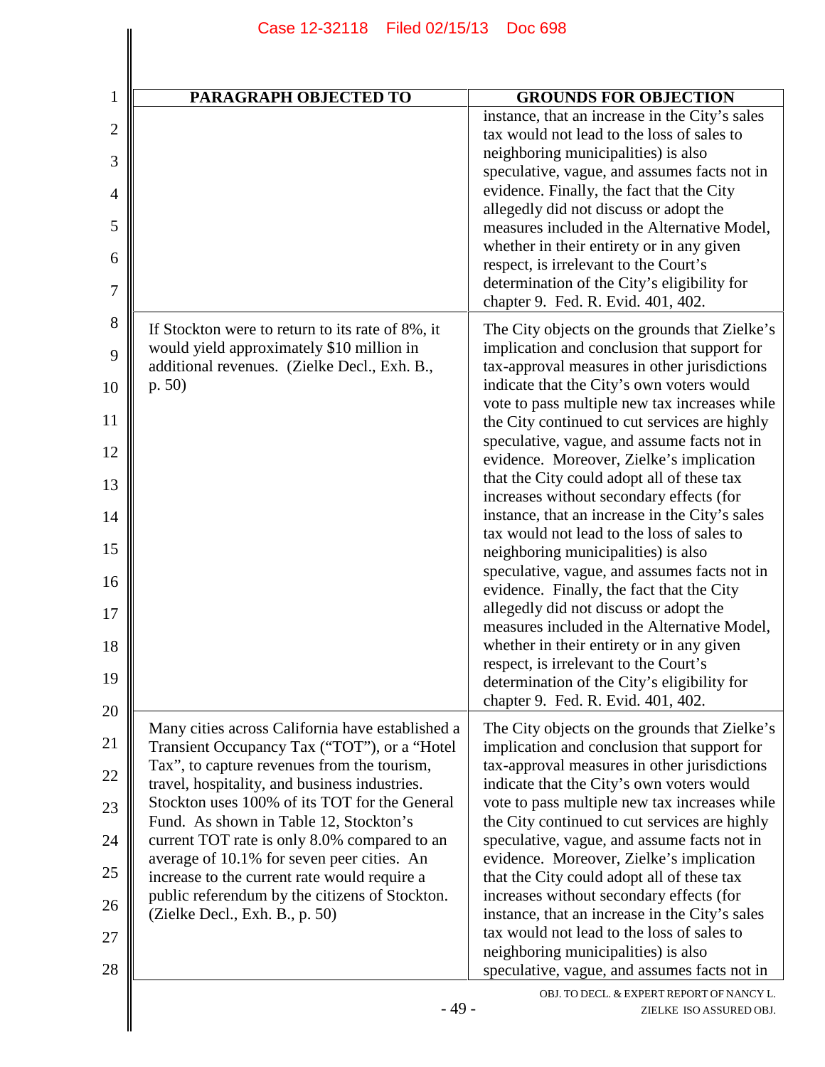| PARAGRAPH OBJECTED TO | GROUNDS FOR OBJECTION |
|---|---|
| | instance, that an increase in the City's sales tax would not lead to the loss of sales to neighboring municipalities) is also speculative, vague, and assumes facts not in evidence. Finally, the fact that the City allegedly did not discuss or adopt the measures included in the Alternative Model, whether in their entirety or in any given respect, is irrelevant to the Court's determination of the City's eligibility for chapter 9. Fed. R. Evid. 401, 402. |
| If Stockton were to return to its rate of 8%, it would yield approximately $10 million in additional revenues. (Zielke Decl., Exh. B., p. 50) | The City objects on the grounds that Zielke's implication and conclusion that support for tax-approval measures in other jurisdictions indicate that the City's own voters would vote to pass multiple new tax increases while the City continued to cut services are highly speculative, vague, and assume facts not in evidence. Moreover, Zielke's implication that the City could adopt all of these tax increases without secondary effects (for instance, that an increase in the City's sales tax would not lead to the loss of sales to neighboring municipalities) is also speculative, vague, and assumes facts not in evidence. Finally, the fact that the City allegedly did not discuss or adopt the measures included in the Alternative Model, whether in their entirety or in any given respect, is irrelevant to the Court's determination of the City's eligibility for chapter 9. Fed. R. Evid. 401, 402. |
| Many cities across California have established a Transient Occupancy Tax ("TOT"), or a "Hotel Tax", to capture revenues from the tourism, travel, hospitality, and business industries. Stockton uses 100% of its TOT for the General Fund. As shown in Table 12, Stockton's current TOT rate is only 8.0% compared to an average of 10.1% for seven peer cities. An increase to the current rate would require a public referendum by the citizens of Stockton. (Zielke Decl., Exh. B., p. 50) | The City objects on the grounds that Zielke's implication and conclusion that support for tax-approval measures in other jurisdictions indicate that the City's own voters would vote to pass multiple new tax increases while the City continued to cut services are highly speculative, vague, and assume facts not in evidence. Moreover, Zielke's implication that the City could adopt all of these tax increases without secondary effects (for instance, that an increase in the City's sales tax would not lead to the loss of sales to neighboring municipalities) is also speculative, vague, and assumes facts not in |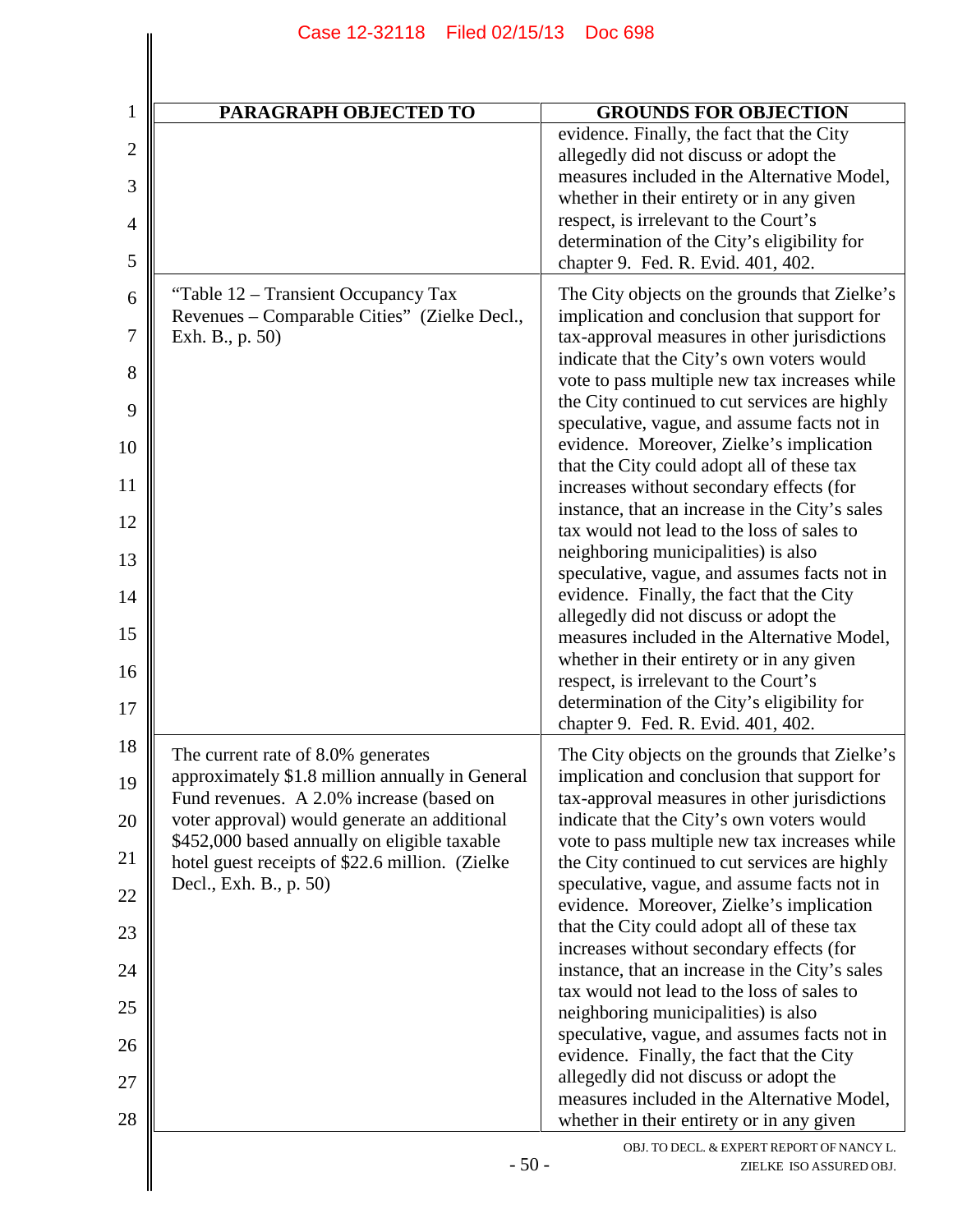| PARAGRAPH OBJECTED TO | GROUNDS FOR OBJECTION |
|---|---|
| | evidence. Finally, the fact that the City allegedly did not discuss or adopt the measures included in the Alternative Model, whether in their entirety or in any given respect, is irrelevant to the Court's determination of the City's eligibility for chapter 9. Fed. R. Evid. 401, 402. |
| "Table 12 – Transient Occupancy Tax Revenues – Comparable Cities" (Zielke Decl., Exh. B., p. 50) | The City objects on the grounds that Zielke's implication and conclusion that support for tax-approval measures in other jurisdictions indicate that the City's own voters would vote to pass multiple new tax increases while the City continued to cut services are highly speculative, vague, and assume facts not in evidence. Moreover, Zielke's implication that the City could adopt all of these tax increases without secondary effects (for instance, that an increase in the City's sales tax would not lead to the loss of sales to neighboring municipalities) is also speculative, vague, and assumes facts not in evidence. Finally, the fact that the City allegedly did not discuss or adopt the measures included in the Alternative Model, whether in their entirety or in any given respect, is irrelevant to the Court's determination of the City's eligibility for chapter 9. Fed. R. Evid. 401, 402. |
| The current rate of 8.0% generates approximately $1.8 million annually in General Fund revenues. A 2.0% increase (based on voter approval) would generate an additional $452,000 based annually on eligible taxable hotel guest receipts of $22.6 million. (Zielke Decl., Exh. B., p. 50) | The City objects on the grounds that Zielke's implication and conclusion that support for tax-approval measures in other jurisdictions indicate that the City's own voters would vote to pass multiple new tax increases while the City continued to cut services are highly speculative, vague, and assume facts not in evidence. Moreover, Zielke's implication that the City could adopt all of these tax increases without secondary effects (for instance, that an increase in the City's sales tax would not lead to the loss of sales to neighboring municipalities) is also speculative, vague, and assumes facts not in evidence. Finally, the fact that the City allegedly did not discuss or adopt the measures included in the Alternative Model, whether in their entirety or in any given |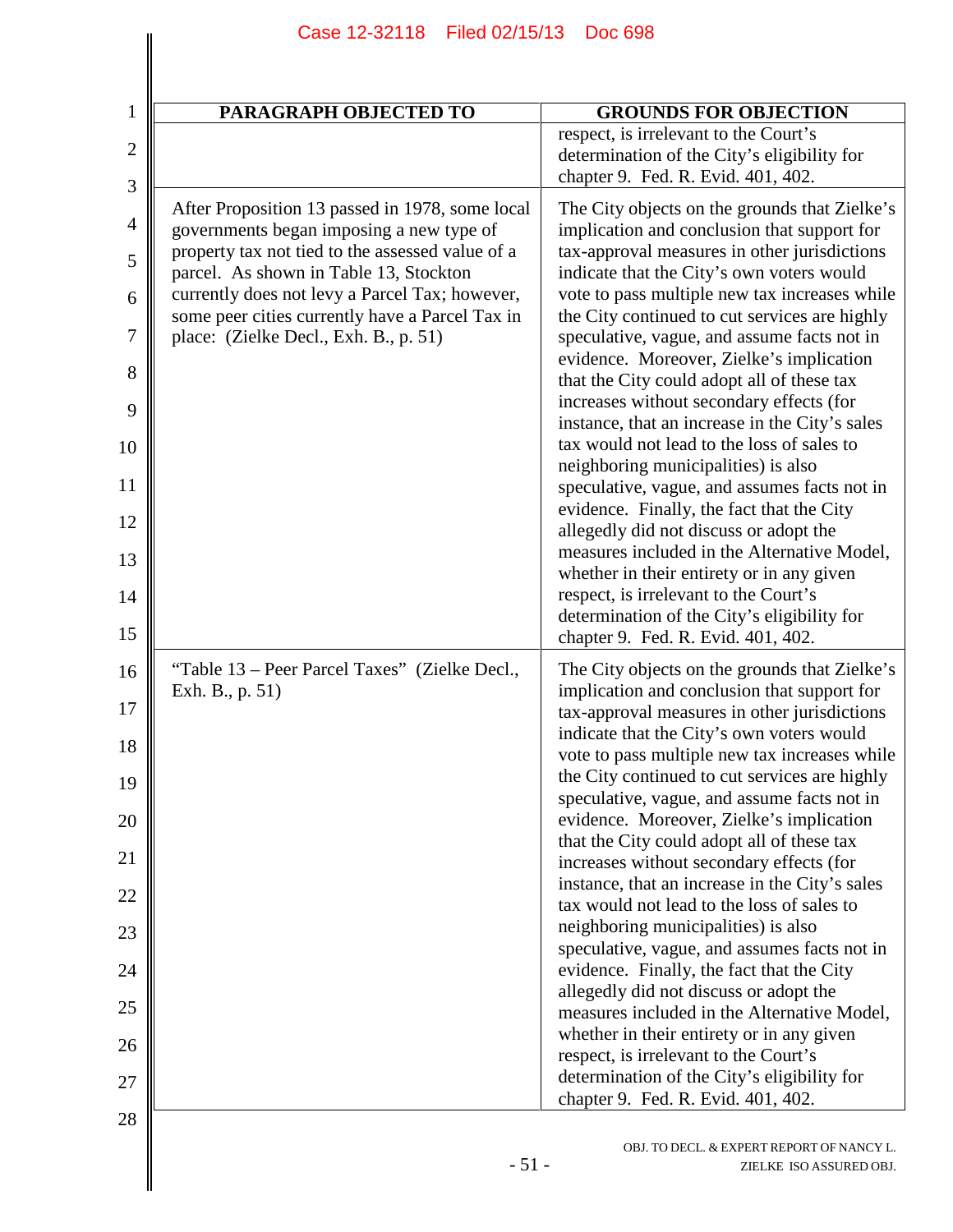| PARAGRAPH OBJECTED TO | GROUNDS FOR OBJECTION |
|---|---|
| | respect, is irrelevant to the Court's determination of the City's eligibility for chapter 9. Fed. R. Evid. 401, 402. |
| After Proposition 13 passed in 1978, some local governments began imposing a new type of property tax not tied to the assessed value of a parcel. As shown in Table 13, Stockton currently does not levy a Parcel Tax; however, some peer cities currently have a Parcel Tax in place: (Zielke Decl., Exh. B., p. 51) | The City objects on the grounds that Zielke's implication and conclusion that support for tax-approval measures in other jurisdictions indicate that the City's own voters would vote to pass multiple new tax increases while the City continued to cut services are highly speculative, vague, and assume facts not in evidence. Moreover, Zielke's implication that the City could adopt all of these tax increases without secondary effects (for instance, that an increase in the City's sales tax would not lead to the loss of sales to neighboring municipalities) is also speculative, vague, and assumes facts not in evidence. Finally, the fact that the City allegedly did not discuss or adopt the measures included in the Alternative Model, whether in their entirety or in any given respect, is irrelevant to the Court's determination of the City's eligibility for chapter 9. Fed. R. Evid. 401, 402. |
| "Table 13 – Peer Parcel Taxes" (Zielke Decl., Exh. B., p. 51) | The City objects on the grounds that Zielke's implication and conclusion that support for tax-approval measures in other jurisdictions indicate that the City's own voters would vote to pass multiple new tax increases while the City continued to cut services are highly speculative, vague, and assume facts not in evidence. Moreover, Zielke's implication that the City could adopt all of these tax increases without secondary effects (for instance, that an increase in the City's sales tax would not lead to the loss of sales to neighboring municipalities) is also speculative, vague, and assumes facts not in evidence. Finally, the fact that the City allegedly did not discuss or adopt the measures included in the Alternative Model, whether in their entirety or in any given respect, is irrelevant to the Court's determination of the City's eligibility for chapter 9. Fed. R. Evid. 401, 402. |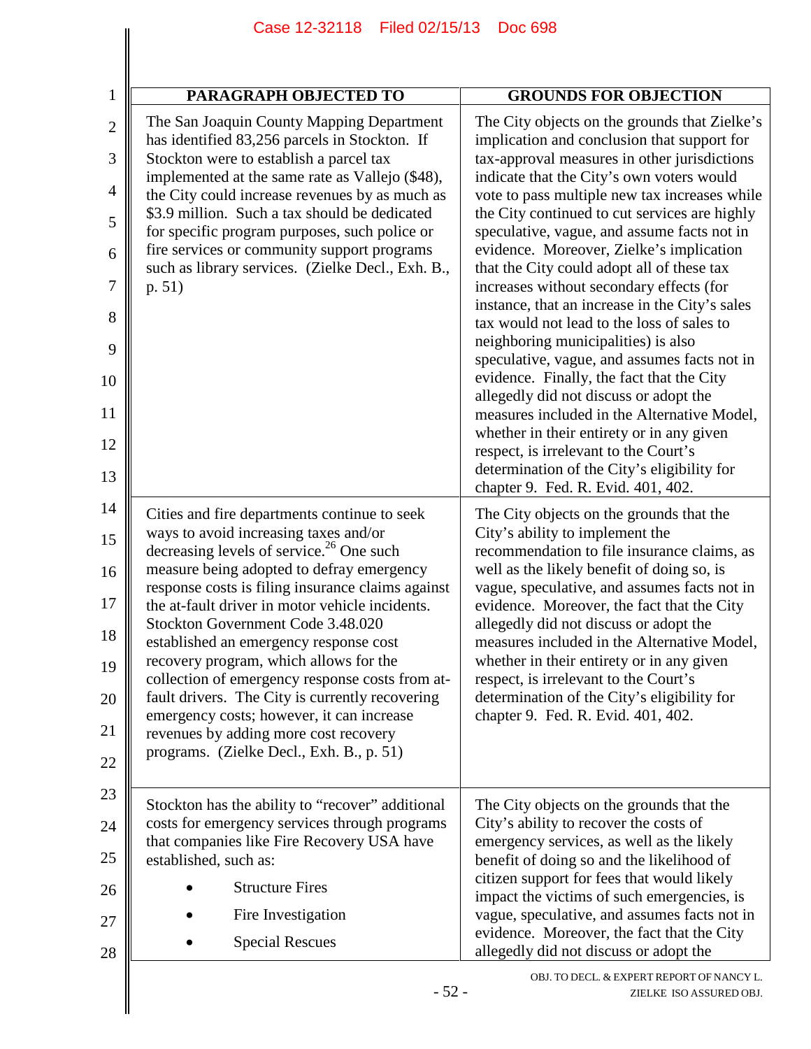| PARAGRAPH OBJECTED TO | GROUNDS FOR OBJECTION |
|---|---|
| The San Joaquin County Mapping Department has identified 83,256 parcels in Stockton. If Stockton were to establish a parcel tax implemented at the same rate as Vallejo ($48), the City could increase revenues by as much as $3.9 million. Such a tax should be dedicated for specific program purposes, such police or fire services or community support programs such as library services. (Zielke Decl., Exh. B., p. 51) | The City objects on the grounds that Zielke's implication and conclusion that support for tax-approval measures in other jurisdictions indicate that the City's own voters would vote to pass multiple new tax increases while the City continued to cut services are highly speculative, vague, and assume facts not in evidence. Moreover, Zielke's implication that the City could adopt all of these tax increases without secondary effects (for instance, that an increase in the City's sales tax would not lead to the loss of sales to neighboring municipalities) is also speculative, vague, and assumes facts not in evidence. Finally, the fact that the City allegedly did not discuss or adopt the measures included in the Alternative Model, whether in their entirety or in any given respect, is irrelevant to the Court's determination of the City's eligibility for chapter 9. Fed. R. Evid. 401, 402. |
| Cities and fire departments continue to seek ways to avoid increasing taxes and/or decreasing levels of service.[26] One such measure being adopted to defray emergency response costs is filing insurance claims against the at-fault driver in motor vehicle incidents. Stockton Government Code 3.48.020 established an emergency response cost recovery program, which allows for the collection of emergency response costs from at-fault drivers. The City is currently recovering emergency costs; however, it can increase revenues by adding more cost recovery programs. (Zielke Decl., Exh. B., p. 51) | The City objects on the grounds that the City's ability to implement the recommendation to file insurance claims, as well as the likely benefit of doing so, is vague, speculative, and assumes facts not in evidence. Moreover, the fact that the City allegedly did not discuss or adopt the measures included in the Alternative Model, whether in their entirety or in any given respect, is irrelevant to the Court's determination of the City's eligibility for chapter 9. Fed. R. Evid. 401, 402. |
| Stockton has the ability to "recover" additional costs for emergency services through programs that companies like Fire Recovery USA have established, such as: <br>• Structure Fires <br>• Fire Investigation <br>• Special Rescues | The City objects on the grounds that the City's ability to recover the costs of emergency services, as well as the likely benefit of doing so and the likelihood of citizen support for fees that would likely impact the victims of such emergencies, is vague, speculative, and assumes facts not in evidence. Moreover, the fact that the City allegedly did not discuss or adopt the |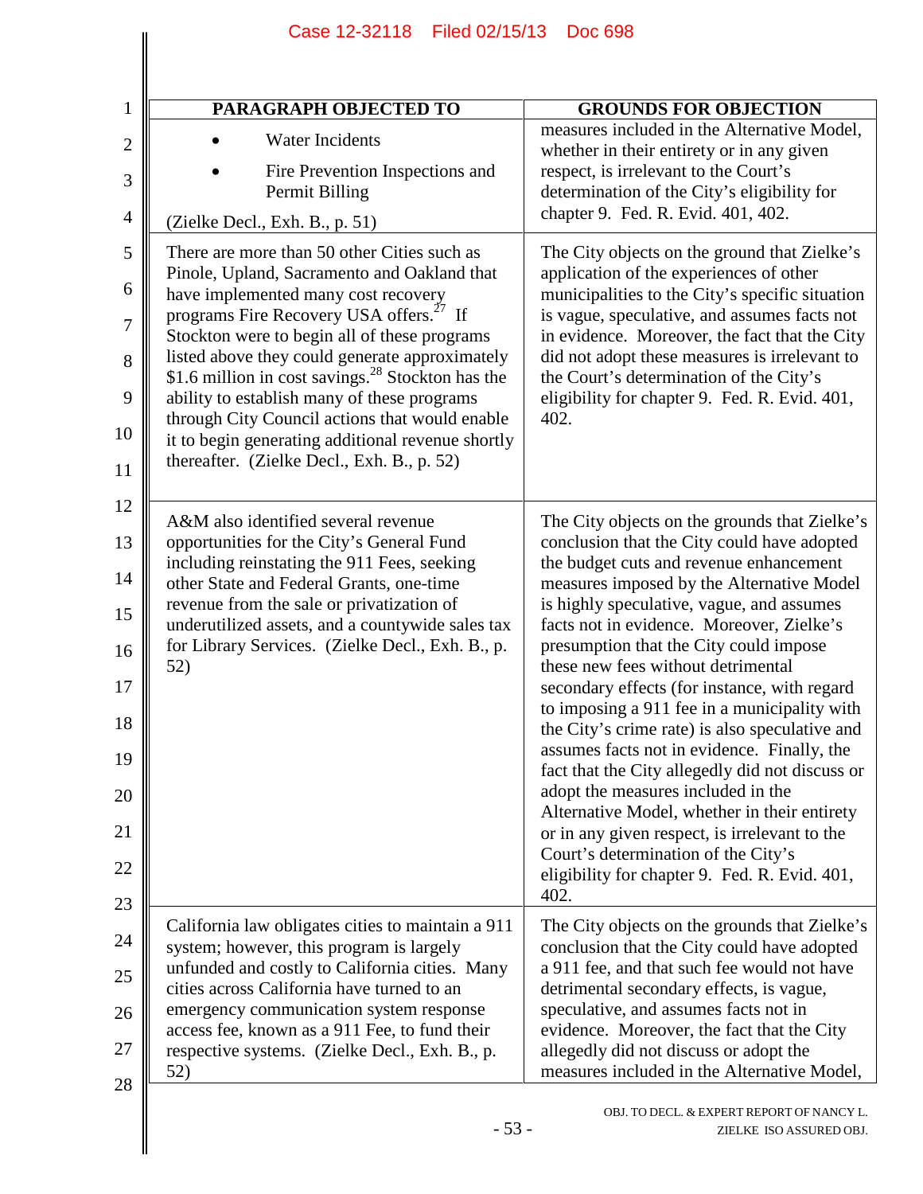| PARAGRAPH OBJECTED TO | GROUNDS FOR OBJECTION |
|---|---|
| • Water Incidents<br>• Fire Prevention Inspections and Permit Billing<br>(Zielke Decl., Exh. B., p. 51) | measures included in the Alternative Model, whether in their entirety or in any given respect, is irrelevant to the Court's determination of the City's eligibility for chapter 9. Fed. R. Evid. 401, 402. |
| There are more than 50 other Cities such as Pinole, Upland, Sacramento and Oakland that have implemented many cost recovery programs Fire Recovery USA offers.[27] If Stockton were to begin all of these programs listed above they could generate approximately $1.6 million in cost savings.[28] Stockton has the ability to establish many of these programs through City Council actions that would enable it to begin generating additional revenue shortly thereafter. (Zielke Decl., Exh. B., p. 52) | The City objects on the ground that Zielke's application of the experiences of other municipalities to the City's specific situation is vague, speculative, and assumes facts not in evidence. Moreover, the fact that the City did not adopt these measures is irrelevant to the Court's determination of the City's eligibility for chapter 9. Fed. R. Evid. 401, 402. |
| A&M also identified several revenue opportunities for the City's General Fund including reinstating the 911 Fees, seeking other State and Federal Grants, one-time revenue from the sale or privatization of underutilized assets, and a countywide sales tax for Library Services. (Zielke Decl., Exh. B., p. 52) | The City objects on the grounds that Zielke's conclusion that the City could have adopted the budget cuts and revenue enhancement measures imposed by the Alternative Model is highly speculative, vague, and assumes facts not in evidence. Moreover, Zielke's presumption that the City could impose these new fees without detrimental secondary effects (for instance, with regard to imposing a 911 fee in a municipality with the City's crime rate) is also speculative and assumes facts not in evidence. Finally, the fact that the City allegedly did not discuss or adopt the measures included in the Alternative Model, whether in their entirety or in any given respect, is irrelevant to the Court's determination of the City's eligibility for chapter 9. Fed. R. Evid. 401, 402. |
| California law obligates cities to maintain a 911 system; however, this program is largely unfunded and costly to California cities. Many cities across California have turned to an emergency communication system response access fee, known as a 911 Fee, to fund their respective systems. (Zielke Decl., Exh. B., p. 52) | The City objects on the grounds that Zielke's conclusion that the City could have adopted a 911 fee, and that such fee would not have detrimental secondary effects, is vague, speculative, and assumes facts not in evidence. Moreover, the fact that the City allegedly did not discuss or adopt the measures included in the Alternative Model, |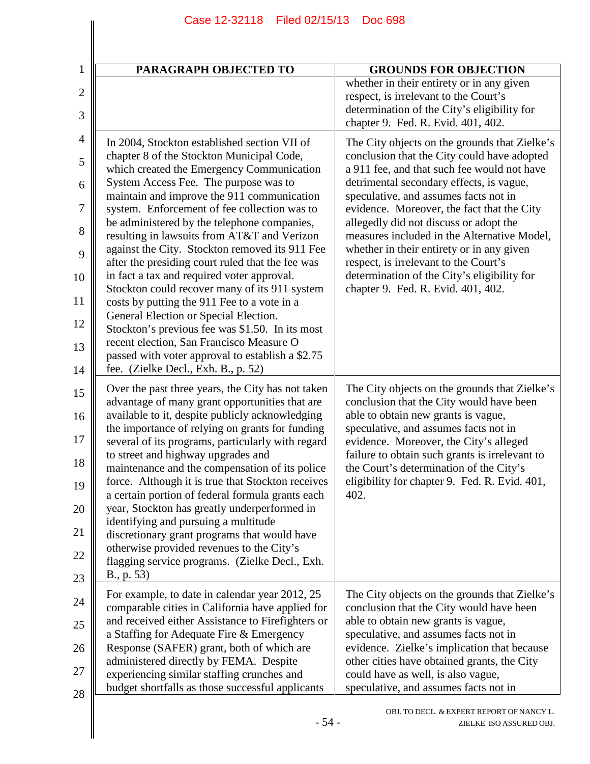| PARAGRAPH OBJECTED TO | GROUNDS FOR OBJECTION |
|---|---|
| | whether in their entirety or in any given respect, is irrelevant to the Court's determination of the City's eligibility for chapter 9. Fed. R. Evid. 401, 402. |
| In 2004, Stockton established section VII of chapter 8 of the Stockton Municipal Code, which created the Emergency Communication System Access Fee. The purpose was to maintain and improve the 911 communication system. Enforcement of fee collection was to be administered by the telephone companies, resulting in lawsuits from AT&T and Verizon against the City. Stockton removed its 911 Fee after the presiding court ruled that the fee was in fact a tax and required voter approval. Stockton could recover many of its 911 system costs by putting the 911 Fee to a vote in a General Election or Special Election. Stockton's previous fee was $1.50. In its most recent election, San Francisco Measure O passed with voter approval to establish a $2.75 fee. (Zielke Decl., Exh. B., p. 52) | The City objects on the grounds that Zielke's conclusion that the City could have adopted a 911 fee, and that such fee would not have detrimental secondary effects, is vague, speculative, and assumes facts not in evidence. Moreover, the fact that the City allegedly did not discuss or adopt the measures included in the Alternative Model, whether in their entirety or in any given respect, is irrelevant to the Court's determination of the City's eligibility for chapter 9. Fed. R. Evid. 401, 402. |
| Over the past three years, the City has not taken advantage of many grant opportunities that are available to it, despite publicly acknowledging the importance of relying on grants for funding several of its programs, particularly with regard to street and highway upgrades and maintenance and the compensation of its police force. Although it is true that Stockton receives a certain portion of federal formula grants each year, Stockton has greatly underperformed in identifying and pursuing a multitude discretionary grant programs that would have otherwise provided revenues to the City's flagging service programs. (Zielke Decl., Exh. B., p. 53) | The City objects on the grounds that Zielke's conclusion that the City would have been able to obtain new grants is vague, speculative, and assumes facts not in evidence. Moreover, the City's alleged failure to obtain such grants is irrelevant to the Court's determination of the City's eligibility for chapter 9. Fed. R. Evid. 401, 402. |
| For example, to date in calendar year 2012, 25 comparable cities in California have applied for and received either Assistance to Firefighters or a Staffing for Adequate Fire & Emergency Response (SAFER) grant, both of which are administered directly by FEMA. Despite experiencing similar staffing crunches and budget shortfalls as those successful applicants | The City objects on the grounds that Zielke's conclusion that the City would have been able to obtain new grants is vague, speculative, and assumes facts not in evidence. Zielke's implication that because other cities have obtained grants, the City could have as well, is also vague, speculative, and assumes facts not in |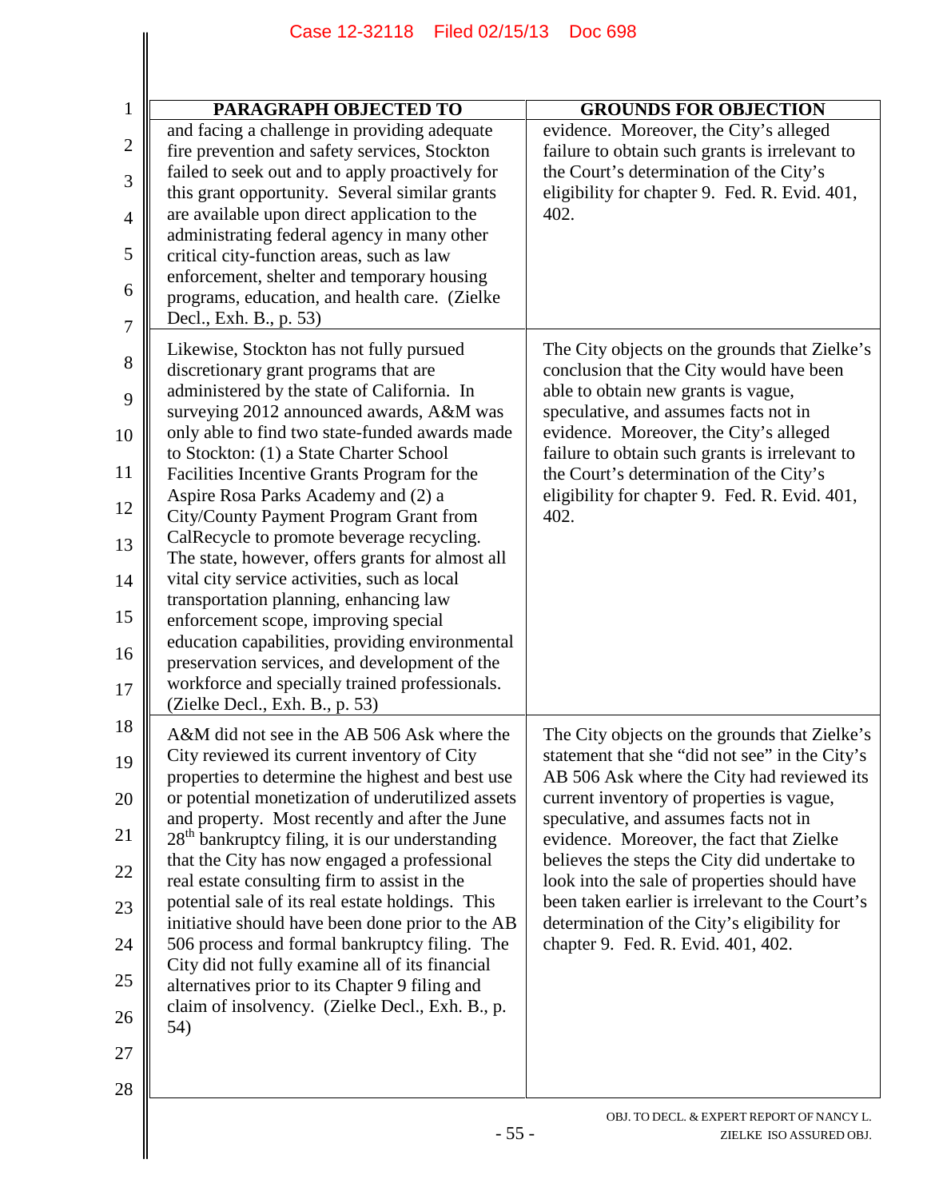| PARAGRAPH OBJECTED TO | GROUNDS FOR OBJECTION |
|---|---|
| and facing a challenge in providing adequate fire prevention and safety services, Stockton failed to seek out and to apply proactively for this grant opportunity. Several similar grants are available upon direct application to the administrating federal agency in many other critical city-function areas, such as law enforcement, shelter and temporary housing programs, education, and health care. (Zielke Decl., Exh. B., p. 53) | evidence. Moreover, the City's alleged failure to obtain such grants is irrelevant to the Court's determination of the City's eligibility for chapter 9. Fed. R. Evid. 401, 402. |
| Likewise, Stockton has not fully pursued discretionary grant programs that are administered by the state of California. In surveying 2012 announced awards, A&M was only able to find two state-funded awards made to Stockton: (1) a State Charter School Facilities Incentive Grants Program for the Aspire Rosa Parks Academy and (2) a City/County Payment Program Grant from CalRecycle to promote beverage recycling. The state, however, offers grants for almost all vital city service activities, such as local transportation planning, enhancing law enforcement scope, improving special education capabilities, providing environmental preservation services, and development of the workforce and specially trained professionals. (Zielke Decl., Exh. B., p. 53) | The City objects on the grounds that Zielke's conclusion that the City would have been able to obtain new grants is vague, speculative, and assumes facts not in evidence. Moreover, the City's alleged failure to obtain such grants is irrelevant to the Court's determination of the City's eligibility for chapter 9. Fed. R. Evid. 401, 402. |
| A&M did not see in the AB 506 Ask where the City reviewed its current inventory of City properties to determine the highest and best use or potential monetization of underutilized assets and property. Most recently and after the June 28th bankruptcy filing, it is our understanding that the City has now engaged a professional real estate consulting firm to assist in the potential sale of its real estate holdings. This initiative should have been done prior to the AB 506 process and formal bankruptcy filing. The City did not fully examine all of its financial alternatives prior to its Chapter 9 filing and claim of insolvency. (Zielke Decl., Exh. B., p. 54) | The City objects on the grounds that Zielke's statement that she "did not see" in the City's AB 506 Ask where the City had reviewed its current inventory of properties is vague, speculative, and assumes facts not in evidence. Moreover, the fact that Zielke believes the steps the City did undertake to look into the sale of properties should have been taken earlier is irrelevant to the Court's determination of the City's eligibility for chapter 9. Fed. R. Evid. 401, 402. |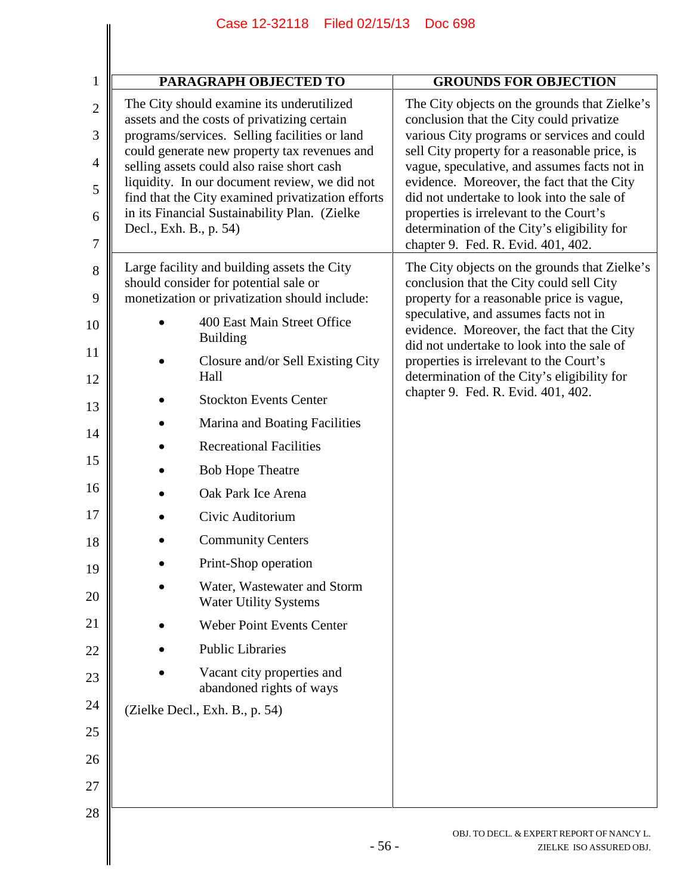| PARAGRAPH OBJECTED TO | GROUNDS FOR OBJECTION |
|---|---|
| The City should examine its underutilized assets and the costs of privatizing certain programs/services. Selling facilities or land could generate new property tax revenues and selling assets could also raise short cash liquidity. In our document review, we did not find that the City examined privatization efforts in its Financial Sustainability Plan. (Zielke Decl., Exh. B., p. 54) | The City objects on the grounds that Zielke's conclusion that the City could privatize various City programs or services and could sell City property for a reasonable price, is vague, speculative, and assumes facts not in evidence. Moreover, the fact that the City did not undertake to look into the sale of properties is irrelevant to the Court's determination of the City's eligibility for chapter 9. Fed. R. Evid. 401, 402. |
| Large facility and building assets the City should consider for potential sale or monetization or privatization should include:<br>• 400 East Main Street Office Building<br>• Closure and/or Sell Existing City Hall<br>• Stockton Events Center<br>• Marina and Boating Facilities<br>• Recreational Facilities<br>• Bob Hope Theatre<br>• Oak Park Ice Arena<br>• Civic Auditorium<br>• Community Centers<br>• Print-Shop operation<br>• Water, Wastewater and Storm Water Utility Systems<br>• Weber Point Events Center<br>• Public Libraries<br>• Vacant city properties and abandoned rights of ways<br>(Zielke Decl., Exh. B., p. 54) | The City objects on the grounds that Zielke's conclusion that the City could sell City property for a reasonable price is vague, speculative, and assumes facts not in evidence. Moreover, the fact that the City did not undertake to look into the sale of properties is irrelevant to the Court's determination of the City's eligibility for chapter 9. Fed. R. Evid. 401, 402. |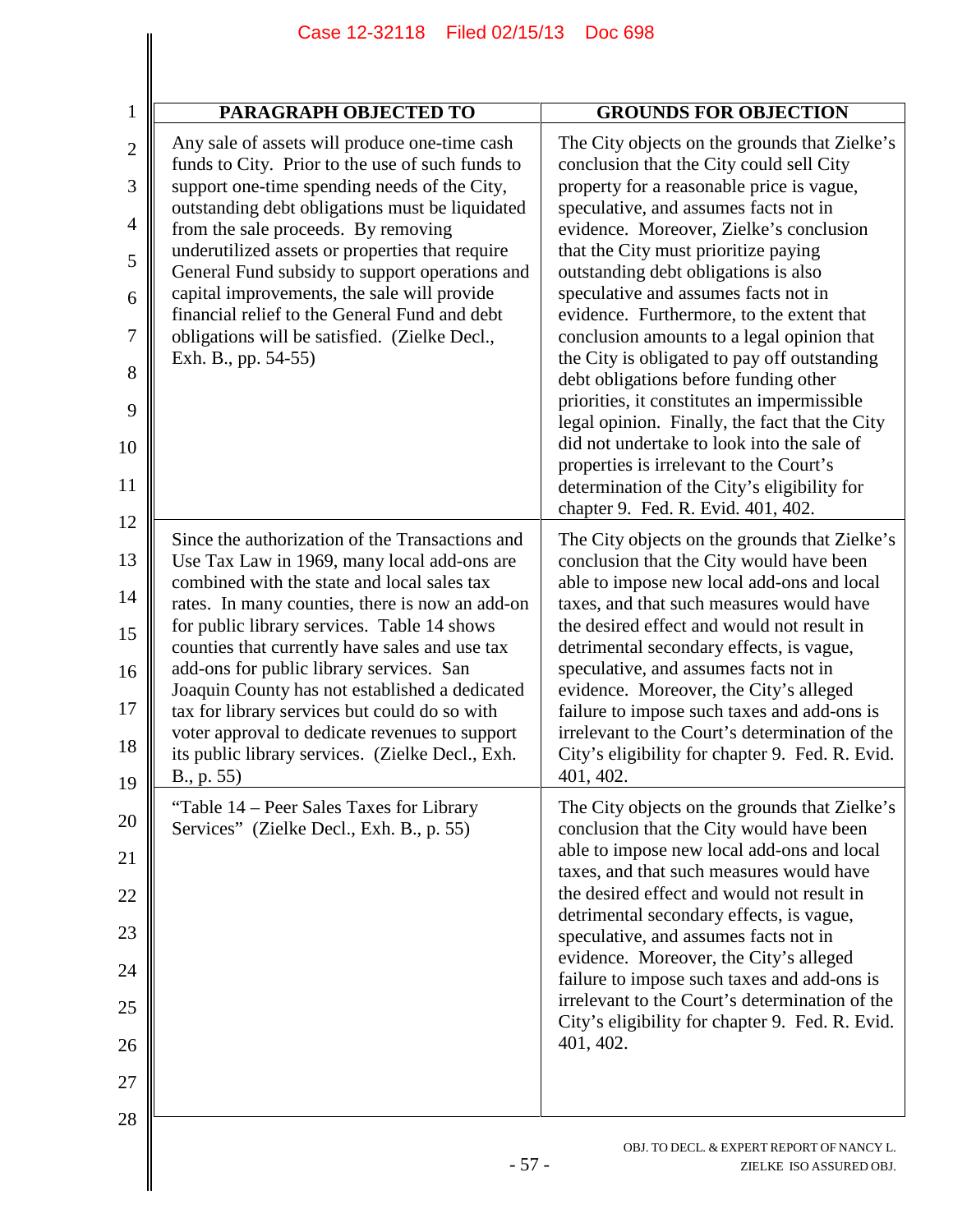| PARAGRAPH OBJECTED TO | GROUNDS FOR OBJECTION |
|---|---|
| Any sale of assets will produce one-time cash funds to City. Prior to the use of such funds to support one-time spending needs of the City, outstanding debt obligations must be liquidated from the sale proceeds. By removing underutilized assets or properties that require General Fund subsidy to support operations and capital improvements, the sale will provide financial relief to the General Fund and debt obligations will be satisfied. (Zielke Decl., Exh. B., pp. 54-55) | The City objects on the grounds that Zielke's conclusion that the City could sell City property for a reasonable price is vague, speculative, and assumes facts not in evidence. Moreover, Zielke's conclusion that the City must prioritize paying outstanding debt obligations is also speculative and assumes facts not in evidence. Furthermore, to the extent that conclusion amounts to a legal opinion that the City is obligated to pay off outstanding debt obligations before funding other priorities, it constitutes an impermissible legal opinion. Finally, the fact that the City did not undertake to look into the sale of properties is irrelevant to the Court's determination of the City's eligibility for chapter 9. Fed. R. Evid. 401, 402. |
| Since the authorization of the Transactions and Use Tax Law in 1969, many local add-ons are combined with the state and local sales tax rates. In many counties, there is now an add-on for public library services. Table 14 shows counties that currently have sales and use tax add-ons for public library services. San Joaquin County has not established a dedicated tax for library services but could do so with voter approval to dedicate revenues to support its public library services. (Zielke Decl., Exh. B., p. 55) | The City objects on the grounds that Zielke's conclusion that the City would have been able to impose new local add-ons and local taxes, and that such measures would have the desired effect and would not result in detrimental secondary effects, is vague, speculative, and assumes facts not in evidence. Moreover, the City's alleged failure to impose such taxes and add-ons is irrelevant to the Court's determination of the City's eligibility for chapter 9. Fed. R. Evid. 401, 402. |
| "Table 14 – Peer Sales Taxes for Library Services" (Zielke Decl., Exh. B., p. 55) | The City objects on the grounds that Zielke's conclusion that the City would have been able to impose new local add-ons and local taxes, and that such measures would have the desired effect and would not result in detrimental secondary effects, is vague, speculative, and assumes facts not in evidence. Moreover, the City's alleged failure to impose such taxes and add-ons is irrelevant to the Court's determination of the City's eligibility for chapter 9. Fed. R. Evid. 401, 402. |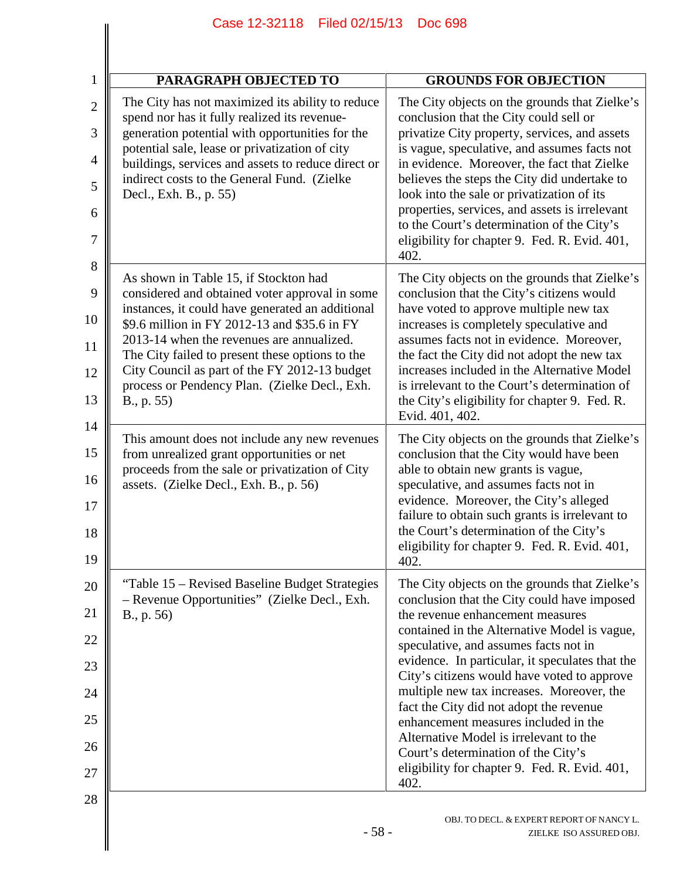| PARAGRAPH OBJECTED TO | GROUNDS FOR OBJECTION |
|---|---|
| The City has not maximized its ability to reduce spend nor has it fully realized its revenue-generation potential with opportunities for the potential sale, lease or privatization of city buildings, services and assets to reduce direct or indirect costs to the General Fund. (Zielke Decl., Exh. B., p. 55) | The City objects on the grounds that Zielke's conclusion that the City could sell or privatize City property, services, and assets is vague, speculative, and assumes facts not in evidence. Moreover, the fact that Zielke believes the steps the City did undertake to look into the sale or privatization of its properties, services, and assets is irrelevant to the Court's determination of the City's eligibility for chapter 9. Fed. R. Evid. 401, 402. |
| As shown in Table 15, if Stockton had considered and obtained voter approval in some instances, it could have generated an additional $9.6 million in FY 2012-13 and $35.6 in FY 2013-14 when the revenues are annualized. The City failed to present these options to the City Council as part of the FY 2012-13 budget process or Pendency Plan. (Zielke Decl., Exh. B., p. 55) | The City objects on the grounds that Zielke's conclusion that the City's citizens would have voted to approve multiple new tax increases is completely speculative and assumes facts not in evidence. Moreover, the fact the City did not adopt the new tax increases included in the Alternative Model is irrelevant to the Court's determination of the City's eligibility for chapter 9. Fed. R. Evid. 401, 402. |
| This amount does not include any new revenues from unrealized grant opportunities or net proceeds from the sale or privatization of City assets. (Zielke Decl., Exh. B., p. 56) | The City objects on the grounds that Zielke's conclusion that the City would have been able to obtain new grants is vague, speculative, and assumes facts not in evidence. Moreover, the City's alleged failure to obtain such grants is irrelevant to the Court's determination of the City's eligibility for chapter 9. Fed. R. Evid. 401, 402. |
| "Table 15 – Revised Baseline Budget Strategies – Revenue Opportunities" (Zielke Decl., Exh. B., p. 56) | The City objects on the grounds that Zielke's conclusion that the City could have imposed the revenue enhancement measures contained in the Alternative Model is vague, speculative, and assumes facts not in evidence. In particular, it speculates that the City's citizens would have voted to approve multiple new tax increases. Moreover, the fact the City did not adopt the revenue enhancement measures included in the Alternative Model is irrelevant to the Court's determination of the City's eligibility for chapter 9. Fed. R. Evid. 401, 402. |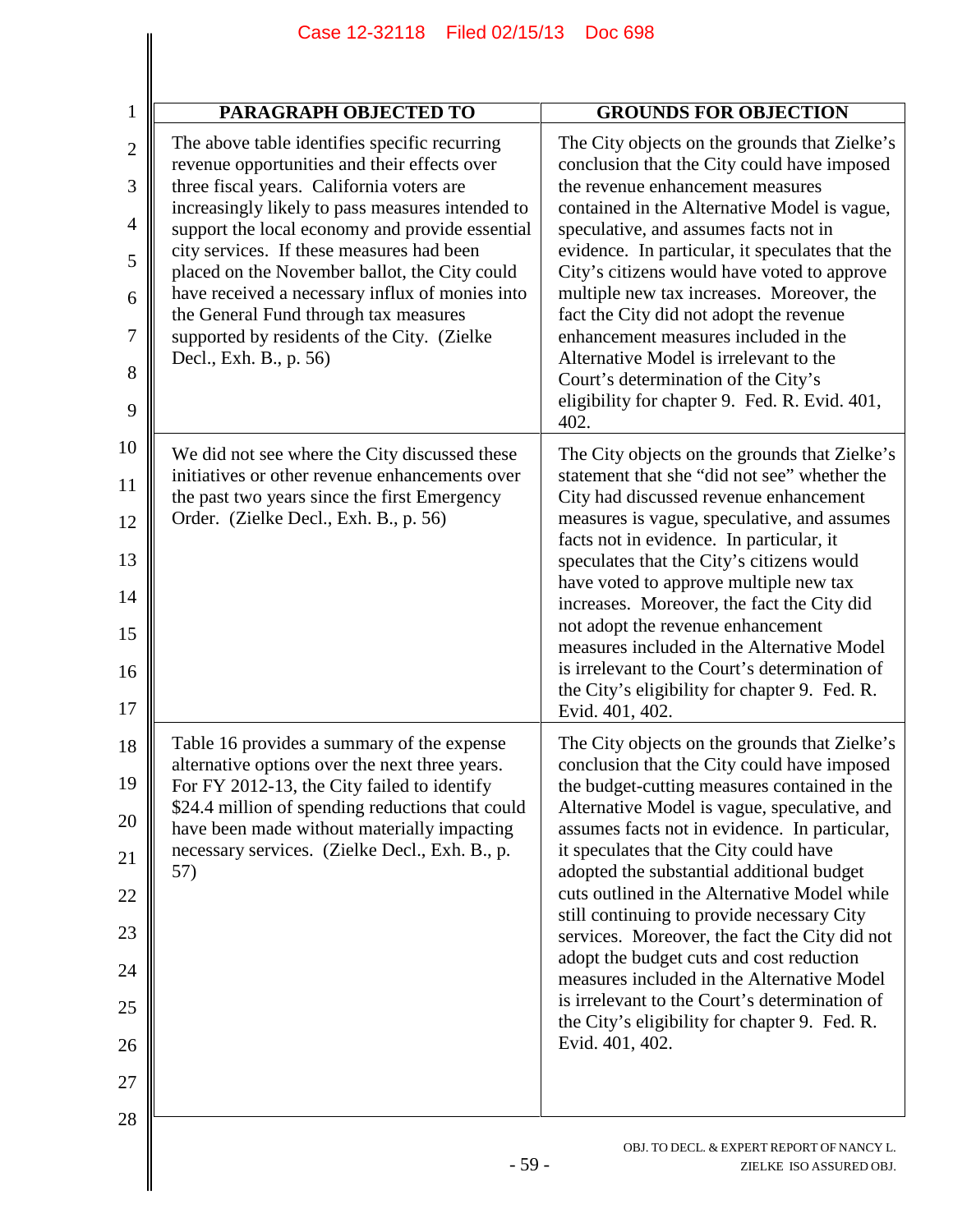| PARAGRAPH OBJECTED TO | GROUNDS FOR OBJECTION |
|---|---|
| The above table identifies specific recurring revenue opportunities and their effects over three fiscal years. California voters are increasingly likely to pass measures intended to support the local economy and provide essential city services. If these measures had been placed on the November ballot, the City could have received a necessary influx of monies into the General Fund through tax measures supported by residents of the City. (Zielke Decl., Exh. B., p. 56) | The City objects on the grounds that Zielke's conclusion that the City could have imposed the revenue enhancement measures contained in the Alternative Model is vague, speculative, and assumes facts not in evidence. In particular, it speculates that the City's citizens would have voted to approve multiple new tax increases. Moreover, the fact the City did not adopt the revenue enhancement measures included in the Alternative Model is irrelevant to the Court's determination of the City's eligibility for chapter 9. Fed. R. Evid. 401, 402. |
| We did not see where the City discussed these initiatives or other revenue enhancements over the past two years since the first Emergency Order. (Zielke Decl., Exh. B., p. 56) | The City objects on the grounds that Zielke's statement that she "did not see" whether the City had discussed revenue enhancement measures is vague, speculative, and assumes facts not in evidence. In particular, it speculates that the City's citizens would have voted to approve multiple new tax increases. Moreover, the fact the City did not adopt the revenue enhancement measures included in the Alternative Model is irrelevant to the Court's determination of the City's eligibility for chapter 9. Fed. R. Evid. 401, 402. |
| Table 16 provides a summary of the expense alternative options over the next three years. For FY 2012-13, the City failed to identify $24.4 million of spending reductions that could have been made without materially impacting necessary services. (Zielke Decl., Exh. B., p. 57) | The City objects on the grounds that Zielke's conclusion that the City could have imposed the budget-cutting measures contained in the Alternative Model is vague, speculative, and assumes facts not in evidence. In particular, it speculates that the City could have adopted the substantial additional budget cuts outlined in the Alternative Model while still continuing to provide necessary City services. Moreover, the fact the City did not adopt the budget cuts and cost reduction measures included in the Alternative Model is irrelevant to the Court's determination of the City's eligibility for chapter 9. Fed. R. Evid. 401, 402. |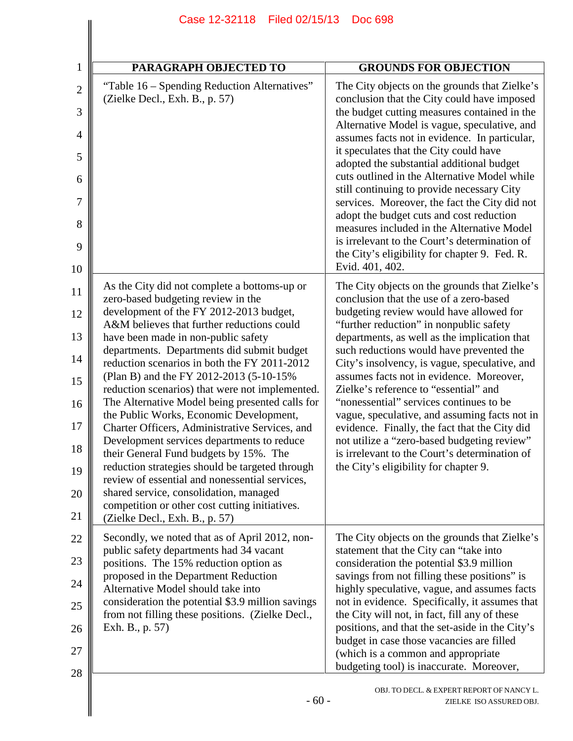| PARAGRAPH OBJECTED TO | GROUNDS FOR OBJECTION |
|---|---|
| "Table 16 – Spending Reduction Alternatives" (Zielke Decl., Exh. B., p. 57) | The City objects on the grounds that Zielke's conclusion that the City could have imposed the budget cutting measures contained in the Alternative Model is vague, speculative, and assumes facts not in evidence. In particular, it speculates that the City could have adopted the substantial additional budget cuts outlined in the Alternative Model while still continuing to provide necessary City services. Moreover, the fact the City did not adopt the budget cuts and cost reduction measures included in the Alternative Model is irrelevant to the Court's determination of the City's eligibility for chapter 9. Fed. R. Evid. 401, 402. |
| As the City did not complete a bottoms-up or zero-based budgeting review in the development of the FY 2012-2013 budget, A&M believes that further reductions could have been made in non-public safety departments. Departments did submit budget reduction scenarios in both the FY 2011-2012 (Plan B) and the FY 2012-2013 (5-10-15% reduction scenarios) that were not implemented. The Alternative Model being presented calls for the Public Works, Economic Development, Charter Officers, Administrative Services, and Development services departments to reduce their General Fund budgets by 15%. The reduction strategies should be targeted through review of essential and nonessential services, shared service, consolidation, managed competition or other cost cutting initiatives. (Zielke Decl., Exh. B., p. 57) | The City objects on the grounds that Zielke's conclusion that the use of a zero-based budgeting review would have allowed for "further reduction" in nonpublic safety departments, as well as the implication that such reductions would have prevented the City's insolvency, is vague, speculative, and assumes facts not in evidence. Moreover, Zielke's reference to "essential" and "nonessential" services continues to be vague, speculative, and assuming facts not in evidence. Finally, the fact the City did not utilize a "zero-based budgeting review" is irrelevant to the Court's determination of the City's eligibility for chapter 9. |
| Secondly, we noted that as of April 2012, non-public safety departments had 34 vacant positions. The 15% reduction option as proposed in the Department Reduction Alternative Model should take into consideration the potential $3.9 million savings from not filling these positions. (Zielke Decl., Exh. B., p. 57) | The City objects on the grounds that Zielke's statement that the City can "take into consideration the potential $3.9 million savings from not filling these positions" is highly speculative, vague, and assumes facts not in evidence. Specifically, it assumes that the City will not, in fact, fill any of these positions, and that the set-aside in the City's budget in case those vacancies are filled (which is a common and appropriate budgeting tool) is inaccurate. Moreover, |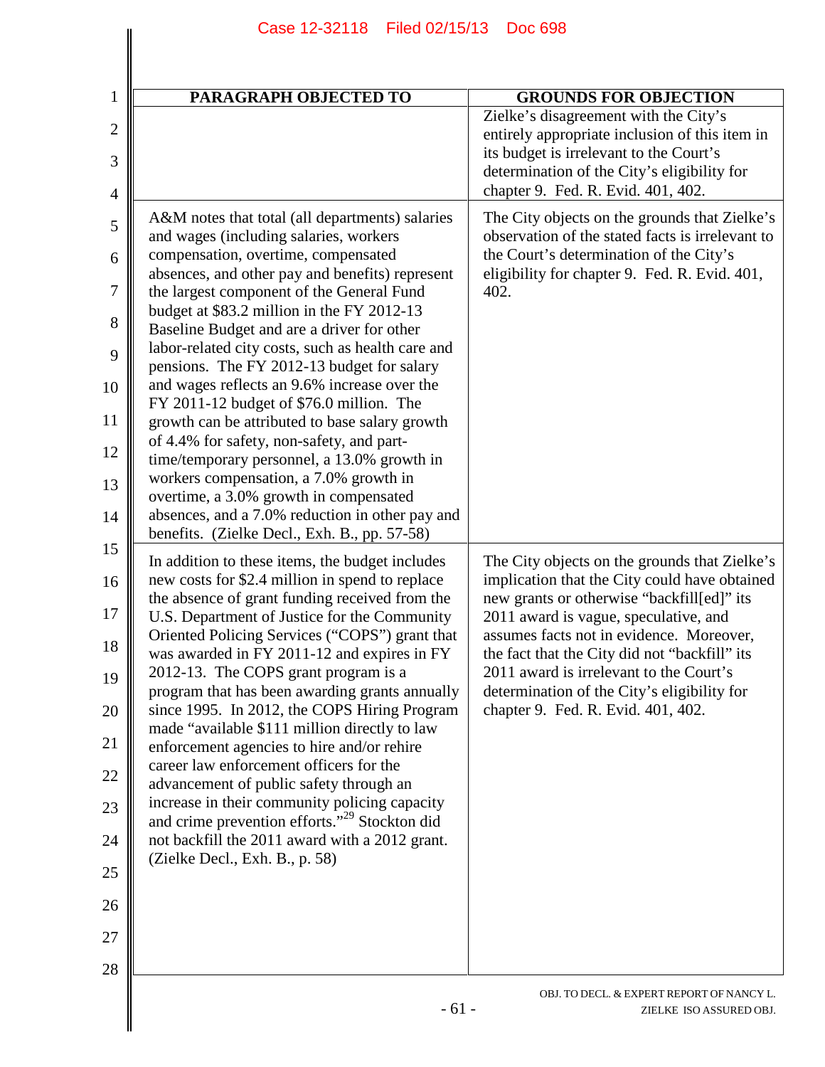| PARAGRAPH OBJECTED TO | GROUNDS FOR OBJECTION |
|---|---|
| | Zielke's disagreement with the City's entirely appropriate inclusion of this item in its budget is irrelevant to the Court's determination of the City's eligibility for chapter 9. Fed. R. Evid. 401, 402. |
| A&M notes that total (all departments) salaries and wages (including salaries, workers compensation, overtime, compensated absences, and other pay and benefits) represent the largest component of the General Fund budget at $83.2 million in the FY 2012-13 Baseline Budget and are a driver for other labor-related city costs, such as health care and pensions. The FY 2012-13 budget for salary and wages reflects an 9.6% increase over the FY 2011-12 budget of $76.0 million. The growth can be attributed to base salary growth of 4.4% for safety, non-safety, and part-time/temporary personnel, a 13.0% growth in workers compensation, a 7.0% growth in overtime, a 3.0% growth in compensated absences, and a 7.0% reduction in other pay and benefits. (Zielke Decl., Exh. B., pp. 57-58) | The City objects on the grounds that Zielke's observation of the stated facts is irrelevant to the Court's determination of the City's eligibility for chapter 9. Fed. R. Evid. 401, 402. |
| In addition to these items, the budget includes new costs for $2.4 million in spend to replace the absence of grant funding received from the U.S. Department of Justice for the Community Oriented Policing Services ("COPS") grant that was awarded in FY 2011-12 and expires in FY 2012-13. The COPS grant program is a program that has been awarding grants annually since 1995. In 2012, the COPS Hiring Program made "available $111 million directly to law enforcement agencies to hire and/or rehire career law enforcement officers for the advancement of public safety through an increase in their community policing capacity and crime prevention efforts."[29] Stockton did not backfill the 2011 award with a 2012 grant. (Zielke Decl., Exh. B., p. 58) | The City objects on the grounds that Zielke's implication that the City could have obtained new grants or otherwise "backfill[ed]" its 2011 award is vague, speculative, and assumes facts not in evidence. Moreover, the fact that the City did not "backfill" its 2011 award is irrelevant to the Court's determination of the City's eligibility for chapter 9. Fed. R. Evid. 401, 402. |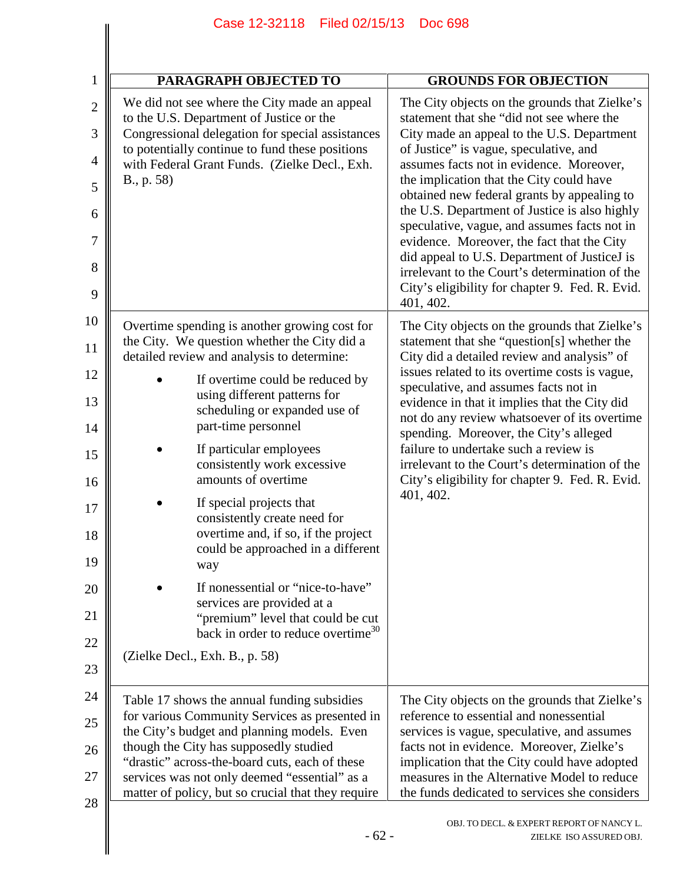| PARAGRAPH OBJECTED TO | GROUNDS FOR OBJECTION |
|---|---|
| We did not see where the City made an appeal to the U.S. Department of Justice or the Congressional delegation for special assistances to potentially continue to fund these positions with Federal Grant Funds. (Zielke Decl., Exh. B., p. 58) | The City objects on the grounds that Zielke's statement that she "did not see where the City made an appeal to the U.S. Department of Justice" is vague, speculative, and assumes facts not in evidence. Moreover, the implication that the City could have obtained new federal grants by appealing to the U.S. Department of Justice is also highly speculative, vague, and assumes facts not in evidence. Moreover, the fact that the City did appeal to U.S. Department of JusticeJ is irrelevant to the Court's determination of the City's eligibility for chapter 9. Fed. R. Evid. 401, 402. |
| Overtime spending is another growing cost for the City. We question whether the City did a detailed review and analysis to determine: <br>• If overtime could be reduced by using different patterns for scheduling or expanded use of part-time personnel <br>• If particular employees consistently work excessive amounts of overtime <br>• If special projects that consistently create need for overtime and, if so, if the project could be approached in a different way <br>• If nonessential or "nice-to-have" services are provided at a "premium" level that could be cut back in order to reduce overtime[30] <br>(Zielke Decl., Exh. B., p. 58) | The City objects on the grounds that Zielke's statement that she "question[s] whether the City did a detailed review and analysis" of issues related to its overtime costs is vague, speculative, and assumes facts not in evidence in that it implies that the City did not do any review whatsoever of its overtime spending. Moreover, the City's alleged failure to undertake such a review is irrelevant to the Court's determination of the City's eligibility for chapter 9. Fed. R. Evid. 401, 402. |
| Table 17 shows the annual funding subsidies for various Community Services as presented in the City's budget and planning models. Even though the City has supposedly studied "drastic" across-the-board cuts, each of these services was not only deemed "essential" as a matter of policy, but so crucial that they require | The City objects on the grounds that Zielke's reference to essential and nonessential services is vague, speculative, and assumes facts not in evidence. Moreover, Zielke's implication that the City could have adopted measures in the Alternative Model to reduce the funds dedicated to services she considers |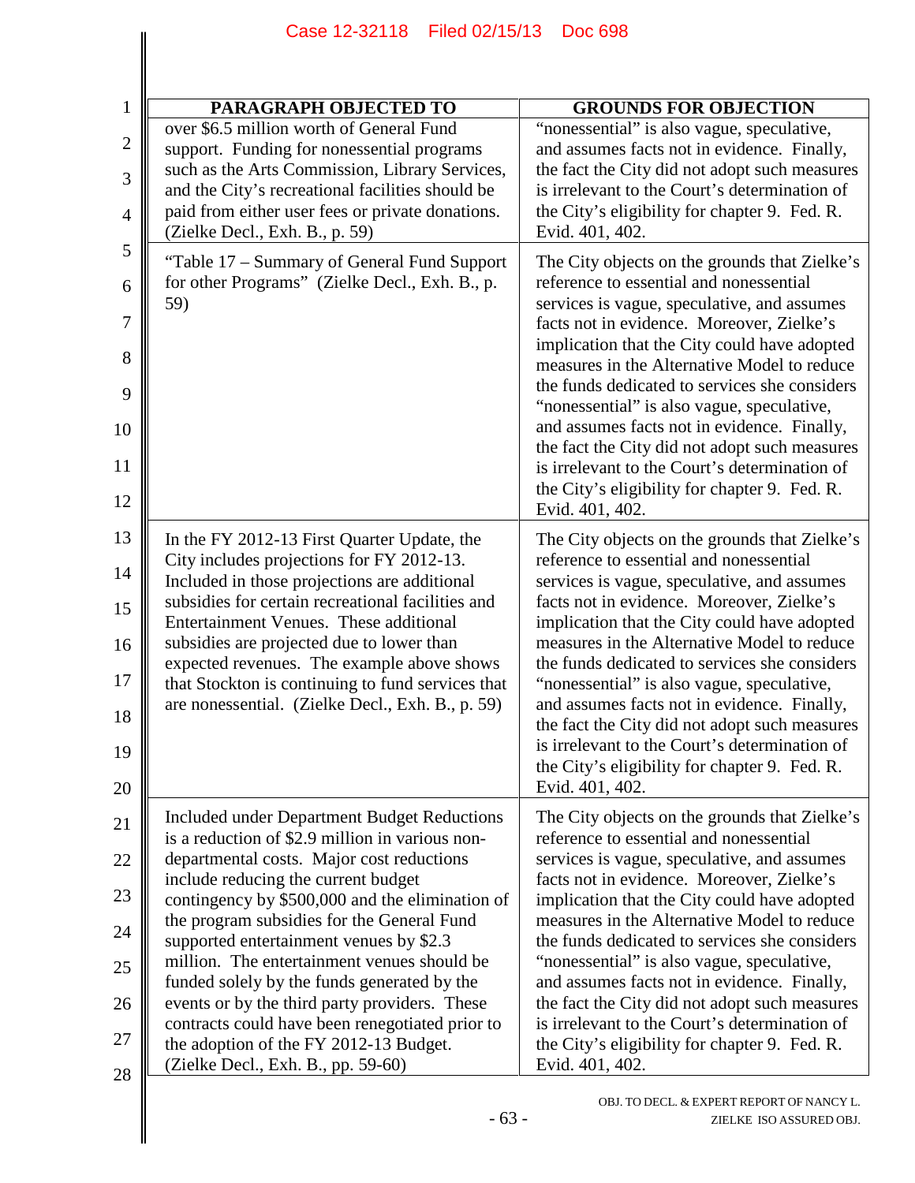| PARAGRAPH OBJECTED TO | GROUNDS FOR OBJECTION |
|---|---|
| over $6.5 million worth of General Fund support. Funding for nonessential programs such as the Arts Commission, Library Services, and the City's recreational facilities should be paid from either user fees or private donations. (Zielke Decl., Exh. B., p. 59) | "nonessential" is also vague, speculative, and assumes facts not in evidence. Finally, the fact the City did not adopt such measures is irrelevant to the Court's determination of the City's eligibility for chapter 9. Fed. R. Evid. 401, 402. |
| "Table 17 – Summary of General Fund Support for other Programs" (Zielke Decl., Exh. B., p. 59) | The City objects on the grounds that Zielke's reference to essential and nonessential services is vague, speculative, and assumes facts not in evidence. Moreover, Zielke's implication that the City could have adopted measures in the Alternative Model to reduce the funds dedicated to services she considers "nonessential" is also vague, speculative, and assumes facts not in evidence. Finally, the fact the City did not adopt such measures is irrelevant to the Court's determination of the City's eligibility for chapter 9. Fed. R. Evid. 401, 402. |
| In the FY 2012-13 First Quarter Update, the City includes projections for FY 2012-13. Included in those projections are additional subsidies for certain recreational facilities and Entertainment Venues. These additional subsidies are projected due to lower than expected revenues. The example above shows that Stockton is continuing to fund services that are nonessential. (Zielke Decl., Exh. B., p. 59) | The City objects on the grounds that Zielke's reference to essential and nonessential services is vague, speculative, and assumes facts not in evidence. Moreover, Zielke's implication that the City could have adopted measures in the Alternative Model to reduce the funds dedicated to services she considers "nonessential" is also vague, speculative, and assumes facts not in evidence. Finally, the fact the City did not adopt such measures is irrelevant to the Court's determination of the City's eligibility for chapter 9. Fed. R. Evid. 401, 402. |
| Included under Department Budget Reductions is a reduction of $2.9 million in various non-departmental costs. Major cost reductions include reducing the current budget contingency by $500,000 and the elimination of the program subsidies for the General Fund supported entertainment venues by $2.3 million. The entertainment venues should be funded solely by the funds generated by the events or by the third party providers. These contracts could have been renegotiated prior to the adoption of the FY 2012-13 Budget. (Zielke Decl., Exh. B., pp. 59-60) | The City objects on the grounds that Zielke's reference to essential and nonessential services is vague, speculative, and assumes facts not in evidence. Moreover, Zielke's implication that the City could have adopted measures in the Alternative Model to reduce the funds dedicated to services she considers "nonessential" is also vague, speculative, and assumes facts not in evidence. Finally, the fact the City did not adopt such measures is irrelevant to the Court's determination of the City's eligibility for chapter 9. Fed. R. Evid. 401, 402. |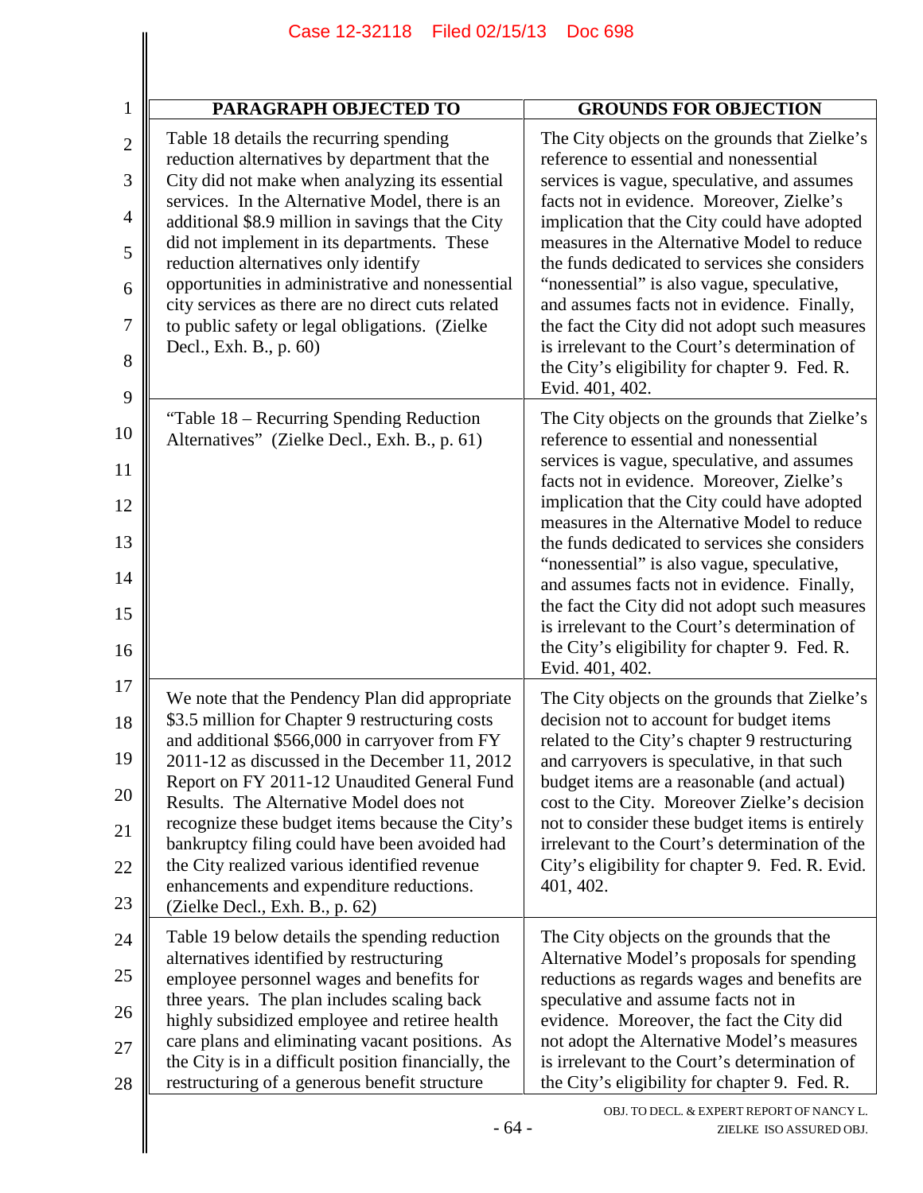| PARAGRAPH OBJECTED TO | GROUNDS FOR OBJECTION |
|---|---|
| Table 18 details the recurring spending reduction alternatives by department that the City did not make when analyzing its essential services. In the Alternative Model, there is an additional $8.9 million in savings that the City did not implement in its departments. These reduction alternatives only identify opportunities in administrative and nonessential city services as there are no direct cuts related to public safety or legal obligations. (Zielke Decl., Exh. B., p. 60) | The City objects on the grounds that Zielke's reference to essential and nonessential services is vague, speculative, and assumes facts not in evidence. Moreover, Zielke's implication that the City could have adopted measures in the Alternative Model to reduce the funds dedicated to services she considers "nonessential" is also vague, speculative, and assumes facts not in evidence. Finally, the fact the City did not adopt such measures is irrelevant to the Court's determination of the City's eligibility for chapter 9. Fed. R. Evid. 401, 402. |
| "Table 18 – Recurring Spending Reduction Alternatives" (Zielke Decl., Exh. B., p. 61) | The City objects on the grounds that Zielke's reference to essential and nonessential services is vague, speculative, and assumes facts not in evidence. Moreover, Zielke's implication that the City could have adopted measures in the Alternative Model to reduce the funds dedicated to services she considers "nonessential" is also vague, speculative, and assumes facts not in evidence. Finally, the fact the City did not adopt such measures is irrelevant to the Court's determination of the City's eligibility for chapter 9. Fed. R. Evid. 401, 402. |
| We note that the Pendency Plan did appropriate $3.5 million for Chapter 9 restructuring costs and additional $566,000 in carryover from FY 2011-12 as discussed in the December 11, 2012 Report on FY 2011-12 Unaudited General Fund Results. The Alternative Model does not recognize these budget items because the City's bankruptcy filing could have been avoided had the City realized various identified revenue enhancements and expenditure reductions. (Zielke Decl., Exh. B., p. 62) | The City objects on the grounds that Zielke's decision not to account for budget items related to the City's chapter 9 restructuring and carryovers is speculative, in that such budget items are a reasonable (and actual) cost to the City. Moreover Zielke's decision not to consider these budget items is entirely irrelevant to the Court's determination of the City's eligibility for chapter 9. Fed. R. Evid. 401, 402. |
| Table 19 below details the spending reduction alternatives identified by restructuring employee personnel wages and benefits for three years. The plan includes scaling back highly subsidized employee and retiree health care plans and eliminating vacant positions. As the City is in a difficult position financially, the restructuring of a generous benefit structure | The City objects on the grounds that the Alternative Model's proposals for spending reductions as regards wages and benefits are speculative and assume facts not in evidence. Moreover, the fact the City did not adopt the Alternative Model's measures is irrelevant to the Court's determination of the City's eligibility for chapter 9. Fed. R. |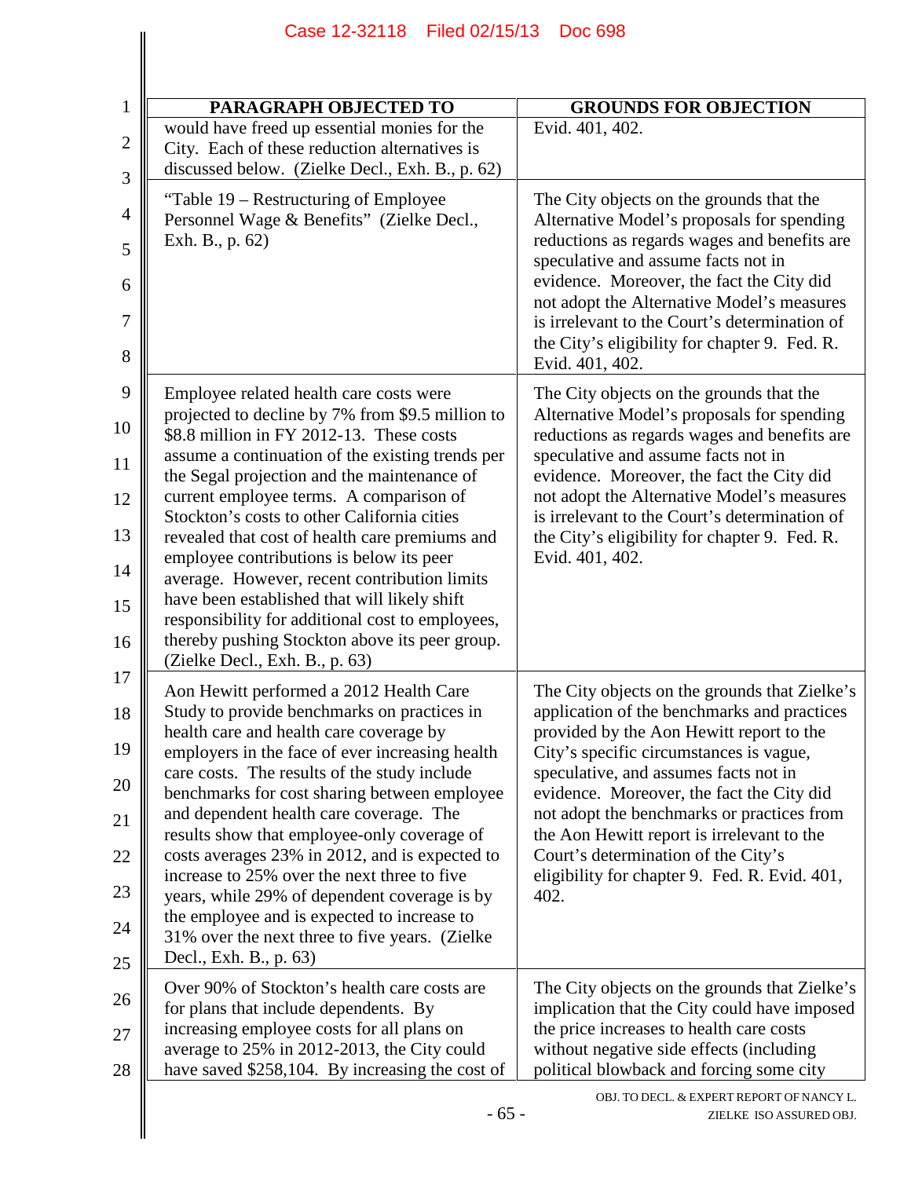| PARAGRAPH OBJECTED TO | GROUNDS FOR OBJECTION |
|---|---|
| would have freed up essential monies for the City. Each of these reduction alternatives is discussed below. (Zielke Decl., Exh. B., p. 62) | Evid. 401, 402. |
| "Table 19 – Restructuring of Employee Personnel Wage & Benefits" (Zielke Decl., Exh. B., p. 62) | The City objects on the grounds that the Alternative Model's proposals for spending reductions as regards wages and benefits are speculative and assume facts not in evidence. Moreover, the fact the City did not adopt the Alternative Model's measures is irrelevant to the Court's determination of the City's eligibility for chapter 9. Fed. R. Evid. 401, 402. |
| Employee related health care costs were projected to decline by 7% from $9.5 million to $8.8 million in FY 2012-13. These costs assume a continuation of the existing trends per the Segal projection and the maintenance of current employee terms. A comparison of Stockton's costs to other California cities revealed that cost of health care premiums and employee contributions is below its peer average. However, recent contribution limits have been established that will likely shift responsibility for additional cost to employees, thereby pushing Stockton above its peer group. (Zielke Decl., Exh. B., p. 63) | The City objects on the grounds that the Alternative Model's proposals for spending reductions as regards wages and benefits are speculative and assume facts not in evidence. Moreover, the fact the City did not adopt the Alternative Model's measures is irrelevant to the Court's determination of the City's eligibility for chapter 9. Fed. R. Evid. 401, 402. |
| Aon Hewitt performed a 2012 Health Care Study to provide benchmarks on practices in health care and health care coverage by employers in the face of ever increasing health care costs. The results of the study include benchmarks for cost sharing between employee and dependent health care coverage. The results show that employee-only coverage of costs averages 23% in 2012, and is expected to increase to 25% over the next three to five years, while 29% of dependent coverage is by the employee and is expected to increase to 31% over the next three to five years. (Zielke Decl., Exh. B., p. 63) | The City objects on the grounds that Zielke's application of the benchmarks and practices provided by the Aon Hewitt report to the City's specific circumstances is vague, speculative, and assumes facts not in evidence. Moreover, the fact the City did not adopt the benchmarks or practices from the Aon Hewitt report is irrelevant to the Court's determination of the City's eligibility for chapter 9. Fed. R. Evid. 401, 402. |
| Over 90% of Stockton's health care costs are for plans that include dependents. By increasing employee costs for all plans on average to 25% in 2012-2013, the City could have saved $258,104. By increasing the cost of | The City objects on the grounds that Zielke's implication that the City could have imposed the price increases to health care costs without negative side effects (including political blowback and forcing some city |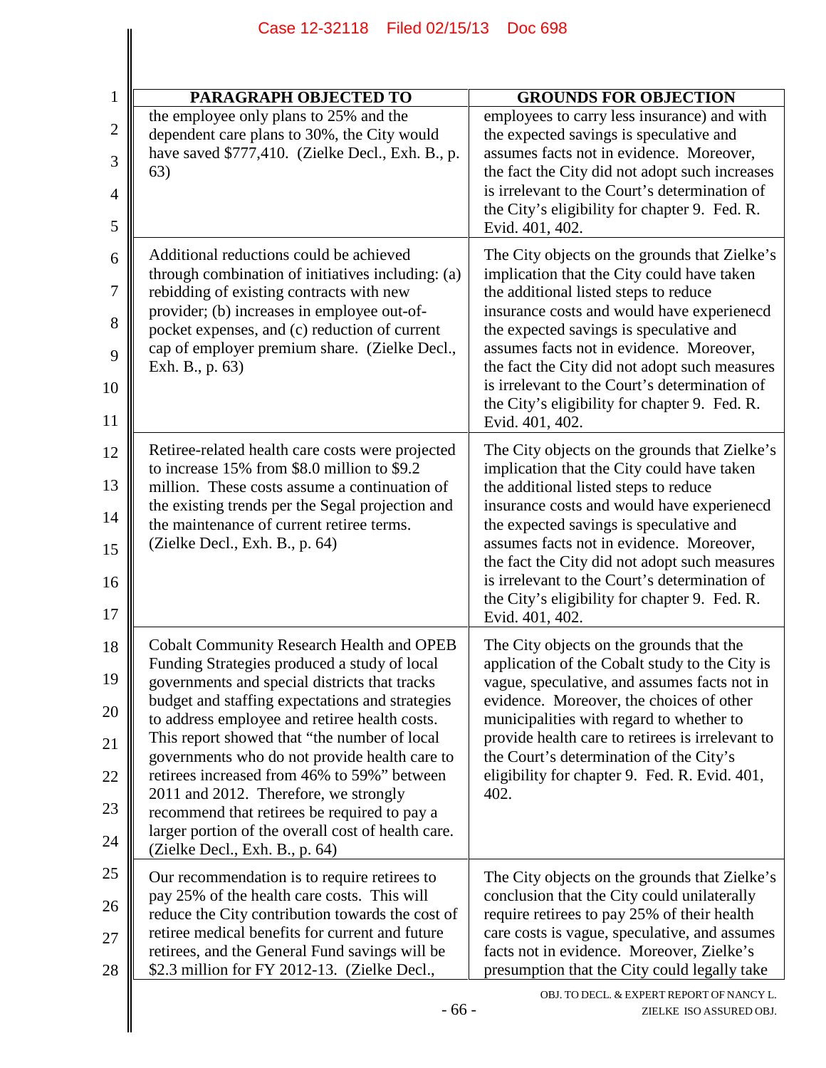| PARAGRAPH OBJECTED TO | GROUNDS FOR OBJECTION |
|---|---|
| the employee only plans to 25% and the dependent care plans to 30%, the City would have saved $777,410. (Zielke Decl., Exh. B., p. 63) | employees to carry less insurance) and with the expected savings is speculative and assumes facts not in evidence. Moreover, the fact the City did not adopt such increases is irrelevant to the Court's determination of the City's eligibility for chapter 9. Fed. R. Evid. 401, 402. |
| Additional reductions could be achieved through combination of initiatives including: (a) rebidding of existing contracts with new provider; (b) increases in employee out-of-pocket expenses, and (c) reduction of current cap of employer premium share. (Zielke Decl., Exh. B., p. 63) | The City objects on the grounds that Zielke's implication that the City could have taken the additional listed steps to reduce insurance costs and would have experienecd the expected savings is speculative and assumes facts not in evidence. Moreover, the fact the City did not adopt such measures is irrelevant to the Court's determination of the City's eligibility for chapter 9. Fed. R. Evid. 401, 402. |
| Retiree-related health care costs were projected to increase 15% from $8.0 million to $9.2 million. These costs assume a continuation of the existing trends per the Segal projection and the maintenance of current retiree terms. (Zielke Decl., Exh. B., p. 64) | The City objects on the grounds that Zielke's implication that the City could have taken the additional listed steps to reduce insurance costs and would have experienecd the expected savings is speculative and assumes facts not in evidence. Moreover, the fact the City did not adopt such measures is irrelevant to the Court's determination of the City's eligibility for chapter 9. Fed. R. Evid. 401, 402. |
| Cobalt Community Research Health and OPEB Funding Strategies produced a study of local governments and special districts that tracks budget and staffing expectations and strategies to address employee and retiree health costs. This report showed that "the number of local governments who do not provide health care to retirees increased from 46% to 59%" between 2011 and 2012. Therefore, we strongly recommend that retirees be required to pay a larger portion of the overall cost of health care. (Zielke Decl., Exh. B., p. 64) | The City objects on the grounds that the application of the Cobalt study to the City is vague, speculative, and assumes facts not in evidence. Moreover, the choices of other municipalities with regard to whether to provide health care to retirees is irrelevant to the Court's determination of the City's eligibility for chapter 9. Fed. R. Evid. 401, 402. |
| Our recommendation is to require retirees to pay 25% of the health care costs. This will reduce the City contribution towards the cost of retiree medical benefits for current and future retirees, and the General Fund savings will be $2.3 million for FY 2012-13. (Zielke Decl., | The City objects on the grounds that Zielke's conclusion that the City could unilaterally require retirees to pay 25% of their health care costs is vague, speculative, and assumes facts not in evidence. Moreover, Zielke's presumption that the City could legally take |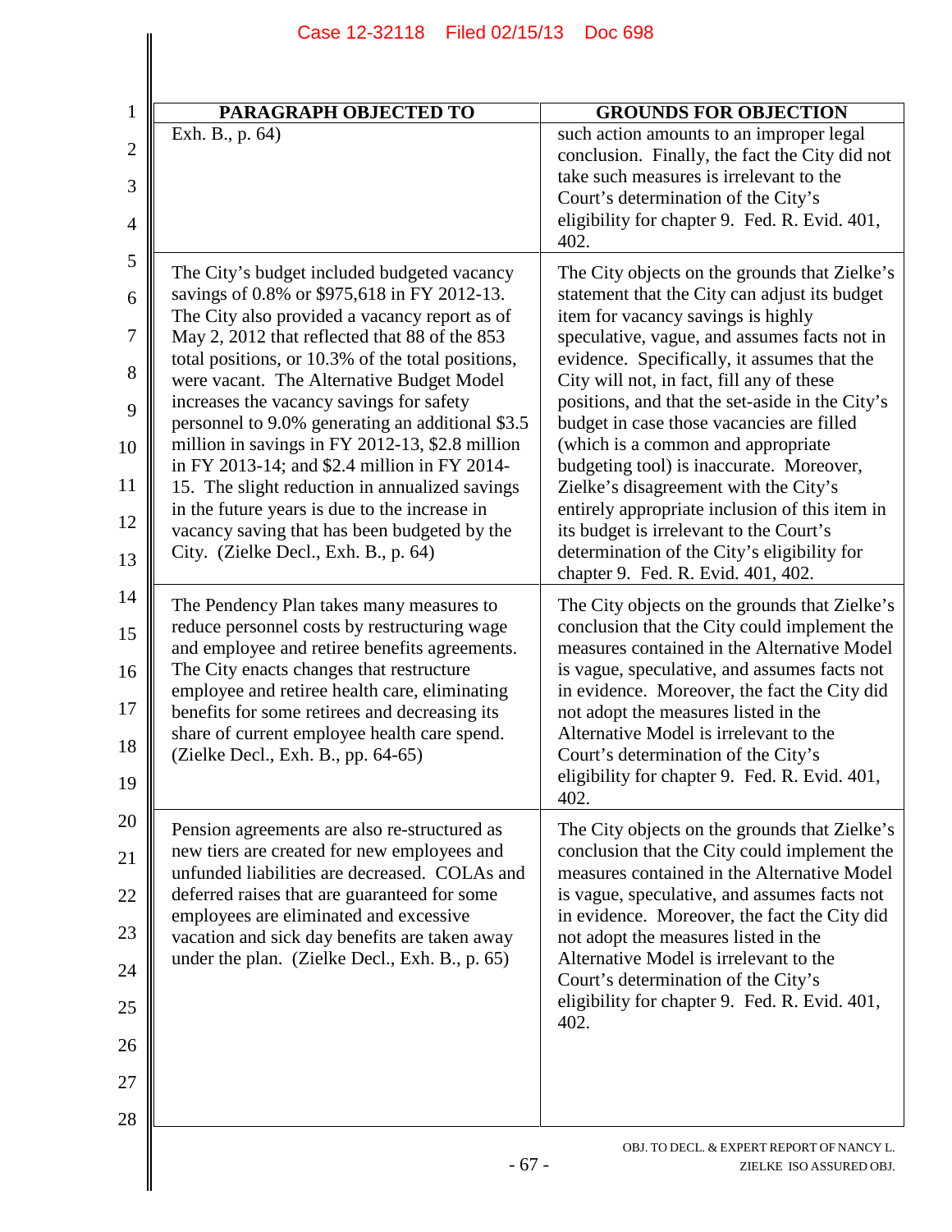| PARAGRAPH OBJECTED TO | GROUNDS FOR OBJECTION |
|---|---|
| Exh. B., p. 64) | such action amounts to an improper legal conclusion. Finally, the fact the City did not take such measures is irrelevant to the Court's determination of the City's eligibility for chapter 9. Fed. R. Evid. 401, 402. |
| The City's budget included budgeted vacancy savings of 0.8% or $975,618 in FY 2012-13. The City also provided a vacancy report as of May 2, 2012 that reflected that 88 of the 853 total positions, or 10.3% of the total positions, were vacant. The Alternative Budget Model increases the vacancy savings for safety personnel to 9.0% generating an additional $3.5 million in savings in FY 2012-13, $2.8 million in FY 2013-14; and $2.4 million in FY 2014-15. The slight reduction in annualized savings in the future years is due to the increase in vacancy saving that has been budgeted by the City. (Zielke Decl., Exh. B., p. 64) | The City objects on the grounds that Zielke's statement that the City can adjust its budget item for vacancy savings is highly speculative, vague, and assumes facts not in evidence. Specifically, it assumes that the City will not, in fact, fill any of these positions, and that the set-aside in the City's budget in case those vacancies are filled (which is a common and appropriate budgeting tool) is inaccurate. Moreover, Zielke's disagreement with the City's entirely appropriate inclusion of this item in its budget is irrelevant to the Court's determination of the City's eligibility for chapter 9. Fed. R. Evid. 401, 402. |
| The Pendency Plan takes many measures to reduce personnel costs by restructuring wage and employee and retiree benefits agreements. The City enacts changes that restructure employee and retiree health care, eliminating benefits for some retirees and decreasing its share of current employee health care spend. (Zielke Decl., Exh. B., pp. 64-65) | The City objects on the grounds that Zielke's conclusion that the City could implement the measures contained in the Alternative Model is vague, speculative, and assumes facts not in evidence. Moreover, the fact the City did not adopt the measures listed in the Alternative Model is irrelevant to the Court's determination of the City's eligibility for chapter 9. Fed. R. Evid. 401, 402. |
| Pension agreements are also re-structured as new tiers are created for new employees and unfunded liabilities are decreased. COLAs and deferred raises that are guaranteed for some employees are eliminated and excessive vacation and sick day benefits are taken away under the plan. (Zielke Decl., Exh. B., p. 65) | The City objects on the grounds that Zielke's conclusion that the City could implement the measures contained in the Alternative Model is vague, speculative, and assumes facts not in evidence. Moreover, the fact the City did not adopt the measures listed in the Alternative Model is irrelevant to the Court's determination of the City's eligibility for chapter 9. Fed. R. Evid. 401, 402. |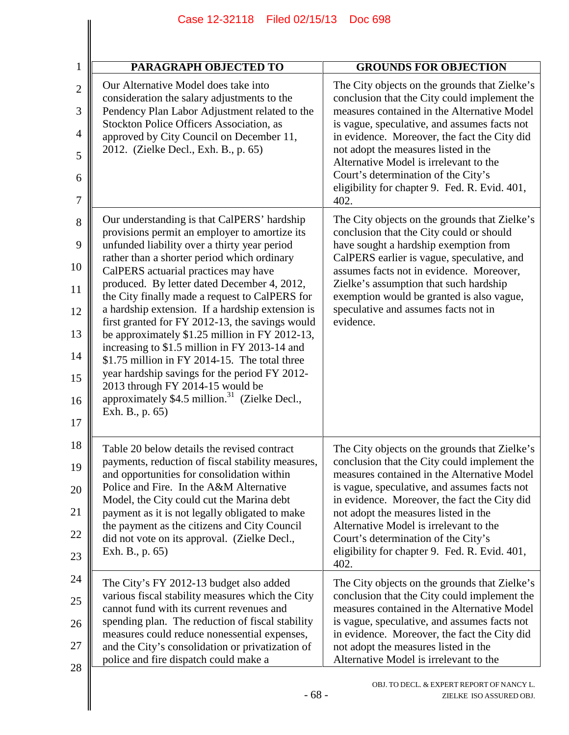| PARAGRAPH OBJECTED TO | GROUNDS FOR OBJECTION |
|---|---|
| Our Alternative Model does take into consideration the salary adjustments to the Pendency Plan Labor Adjustment related to the Stockton Police Officers Association, as approved by City Council on December 11, 2012. (Zielke Decl., Exh. B., p. 65) | The City objects on the grounds that Zielke's conclusion that the City could implement the measures contained in the Alternative Model is vague, speculative, and assumes facts not in evidence. Moreover, the fact the City did not adopt the measures listed in the Alternative Model is irrelevant to the Court's determination of the City's eligibility for chapter 9. Fed. R. Evid. 401, 402. |
| Our understanding is that CalPERS' hardship provisions permit an employer to amortize its unfunded liability over a thirty year period rather than a shorter period which ordinary CalPERS actuarial practices may have produced. By letter dated December 4, 2012, the City finally made a request to CalPERS for a hardship extension. If a hardship extension is first granted for FY 2012-13, the savings would be approximately $1.25 million in FY 2012-13, increasing to $1.5 million in FY 2013-14 and $1.75 million in FY 2014-15. The total three year hardship savings for the period FY 2012-2013 through FY 2014-15 would be approximately $4.5 million.[31] (Zielke Decl., Exh. B., p. 65) | The City objects on the grounds that Zielke's conclusion that the City could or should have sought a hardship exemption from CalPERS earlier is vague, speculative, and assumes facts not in evidence. Moreover, Zielke's assumption that such hardship exemption would be granted is also vague, speculative and assumes facts not in evidence. |
| Table 20 below details the revised contract payments, reduction of fiscal stability measures, and opportunities for consolidation within Police and Fire. In the A&M Alternative Model, the City could cut the Marina debt payment as it is not legally obligated to make the payment as the citizens and City Council did not vote on its approval. (Zielke Decl., Exh. B., p. 65) | The City objects on the grounds that Zielke's conclusion that the City could implement the measures contained in the Alternative Model is vague, speculative, and assumes facts not in evidence. Moreover, the fact the City did not adopt the measures listed in the Alternative Model is irrelevant to the Court's determination of the City's eligibility for chapter 9. Fed. R. Evid. 401, 402. |
| The City's FY 2012-13 budget also added various fiscal stability measures which the City cannot fund with its current revenues and spending plan. The reduction of fiscal stability measures could reduce nonessential expenses, and the City's consolidation or privatization of police and fire dispatch could make a | The City objects on the grounds that Zielke's conclusion that the City could implement the measures contained in the Alternative Model is vague, speculative, and assumes facts not in evidence. Moreover, the fact the City did not adopt the measures listed in the Alternative Model is irrelevant to the |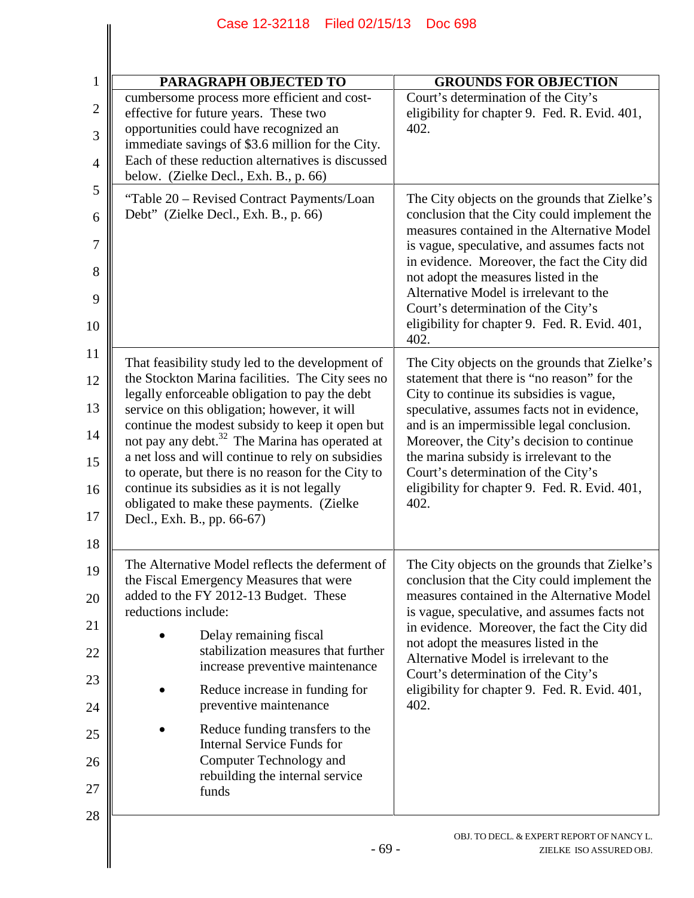| PARAGRAPH OBJECTED TO | GROUNDS FOR OBJECTION |
|---|---|
| cumbersome process more efficient and cost-effective for future years. These two opportunities could have recognized an immediate savings of $3.6 million for the City. Each of these reduction alternatives is discussed below. (Zielke Decl., Exh. B., p. 66) | Court's determination of the City's eligibility for chapter 9. Fed. R. Evid. 401, 402. |
| "Table 20 – Revised Contract Payments/Loan Debt" (Zielke Decl., Exh. B., p. 66) | The City objects on the grounds that Zielke's conclusion that the City could implement the measures contained in the Alternative Model is vague, speculative, and assumes facts not in evidence. Moreover, the fact the City did not adopt the measures listed in the Alternative Model is irrelevant to the Court's determination of the City's eligibility for chapter 9. Fed. R. Evid. 401, 402. |
| That feasibility study led to the development of the Stockton Marina facilities. The City sees no legally enforceable obligation to pay the debt service on this obligation; however, it will continue the modest subsidy to keep it open but not pay any debt.[32] The Marina has operated at a net loss and will continue to rely on subsidies to operate, but there is no reason for the City to continue its subsidies as it is not legally obligated to make these payments. (Zielke Decl., Exh. B., pp. 66-67) | The City objects on the grounds that Zielke's statement that there is "no reason" for the City to continue its subsidies is vague, speculative, assumes facts not in evidence, and is an impermissible legal conclusion. Moreover, the City's decision to continue the marina subsidy is irrelevant to the Court's determination of the City's eligibility for chapter 9. Fed. R. Evid. 401, 402. |
| The Alternative Model reflects the deferment of the Fiscal Emergency Measures that were added to the FY 2012-13 Budget. These reductions include:<br>• Delay remaining fiscal stabilization measures that further increase preventive maintenance<br>• Reduce increase in funding for preventive maintenance<br>• Reduce funding transfers to the Internal Service Funds for Computer Technology and rebuilding the internal service funds | The City objects on the grounds that Zielke's conclusion that the City could implement the measures contained in the Alternative Model is vague, speculative, and assumes facts not in evidence. Moreover, the fact the City did not adopt the measures listed in the Alternative Model is irrelevant to the Court's determination of the City's eligibility for chapter 9. Fed. R. Evid. 401, 402. |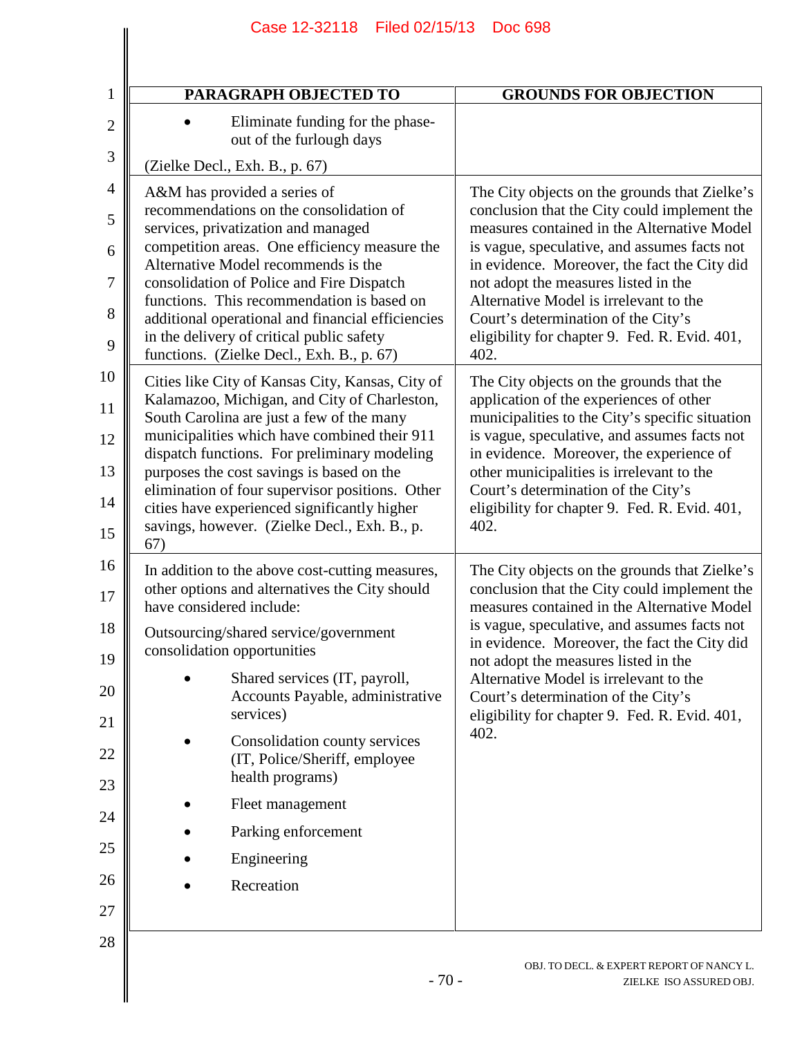| PARAGRAPH OBJECTED TO | GROUNDS FOR OBJECTION |
|---|---|
| • Eliminate funding for the phase-out of the furlough days<br><br>(Zielke Decl., Exh. B., p. 67) | |
| A&M has provided a series of recommendations on the consolidation of services, privatization and managed competition areas. One efficiency measure the Alternative Model recommends is the consolidation of Police and Fire Dispatch functions. This recommendation is based on additional operational and financial efficiencies in the delivery of critical public safety functions. (Zielke Decl., Exh. B., p. 67) | The City objects on the grounds that Zielke's conclusion that the City could implement the measures contained in the Alternative Model is vague, speculative, and assumes facts not in evidence. Moreover, the fact the City did not adopt the measures listed in the Alternative Model is irrelevant to the Court's determination of the City's eligibility for chapter 9. Fed. R. Evid. 401, 402. |
| Cities like City of Kansas City, Kansas, City of Kalamazoo, Michigan, and City of Charleston, South Carolina are just a few of the many municipalities which have combined their 911 dispatch functions. For preliminary modeling purposes the cost savings is based on the elimination of four supervisor positions. Other cities have experienced significantly higher savings, however. (Zielke Decl., Exh. B., p. 67) | The City objects on the grounds that the application of the experiences of other municipalities to the City's specific situation is vague, speculative, and assumes facts not in evidence. Moreover, the experience of other municipalities is irrelevant to the Court's determination of the City's eligibility for chapter 9. Fed. R. Evid. 401, 402. |
| In addition to the above cost-cutting measures, other options and alternatives the City should have considered include:<br><br>Outsourcing/shared service/government consolidation opportunities<br><br>• Shared services (IT, payroll, Accounts Payable, administrative services)<br>• Consolidation county services (IT, Police/Sheriff, employee health programs)<br>• Fleet management<br>• Parking enforcement<br>• Engineering<br>• Recreation | The City objects on the grounds that Zielke's conclusion that the City could implement the measures contained in the Alternative Model is vague, speculative, and assumes facts not in evidence. Moreover, the fact the City did not adopt the measures listed in the Alternative Model is irrelevant to the Court's determination of the City's eligibility for chapter 9. Fed. R. Evid. 401, 402. |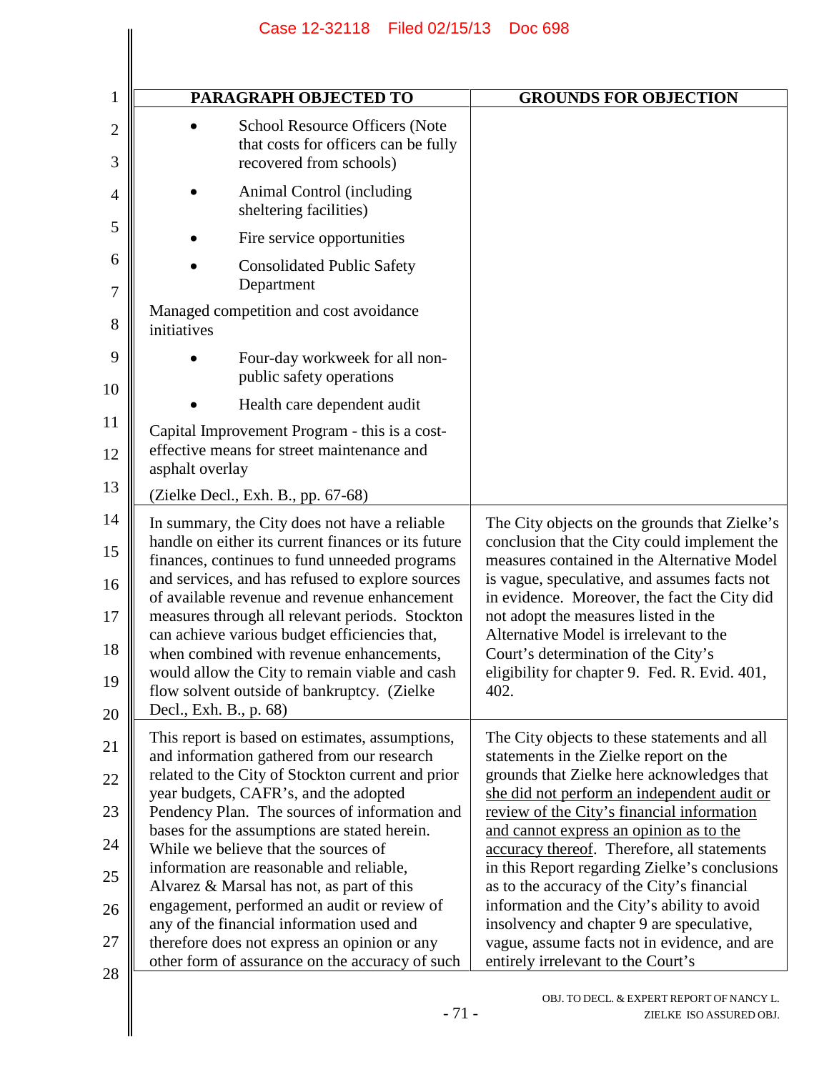| PARAGRAPH OBJECTED TO | GROUNDS FOR OBJECTION |
|---|---|
| • School Resource Officers (Note that costs for officers can be fully recovered from schools)<br>• Animal Control (including sheltering facilities)<br>• Fire service opportunities<br>• Consolidated Public Safety Department<br>Managed competition and cost avoidance initiatives<br>• Four-day workweek for all non-public safety operations<br>• Health care dependent audit<br>Capital Improvement Program - this is a cost-effective means for street maintenance and asphalt overlay<br>(Zielke Decl., Exh. B., pp. 67-68) | |
| In summary, the City does not have a reliable handle on either its current finances or its future finances, continues to fund unneeded programs and services, and has refused to explore sources of available revenue and revenue enhancement measures through all relevant periods. Stockton can achieve various budget efficiencies that, when combined with revenue enhancements, would allow the City to remain viable and cash flow solvent outside of bankruptcy. (Zielke Decl., Exh. B., p. 68) | The City objects on the grounds that Zielke's conclusion that the City could implement the measures contained in the Alternative Model is vague, speculative, and assumes facts not in evidence. Moreover, the fact the City did not adopt the measures listed in the Alternative Model is irrelevant to the Court's determination of the City's eligibility for chapter 9. Fed. R. Evid. 401, 402. |
| This report is based on estimates, assumptions, and information gathered from our research related to the City of Stockton current and prior year budgets, CAFR's, and the adopted Pendency Plan. The sources of information and bases for the assumptions are stated herein. While we believe that the sources of information are reasonable and reliable, Alvarez & Marsal has not, as part of this engagement, performed an audit or review of any of the financial information used and therefore does not express an opinion or any other form of assurance on the accuracy of such | The City objects to these statements and all statements in the Zielke report on the grounds that Zielke here acknowledges that <u>she did not perform an independent audit or review of the City's financial information and cannot express an opinion as to the accuracy thereof</u>. Therefore, all statements in this Report regarding Zielke's conclusions as to the accuracy of the City's financial information and the City's ability to avoid insolvency and chapter 9 are speculative, vague, assume facts not in evidence, and are entirely irrelevant to the Court's |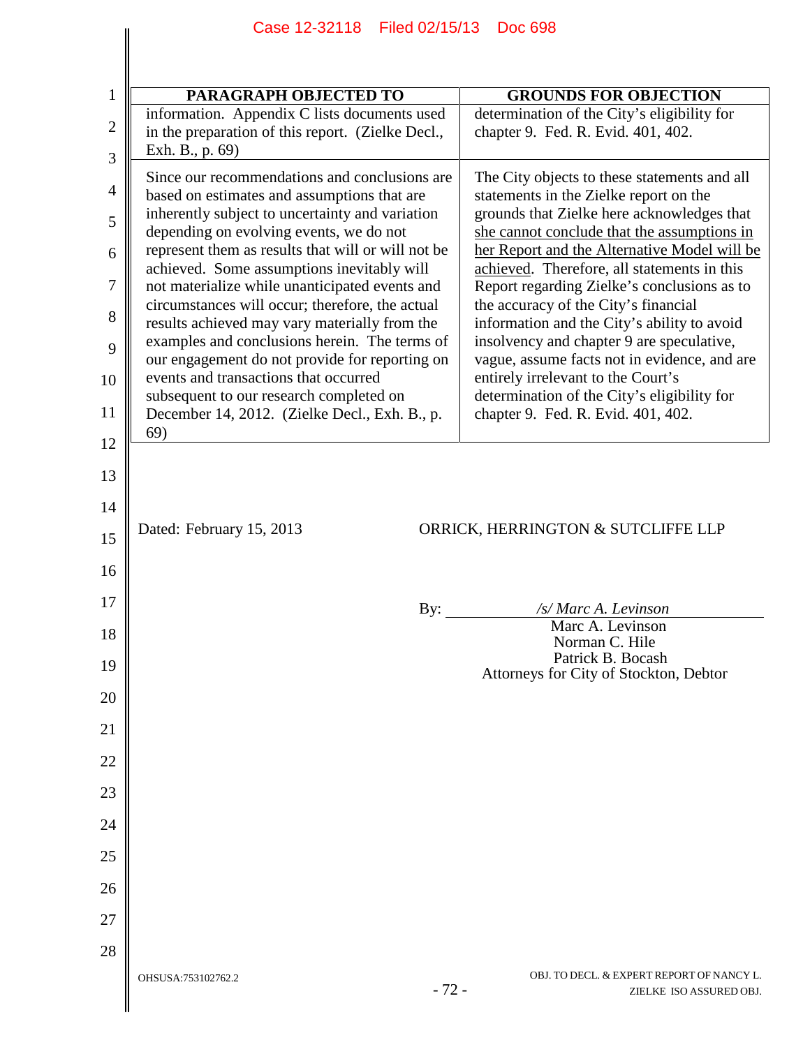| PARAGRAPH OBJECTED TO | GROUNDS FOR OBJECTION |
| --- | --- |
| information. Appendix C lists documents used in the preparation of this report. (Zielke Decl., Exh. B., p. 69) | determination of the City's eligibility for chapter 9. Fed. R. Evid. 401, 402. |
| Since our recommendations and conclusions are based on estimates and assumptions that are inherently subject to uncertainty and variation depending on evolving events, we do not represent them as results that will or will not be achieved. Some assumptions inevitably will not materialize while unanticipated events and circumstances will occur; therefore, the actual results achieved may vary materially from the examples and conclusions herein. The terms of our engagement do not provide for reporting on events and transactions that occurred subsequent to our research completed on December 14, 2012. (Zielke Decl., Exh. B., p. 69) | The City objects to these statements and all statements in the Zielke report on the grounds that Zielke here acknowledges that <u>she cannot conclude that the assumptions in her Report and the Alternative Model will be achieved</u>. Therefore, all statements in this Report regarding Zielke's conclusions as to the accuracy of the City's financial information and the City's ability to avoid insolvency and chapter 9 are speculative, vague, assume facts not in evidence, and are entirely irrelevant to the Court's determination of the City's eligibility for chapter 9. Fed. R. Evid. 401, 402. |

Dated: February 15, 2013

ORRICK, HERRINGTON & SUTCLIFFE LLP

By: */s/ Marc A. Levinson*
Marc A. Levinson
Norman C. Hile
Patrick B. Bocash
Attorneys for City of Stockton, Debtor